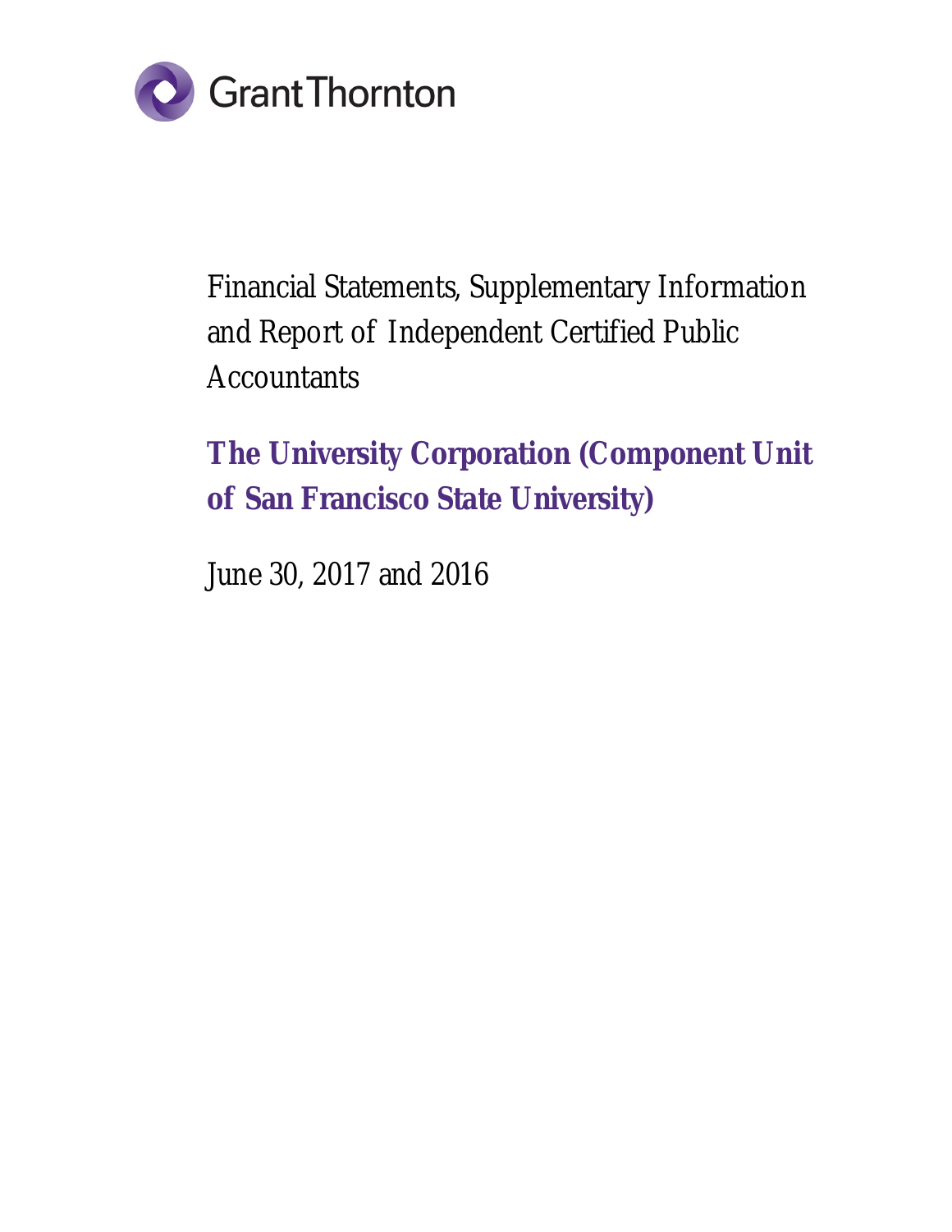GrantThornton

Financial Statements, Supplementary Information and Report of Independent Certified Public Accountants

# The University Corporation (Component Unit of San Francisco State University)

June 30, 2017 and 2016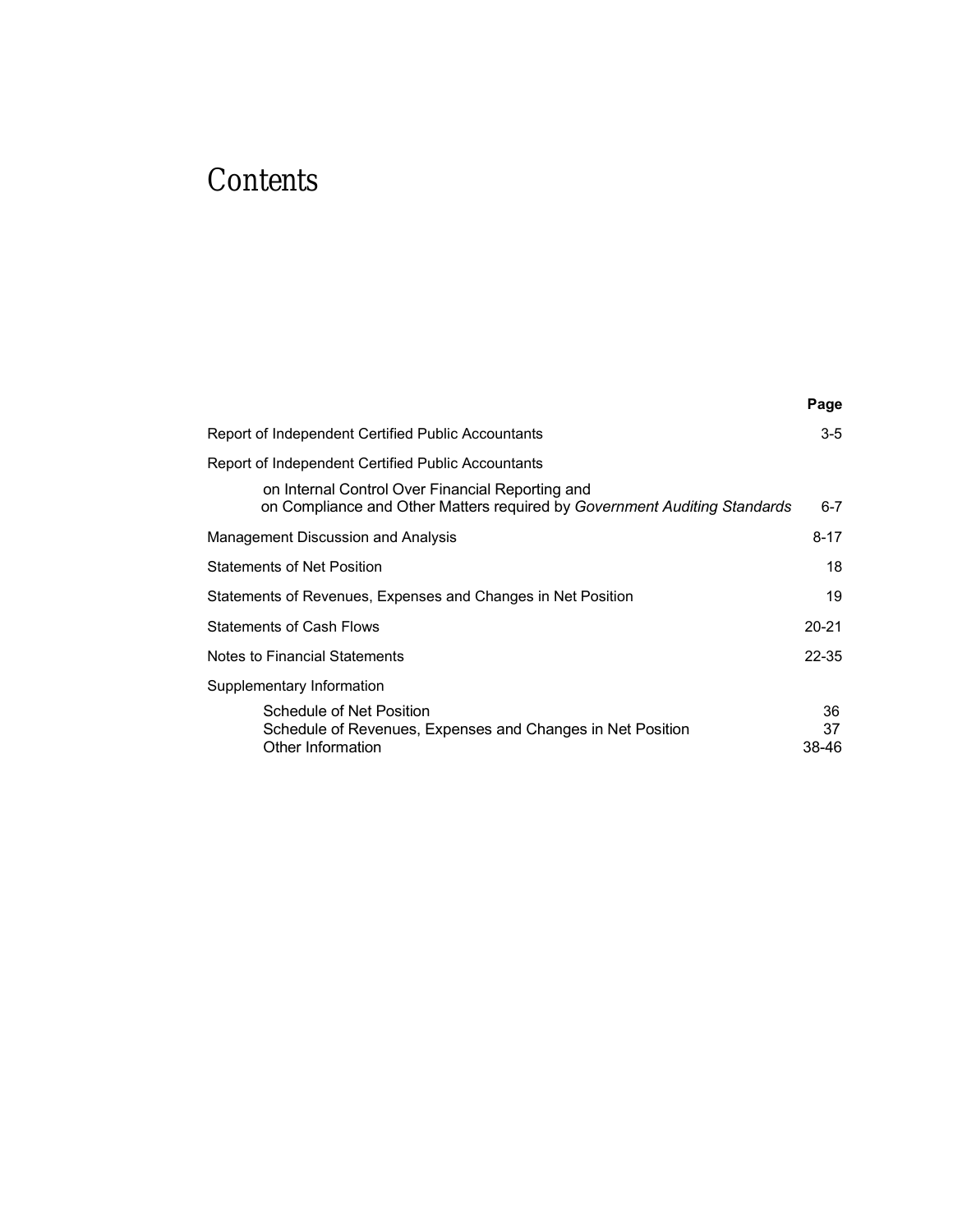# Contents

| | Page |
|---|---|
| Report of Independent Certified Public Accountants | 3-5 |
| Report of Independent Certified Public Accountants on Internal Control Over Financial Reporting and on Compliance and Other Matters required by *Government Auditing Standards* | 6-7 |
| Management Discussion and Analysis | 8-17 |
| Statements of Net Position | 18 |
| Statements of Revenues, Expenses and Changes in Net Position | 19 |
| Statements of Cash Flows | 20-21 |
| Notes to Financial Statements | 22-35 |
| Supplementary Information | |
| Schedule of Net Position | 36 |
| Schedule of Revenues, Expenses and Changes in Net Position | 37 |
| Other Information | 38-46 |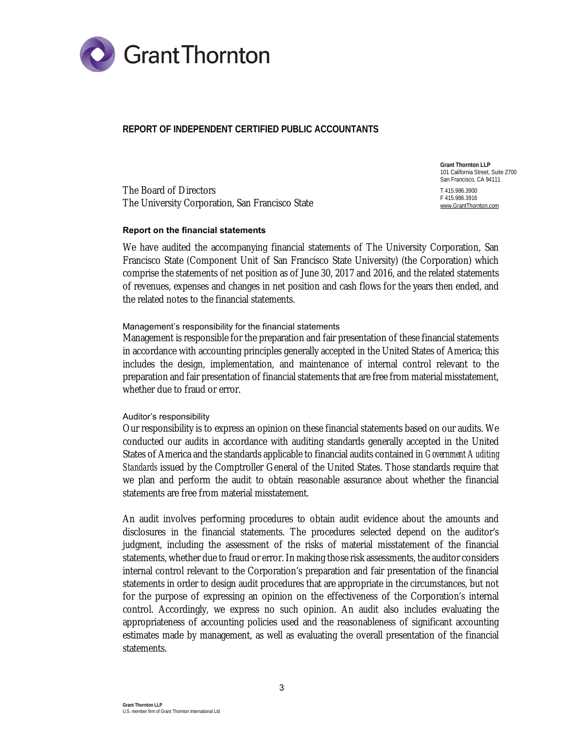Grant Thornton

## REPORT OF INDEPENDENT CERTIFIED PUBLIC ACCOUNTANTS

**Grant Thornton LLP**
101 California Street, Suite 2700
San Francisco, CA 94111

T 415.986.3900
F 415.986.3916
www.GrantThornton.com

The Board of Directors
The University Corporation, San Francisco State

### Report on the financial statements

We have audited the accompanying financial statements of The University Corporation, San Francisco State (Component Unit of San Francisco State University) (the Corporation) which comprise the statements of net position as of June 30, 2017 and 2016, and the related statements of revenues, expenses and changes in net position and cash flows for the years then ended, and the related notes to the financial statements.

#### Management's responsibility for the financial statements

Management is responsible for the preparation and fair presentation of these financial statements in accordance with accounting principles generally accepted in the United States of America; this includes the design, implementation, and maintenance of internal control relevant to the preparation and fair presentation of financial statements that are free from material misstatement, whether due to fraud or error.

#### Auditor's responsibility

Our responsibility is to express an opinion on these financial statements based on our audits. We conducted our audits in accordance with auditing standards generally accepted in the United States of America and the standards applicable to financial audits contained in *Government Auditing Standards* issued by the Comptroller General of the United States. Those standards require that we plan and perform the audit to obtain reasonable assurance about whether the financial statements are free from material misstatement.

An audit involves performing procedures to obtain audit evidence about the amounts and disclosures in the financial statements. The procedures selected depend on the auditor's judgment, including the assessment of the risks of material misstatement of the financial statements, whether due to fraud or error. In making those risk assessments, the auditor considers internal control relevant to the Corporation's preparation and fair presentation of the financial statements in order to design audit procedures that are appropriate in the circumstances, but not for the purpose of expressing an opinion on the effectiveness of the Corporation's internal control. Accordingly, we express no such opinion. An audit also includes evaluating the appropriateness of accounting policies used and the reasonableness of significant accounting estimates made by management, as well as evaluating the overall presentation of the financial statements.

Grant Thornton LLP
U.S. member firm of Grant Thornton International Ltd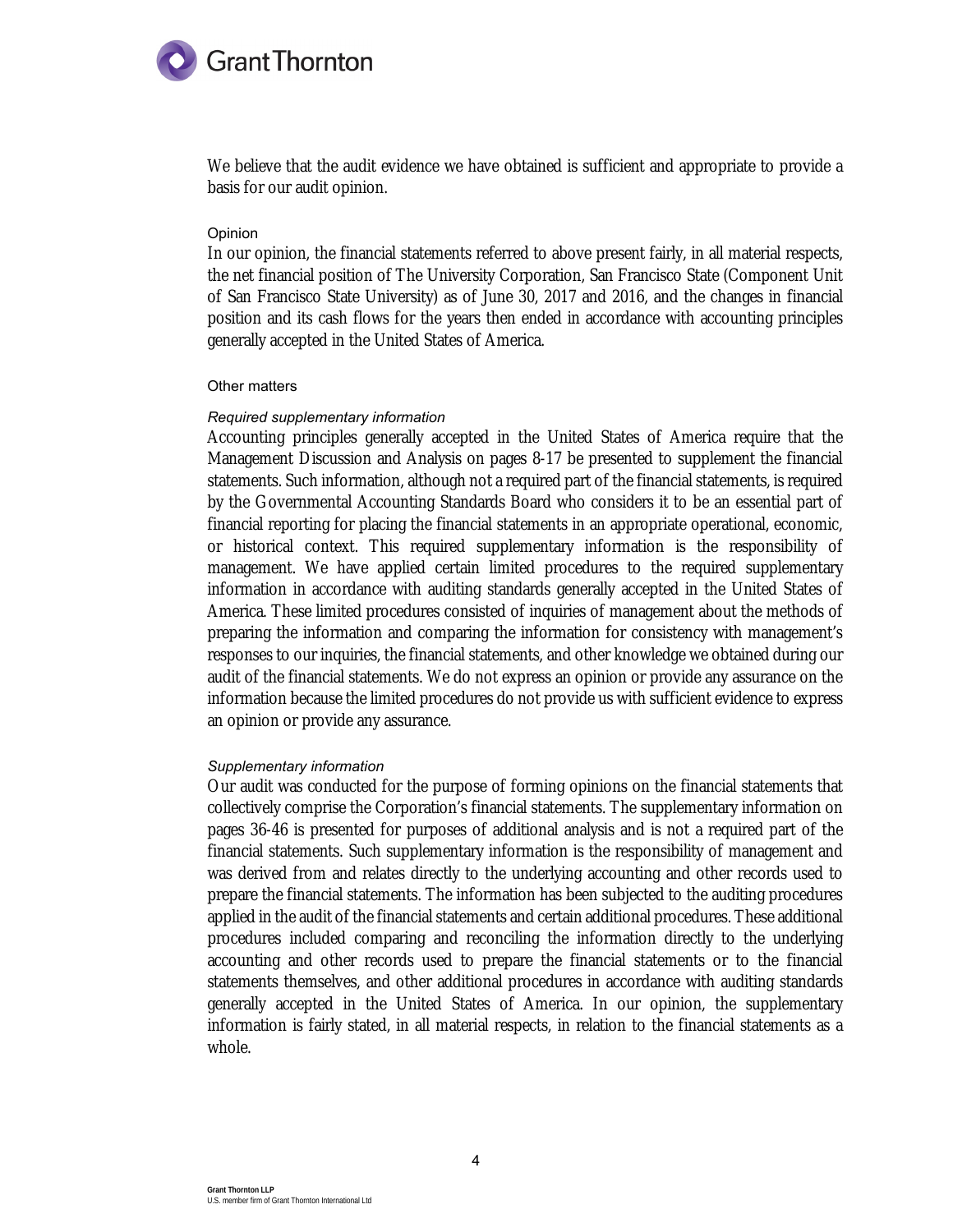We believe that the audit evidence we have obtained is sufficient and appropriate to provide a basis for our audit opinion.

### Opinion

In our opinion, the financial statements referred to above present fairly, in all material respects, the net financial position of The University Corporation, San Francisco State (Component Unit of San Francisco State University) as of June 30, 2017 and 2016, and the changes in financial position and its cash flows for the years then ended in accordance with accounting principles generally accepted in the United States of America.

### Other matters

#### *Required supplementary information*

Accounting principles generally accepted in the United States of America require that the Management Discussion and Analysis on pages 8-17 be presented to supplement the financial statements. Such information, although not a required part of the financial statements, is required by the Governmental Accounting Standards Board who considers it to be an essential part of financial reporting for placing the financial statements in an appropriate operational, economic, or historical context. This required supplementary information is the responsibility of management. We have applied certain limited procedures to the required supplementary information in accordance with auditing standards generally accepted in the United States of America. These limited procedures consisted of inquiries of management about the methods of preparing the information and comparing the information for consistency with management's responses to our inquiries, the financial statements, and other knowledge we obtained during our audit of the financial statements. We do not express an opinion or provide any assurance on the information because the limited procedures do not provide us with sufficient evidence to express an opinion or provide any assurance.

#### *Supplementary information*

Our audit was conducted for the purpose of forming opinions on the financial statements that collectively comprise the Corporation's financial statements. The supplementary information on pages 36-46 is presented for purposes of additional analysis and is not a required part of the financial statements. Such supplementary information is the responsibility of management and was derived from and relates directly to the underlying accounting and other records used to prepare the financial statements. The information has been subjected to the auditing procedures applied in the audit of the financial statements and certain additional procedures. These additional procedures included comparing and reconciling the information directly to the underlying accounting and other records used to prepare the financial statements or to the financial statements themselves, and other additional procedures in accordance with auditing standards generally accepted in the United States of America. In our opinion, the supplementary information is fairly stated, in all material respects, in relation to the financial statements as a whole.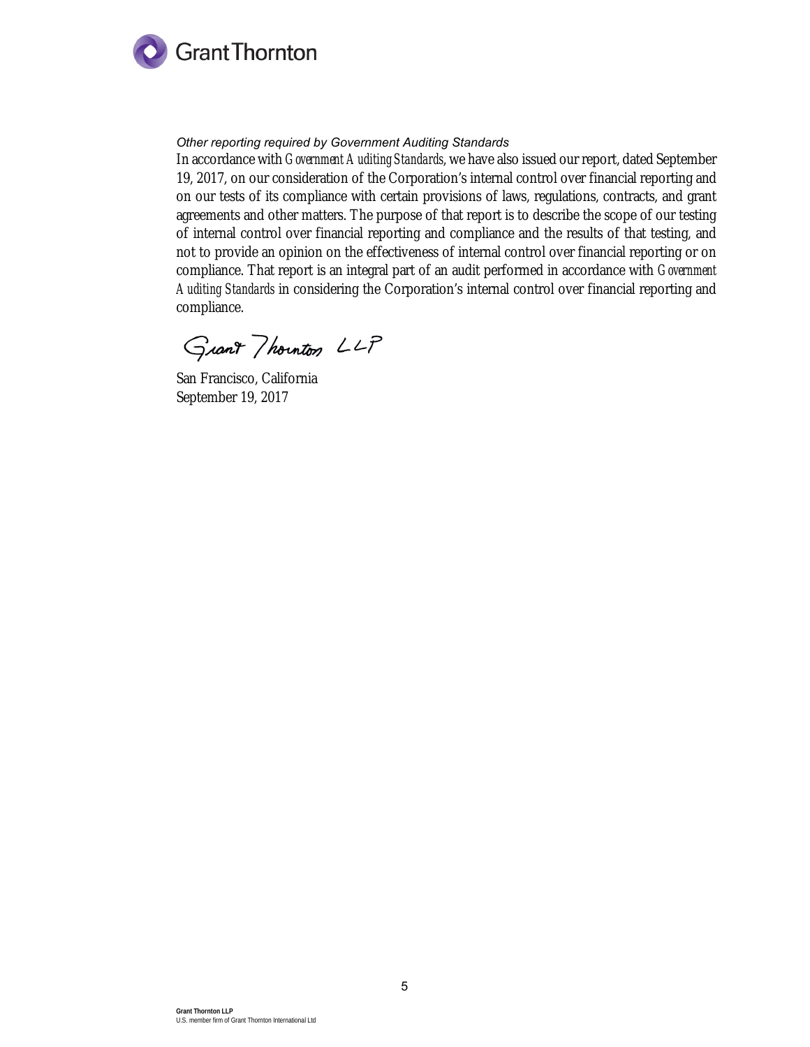*Other reporting required by Government Auditing Standards*

In accordance with *Government Auditing Standards*, we have also issued our report, dated September 19, 2017, on our consideration of the Corporation's internal control over financial reporting and on our tests of its compliance with certain provisions of laws, regulations, contracts, and grant agreements and other matters. The purpose of that report is to describe the scope of our testing of internal control over financial reporting and compliance and the results of that testing, and not to provide an opinion on the effectiveness of internal control over financial reporting or on compliance. That report is an integral part of an audit performed in accordance with *Government Auditing Standards* in considering the Corporation's internal control over financial reporting and compliance.

Grant Thornton LLP

San Francisco, California
September 19, 2017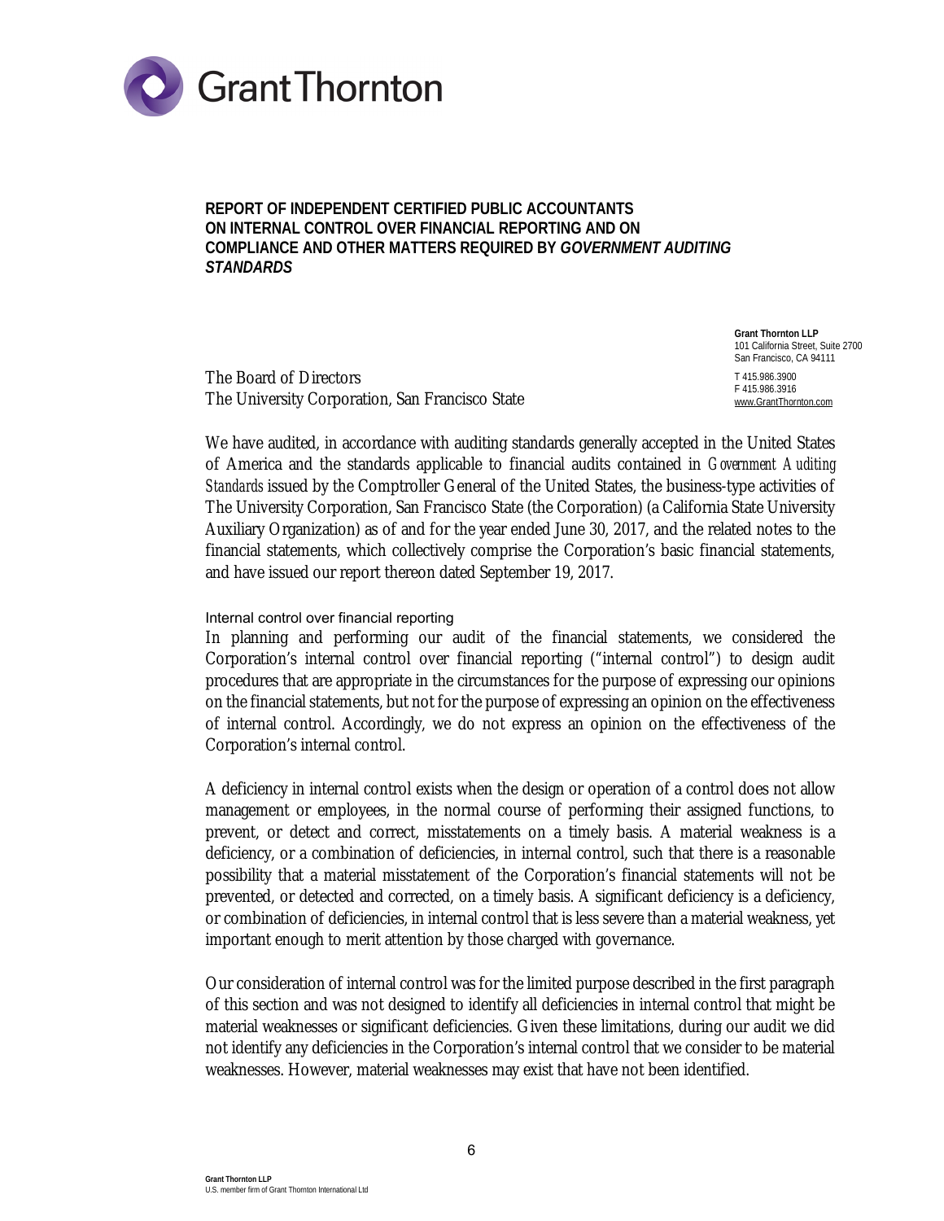**REPORT OF INDEPENDENT CERTIFIED PUBLIC ACCOUNTANTS ON INTERNAL CONTROL OVER FINANCIAL REPORTING AND ON COMPLIANCE AND OTHER MATTERS REQUIRED BY *GOVERNMENT AUDITING STANDARDS***

**Grant Thornton LLP**
101 California Street, Suite 2700
San Francisco, CA 94111

T 415.986.3900
F 415.986.3916
www.GrantThornton.com

The Board of Directors
The University Corporation, San Francisco State

We have audited, in accordance with auditing standards generally accepted in the United States of America and the standards applicable to financial audits contained in *Government Auditing Standards* issued by the Comptroller General of the United States, the business-type activities of The University Corporation, San Francisco State (the Corporation) (a California State University Auxiliary Organization) as of and for the year ended June 30, 2017, and the related notes to the financial statements, which collectively comprise the Corporation's basic financial statements, and have issued our report thereon dated September 19, 2017.

Internal control over financial reporting

In planning and performing our audit of the financial statements, we considered the Corporation's internal control over financial reporting ("internal control") to design audit procedures that are appropriate in the circumstances for the purpose of expressing our opinions on the financial statements, but not for the purpose of expressing an opinion on the effectiveness of internal control. Accordingly, we do not express an opinion on the effectiveness of the Corporation's internal control.

A deficiency in internal control exists when the design or operation of a control does not allow management or employees, in the normal course of performing their assigned functions, to prevent, or detect and correct, misstatements on a timely basis. A material weakness is a deficiency, or a combination of deficiencies, in internal control, such that there is a reasonable possibility that a material misstatement of the Corporation's financial statements will not be prevented, or detected and corrected, on a timely basis. A significant deficiency is a deficiency, or combination of deficiencies, in internal control that is less severe than a material weakness, yet important enough to merit attention by those charged with governance.

Our consideration of internal control was for the limited purpose described in the first paragraph of this section and was not designed to identify all deficiencies in internal control that might be material weaknesses or significant deficiencies. Given these limitations, during our audit we did not identify any deficiencies in the Corporation's internal control that we consider to be material weaknesses. However, material weaknesses may exist that have not been identified.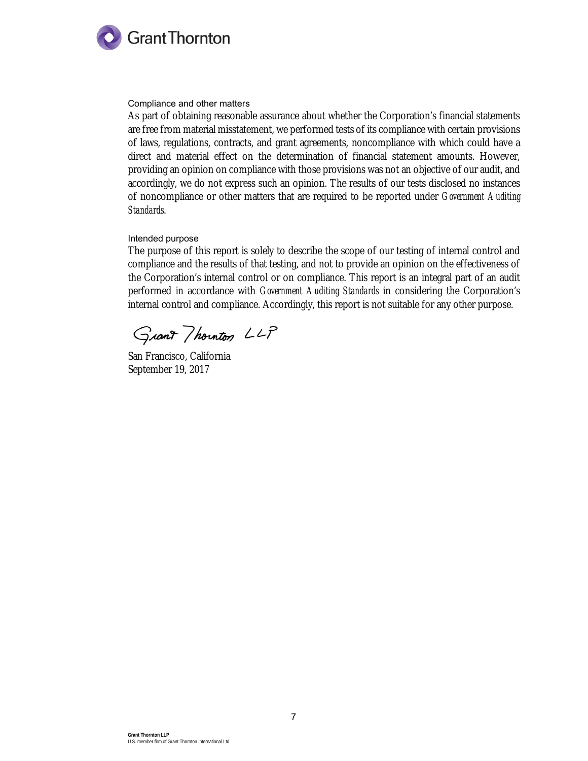### Compliance and other matters

As part of obtaining reasonable assurance about whether the Corporation's financial statements are free from material misstatement, we performed tests of its compliance with certain provisions of laws, regulations, contracts, and grant agreements, noncompliance with which could have a direct and material effect on the determination of financial statement amounts. However, providing an opinion on compliance with those provisions was not an objective of our audit, and accordingly, we do not express such an opinion. The results of our tests disclosed no instances of noncompliance or other matters that are required to be reported under *Government Auditing Standards*.

### Intended purpose

The purpose of this report is solely to describe the scope of our testing of internal control and compliance and the results of that testing, and not to provide an opinion on the effectiveness of the Corporation's internal control or on compliance. This report is an integral part of an audit performed in accordance with *Government Auditing Standards* in considering the Corporation's internal control and compliance. Accordingly, this report is not suitable for any other purpose.

Grant Thornton LLP

San Francisco, California
September 19, 2017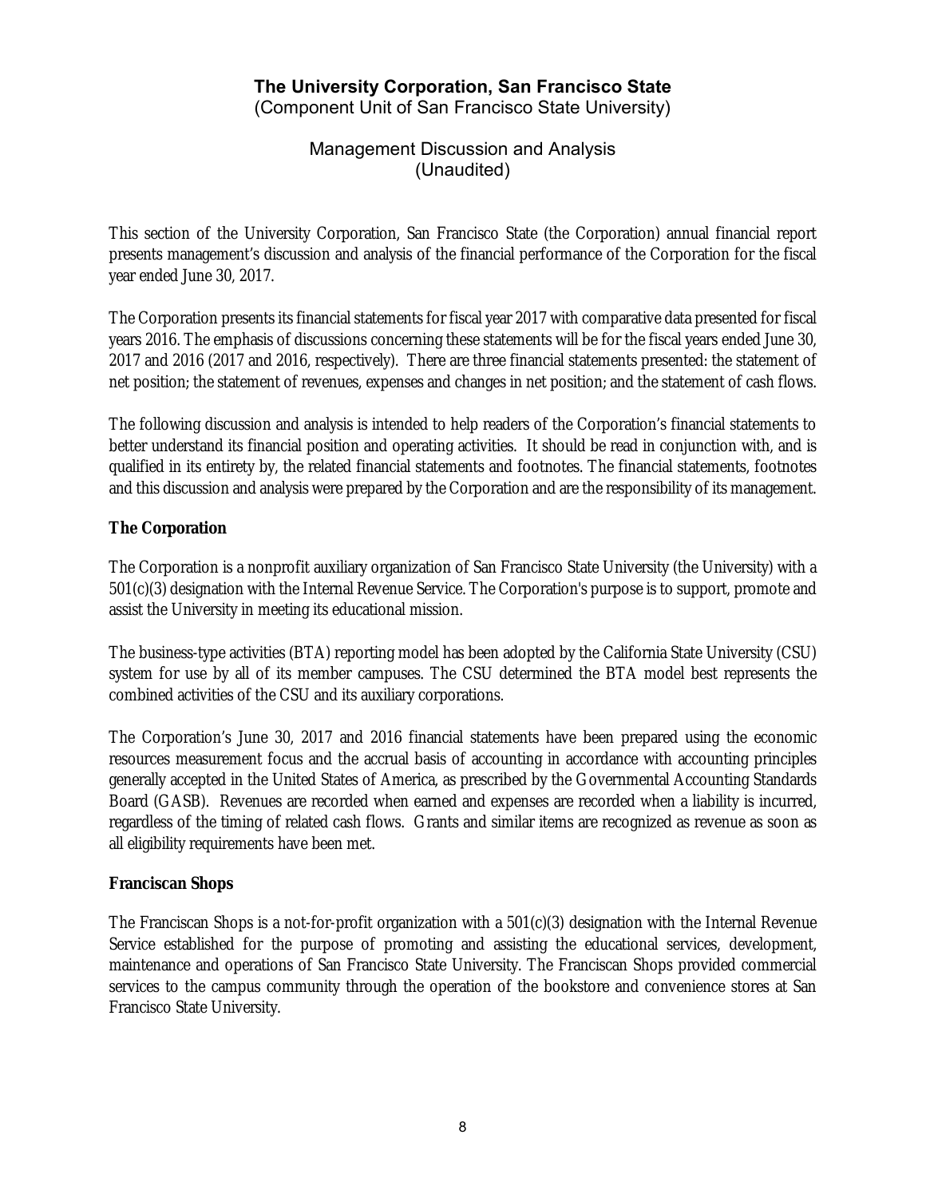# The University Corporation, San Francisco State

(Component Unit of San Francisco State University)

## Management Discussion and Analysis
(Unaudited)

This section of the University Corporation, San Francisco State (the Corporation) annual financial report presents management's discussion and analysis of the financial performance of the Corporation for the fiscal year ended June 30, 2017.

The Corporation presents its financial statements for fiscal year 2017 with comparative data presented for fiscal years 2016. The emphasis of discussions concerning these statements will be for the fiscal years ended June 30, 2017 and 2016 (2017 and 2016, respectively). There are three financial statements presented: the statement of net position; the statement of revenues, expenses and changes in net position; and the statement of cash flows.

The following discussion and analysis is intended to help readers of the Corporation's financial statements to better understand its financial position and operating activities. It should be read in conjunction with, and is qualified in its entirety by, the related financial statements and footnotes. The financial statements, footnotes and this discussion and analysis were prepared by the Corporation and are the responsibility of its management.

**The Corporation**

The Corporation is a nonprofit auxiliary organization of San Francisco State University (the University) with a 501(c)(3) designation with the Internal Revenue Service. The Corporation's purpose is to support, promote and assist the University in meeting its educational mission.

The business-type activities (BTA) reporting model has been adopted by the California State University (CSU) system for use by all of its member campuses. The CSU determined the BTA model best represents the combined activities of the CSU and its auxiliary corporations.

The Corporation's June 30, 2017 and 2016 financial statements have been prepared using the economic resources measurement focus and the accrual basis of accounting in accordance with accounting principles generally accepted in the United States of America, as prescribed by the Governmental Accounting Standards Board (GASB). Revenues are recorded when earned and expenses are recorded when a liability is incurred, regardless of the timing of related cash flows. Grants and similar items are recognized as revenue as soon as all eligibility requirements have been met.

**Franciscan Shops**

The Franciscan Shops is a not-for-profit organization with a 501(c)(3) designation with the Internal Revenue Service established for the purpose of promoting and assisting the educational services, development, maintenance and operations of San Francisco State University. The Franciscan Shops provided commercial services to the campus community through the operation of the bookstore and convenience stores at San Francisco State University.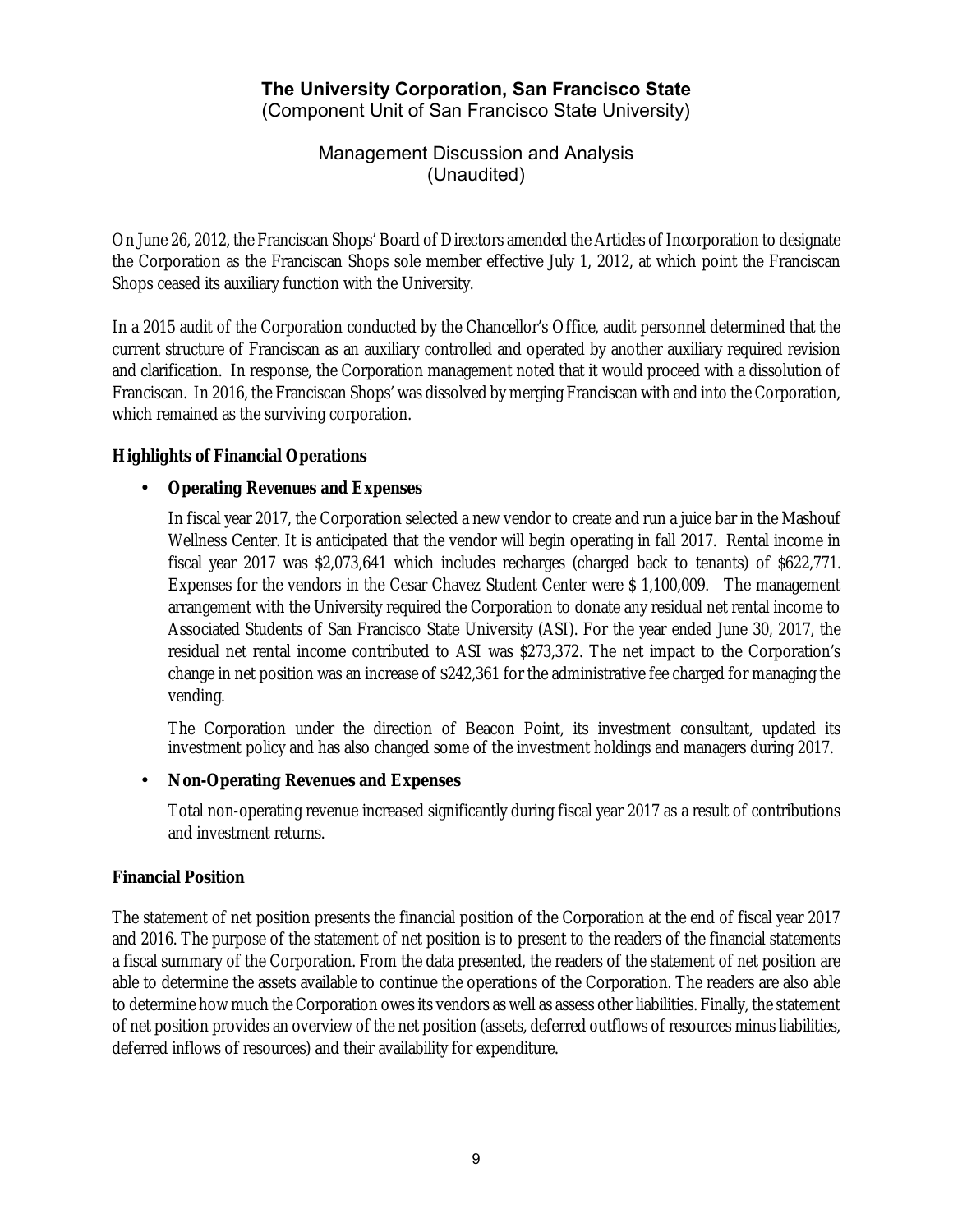On June 26, 2012, the Franciscan Shops' Board of Directors amended the Articles of Incorporation to designate the Corporation as the Franciscan Shops sole member effective July 1, 2012, at which point the Franciscan Shops ceased its auxiliary function with the University.

In a 2015 audit of the Corporation conducted by the Chancellor's Office, audit personnel determined that the current structure of Franciscan as an auxiliary controlled and operated by another auxiliary required revision and clarification. In response, the Corporation management noted that it would proceed with a dissolution of Franciscan. In 2016, the Franciscan Shops' was dissolved by merging Franciscan with and into the Corporation, which remained as the surviving corporation.

**Highlights of Financial Operations**

- **Operating Revenues and Expenses**

  In fiscal year 2017, the Corporation selected a new vendor to create and run a juice bar in the Mashouf Wellness Center. It is anticipated that the vendor will begin operating in fall 2017. Rental income in fiscal year 2017 was $2,073,641 which includes recharges (charged back to tenants) of $622,771. Expenses for the vendors in the Cesar Chavez Student Center were $ 1,100,009. The management arrangement with the University required the Corporation to donate any residual net rental income to Associated Students of San Francisco State University (ASI). For the year ended June 30, 2017, the residual net rental income contributed to ASI was $273,372. The net impact to the Corporation's change in net position was an increase of $242,361 for the administrative fee charged for managing the vending.

  The Corporation under the direction of Beacon Point, its investment consultant, updated its investment policy and has also changed some of the investment holdings and managers during 2017.

- **Non-Operating Revenues and Expenses**

  Total non-operating revenue increased significantly during fiscal year 2017 as a result of contributions and investment returns.

**Financial Position**

The statement of net position presents the financial position of the Corporation at the end of fiscal year 2017 and 2016. The purpose of the statement of net position is to present to the readers of the financial statements a fiscal summary of the Corporation. From the data presented, the readers of the statement of net position are able to determine the assets available to continue the operations of the Corporation. The readers are also able to determine how much the Corporation owes its vendors as well as assess other liabilities. Finally, the statement of net position provides an overview of the net position (assets, deferred outflows of resources minus liabilities, deferred inflows of resources) and their availability for expenditure.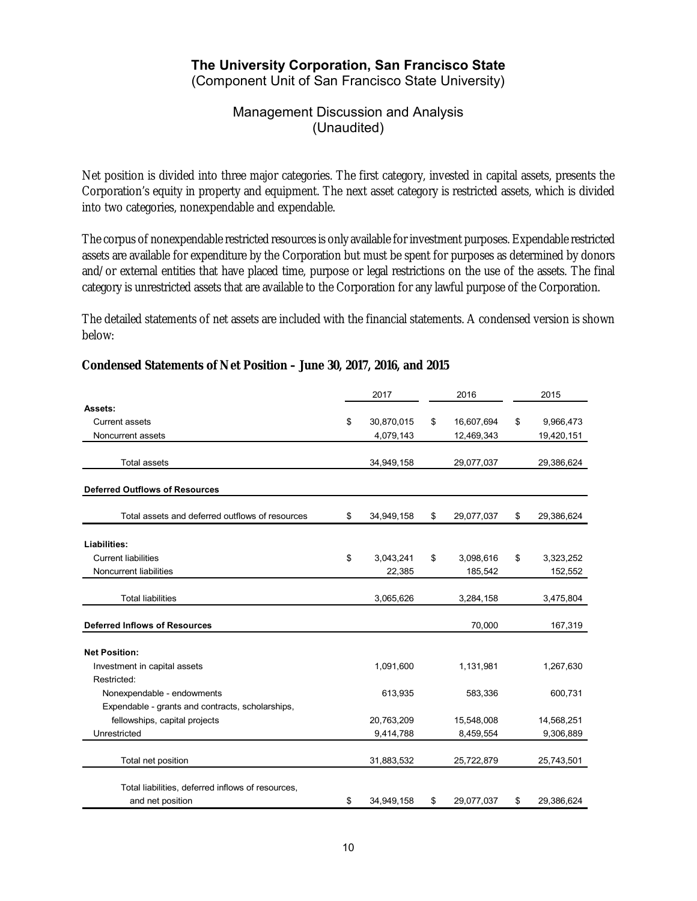# The University Corporation, San Francisco State

(Component Unit of San Francisco State University)

## Management Discussion and Analysis
(Unaudited)

Net position is divided into three major categories. The first category, invested in capital assets, presents the Corporation's equity in property and equipment. The next asset category is restricted assets, which is divided into two categories, nonexpendable and expendable.

The corpus of nonexpendable restricted resources is only available for investment purposes. Expendable restricted assets are available for expenditure by the Corporation but must be spent for purposes as determined by donors and/or external entities that have placed time, purpose or legal restrictions on the use of the assets. The final category is unrestricted assets that are available to the Corporation for any lawful purpose of the Corporation.

The detailed statements of net assets are included with the financial statements. A condensed version is shown below:

**Condensed Statements of Net Position – June 30, 2017, 2016, and 2015**

| | 2017 | 2016 | 2015 |
|---|---|---|---|
| **Assets:** | | | |
| Current assets | $ 30,870,015 | $ 16,607,694 | $ 9,966,473 |
| Noncurrent assets | 4,079,143 | 12,469,343 | 19,420,151 |
| Total assets | 34,949,158 | 29,077,037 | 29,386,624 |
| **Deferred Outflows of Resources** | | | |
| Total assets and deferred outflows of resources | $ 34,949,158 | $ 29,077,037 | $ 29,386,624 |
| **Liabilities:** | | | |
| Current liabilities | $ 3,043,241 | $ 3,098,616 | $ 3,323,252 |
| Noncurrent liabilities | 22,385 | 185,542 | 152,552 |
| Total liabilities | 3,065,626 | 3,284,158 | 3,475,804 |
| **Deferred Inflows of Resources** | | 70,000 | 167,319 |
| **Net Position:** | | | |
| Investment in capital assets | 1,091,600 | 1,131,981 | 1,267,630 |
| Restricted: | | | |
| Nonexpendable - endowments | 613,935 | 583,336 | 600,731 |
| Expendable - grants and contracts, scholarships, fellowships, capital projects | 20,763,209 | 15,548,008 | 14,568,251 |
| Unrestricted | 9,414,788 | 8,459,554 | 9,306,889 |
| Total net position | 31,883,532 | 25,722,879 | 25,743,501 |
| Total liabilities, deferred inflows of resources, and net position | $ 34,949,158 | $ 29,077,037 | $ 29,386,624 |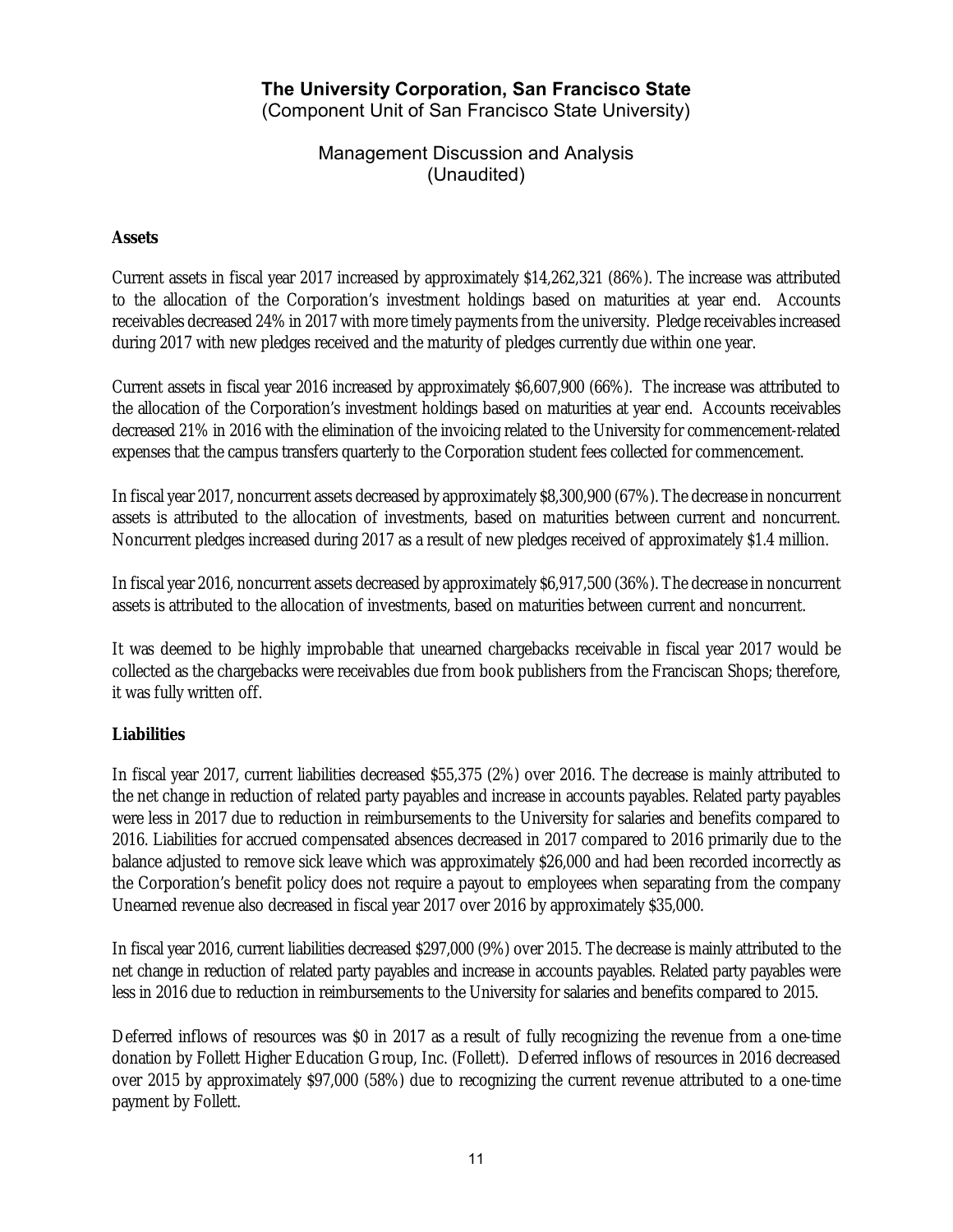# The University Corporation, San Francisco State

(Component Unit of San Francisco State University)

## Management Discussion and Analysis
(Unaudited)

### Assets

Current assets in fiscal year 2017 increased by approximately $14,262,321 (86%). The increase was attributed to the allocation of the Corporation's investment holdings based on maturities at year end. Accounts receivables decreased 24% in 2017 with more timely payments from the university. Pledge receivables increased during 2017 with new pledges received and the maturity of pledges currently due within one year.

Current assets in fiscal year 2016 increased by approximately $6,607,900 (66%). The increase was attributed to the allocation of the Corporation's investment holdings based on maturities at year end. Accounts receivables decreased 21% in 2016 with the elimination of the invoicing related to the University for commencement-related expenses that the campus transfers quarterly to the Corporation student fees collected for commencement.

In fiscal year 2017, noncurrent assets decreased by approximately $8,300,900 (67%). The decrease in noncurrent assets is attributed to the allocation of investments, based on maturities between current and noncurrent. Noncurrent pledges increased during 2017 as a result of new pledges received of approximately $1.4 million.

In fiscal year 2016, noncurrent assets decreased by approximately $6,917,500 (36%). The decrease in noncurrent assets is attributed to the allocation of investments, based on maturities between current and noncurrent.

It was deemed to be highly improbable that unearned chargebacks receivable in fiscal year 2017 would be collected as the chargebacks were receivables due from book publishers from the Franciscan Shops; therefore, it was fully written off.

### Liabilities

In fiscal year 2017, current liabilities decreased $55,375 (2%) over 2016. The decrease is mainly attributed to the net change in reduction of related party payables and increase in accounts payables. Related party payables were less in 2017 due to reduction in reimbursements to the University for salaries and benefits compared to 2016. Liabilities for accrued compensated absences decreased in 2017 compared to 2016 primarily due to the balance adjusted to remove sick leave which was approximately $26,000 and had been recorded incorrectly as the Corporation's benefit policy does not require a payout to employees when separating from the company Unearned revenue also decreased in fiscal year 2017 over 2016 by approximately $35,000.

In fiscal year 2016, current liabilities decreased $297,000 (9%) over 2015. The decrease is mainly attributed to the net change in reduction of related party payables and increase in accounts payables. Related party payables were less in 2016 due to reduction in reimbursements to the University for salaries and benefits compared to 2015.

Deferred inflows of resources was $0 in 2017 as a result of fully recognizing the revenue from a one-time donation by Follett Higher Education Group, Inc. (Follett). Deferred inflows of resources in 2016 decreased over 2015 by approximately $97,000 (58%) due to recognizing the current revenue attributed to a one-time payment by Follett.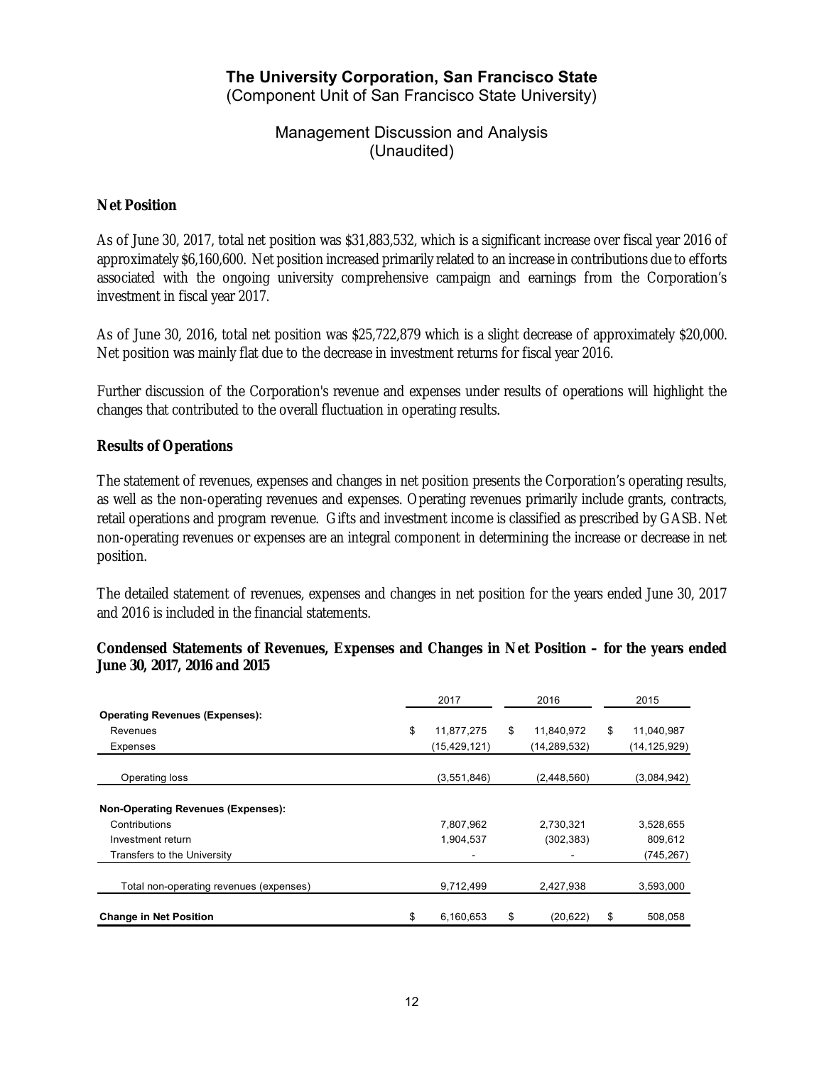**The University Corporation, San Francisco State**
(Component Unit of San Francisco State University)

Management Discussion and Analysis
(Unaudited)

### Net Position

As of June 30, 2017, total net position was $31,883,532, which is a significant increase over fiscal year 2016 of approximately $6,160,600. Net position increased primarily related to an increase in contributions due to efforts associated with the ongoing university comprehensive campaign and earnings from the Corporation's investment in fiscal year 2017.

As of June 30, 2016, total net position was $25,722,879 which is a slight decrease of approximately $20,000. Net position was mainly flat due to the decrease in investment returns for fiscal year 2016.

Further discussion of the Corporation's revenue and expenses under results of operations will highlight the changes that contributed to the overall fluctuation in operating results.

### Results of Operations

The statement of revenues, expenses and changes in net position presents the Corporation's operating results, as well as the non-operating revenues and expenses. Operating revenues primarily include grants, contracts, retail operations and program revenue. Gifts and investment income is classified as prescribed by GASB. Net non-operating revenues or expenses are an integral component in determining the increase or decrease in net position.

The detailed statement of revenues, expenses and changes in net position for the years ended June 30, 2017 and 2016 is included in the financial statements.

### Condensed Statements of Revenues, Expenses and Changes in Net Position – for the years ended June 30, 2017, 2016 and 2015

| | 2017 | 2016 | 2015 |
|---|---|---|---|
| **Operating Revenues (Expenses):** | | | |
| Revenues | $ 11,877,275 | $ 11,840,972 | $ 11,040,987 |
| Expenses | (15,429,121) | (14,289,532) | (14,125,929) |
| Operating loss | (3,551,846) | (2,448,560) | (3,084,942) |
| **Non-Operating Revenues (Expenses):** | | | |
| Contributions | 7,807,962 | 2,730,321 | 3,528,655 |
| Investment return | 1,904,537 | (302,383) | 809,612 |
| Transfers to the University | - | - | (745,267) |
| Total non-operating revenues (expenses) | 9,712,499 | 2,427,938 | 3,593,000 |
| **Change in Net Position** | $ 6,160,653 | $ (20,622) | $ 508,058 |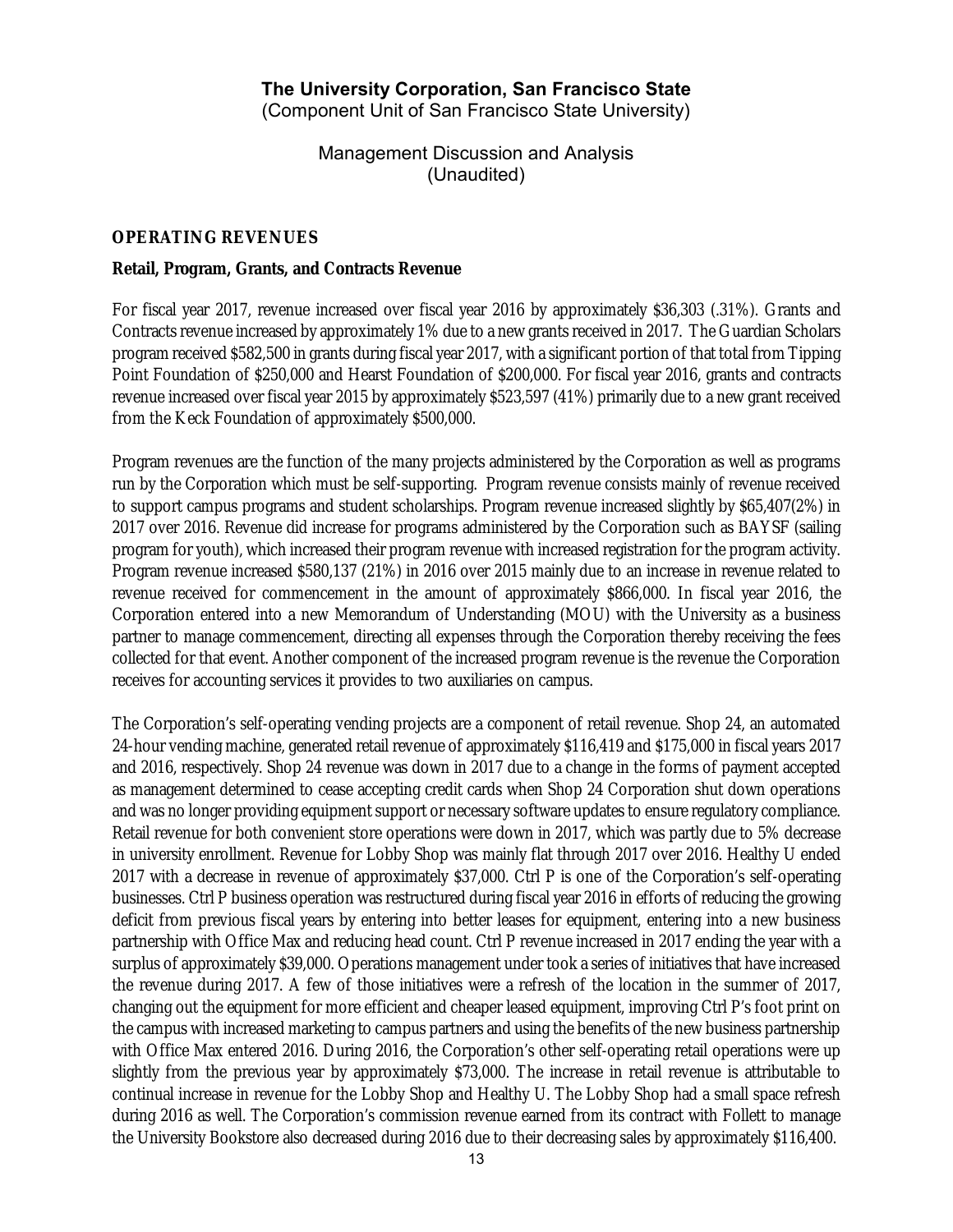# The University Corporation, San Francisco State

(Component Unit of San Francisco State University)

Management Discussion and Analysis
(Unaudited)

## OPERATING REVENUES

### Retail, Program, Grants, and Contracts Revenue

For fiscal year 2017, revenue increased over fiscal year 2016 by approximately $36,303 (.31%). Grants and Contracts revenue increased by approximately 1% due to a new grants received in 2017. The Guardian Scholars program received $582,500 in grants during fiscal year 2017, with a significant portion of that total from Tipping Point Foundation of $250,000 and Hearst Foundation of $200,000. For fiscal year 2016, grants and contracts revenue increased over fiscal year 2015 by approximately $523,597 (41%) primarily due to a new grant received from the Keck Foundation of approximately $500,000.

Program revenues are the function of the many projects administered by the Corporation as well as programs run by the Corporation which must be self-supporting. Program revenue consists mainly of revenue received to support campus programs and student scholarships. Program revenue increased slightly by $65,407(2%) in 2017 over 2016. Revenue did increase for programs administered by the Corporation such as BAYSF (sailing program for youth), which increased their program revenue with increased registration for the program activity. Program revenue increased $580,137 (21%) in 2016 over 2015 mainly due to an increase in revenue related to revenue received for commencement in the amount of approximately $866,000. In fiscal year 2016, the Corporation entered into a new Memorandum of Understanding (MOU) with the University as a business partner to manage commencement, directing all expenses through the Corporation thereby receiving the fees collected for that event. Another component of the increased program revenue is the revenue the Corporation receives for accounting services it provides to two auxiliaries on campus.

The Corporation's self-operating vending projects are a component of retail revenue. Shop 24, an automated 24-hour vending machine, generated retail revenue of approximately $116,419 and $175,000 in fiscal years 2017 and 2016, respectively. Shop 24 revenue was down in 2017 due to a change in the forms of payment accepted as management determined to cease accepting credit cards when Shop 24 Corporation shut down operations and was no longer providing equipment support or necessary software updates to ensure regulatory compliance. Retail revenue for both convenient store operations were down in 2017, which was partly due to 5% decrease in university enrollment. Revenue for Lobby Shop was mainly flat through 2017 over 2016. Healthy U ended 2017 with a decrease in revenue of approximately $37,000. Ctrl P is one of the Corporation's self-operating businesses. Ctrl P business operation was restructured during fiscal year 2016 in efforts of reducing the growing deficit from previous fiscal years by entering into better leases for equipment, entering into a new business partnership with Office Max and reducing head count. Ctrl P revenue increased in 2017 ending the year with a surplus of approximately $39,000. Operations management under took a series of initiatives that have increased the revenue during 2017. A few of those initiatives were a refresh of the location in the summer of 2017, changing out the equipment for more efficient and cheaper leased equipment, improving Ctrl P's foot print on the campus with increased marketing to campus partners and using the benefits of the new business partnership with Office Max entered 2016. During 2016, the Corporation's other self-operating retail operations were up slightly from the previous year by approximately $73,000. The increase in retail revenue is attributable to continual increase in revenue for the Lobby Shop and Healthy U. The Lobby Shop had a small space refresh during 2016 as well. The Corporation's commission revenue earned from its contract with Follett to manage the University Bookstore also decreased during 2016 due to their decreasing sales by approximately $116,400.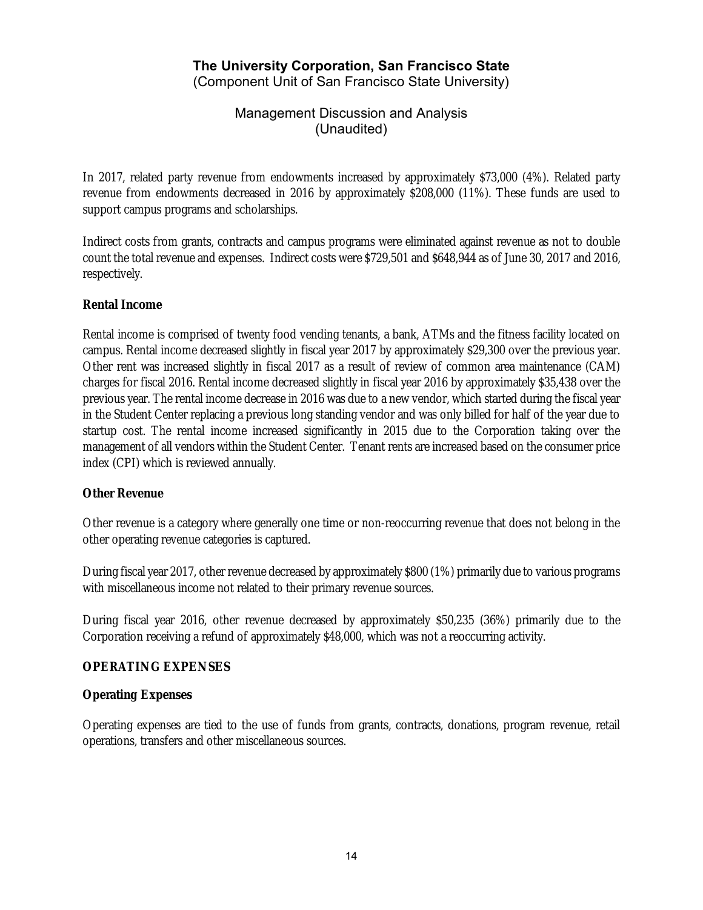In 2017, related party revenue from endowments increased by approximately $73,000 (4%). Related party revenue from endowments decreased in 2016 by approximately $208,000 (11%). These funds are used to support campus programs and scholarships.

Indirect costs from grants, contracts and campus programs were eliminated against revenue as not to double count the total revenue and expenses. Indirect costs were $729,501 and $648,944 as of June 30, 2017 and 2016, respectively.

**Rental Income**

Rental income is comprised of twenty food vending tenants, a bank, ATMs and the fitness facility located on campus. Rental income decreased slightly in fiscal year 2017 by approximately $29,300 over the previous year. Other rent was increased slightly in fiscal 2017 as a result of review of common area maintenance (CAM) charges for fiscal 2016. Rental income decreased slightly in fiscal year 2016 by approximately $35,438 over the previous year. The rental income decrease in 2016 was due to a new vendor, which started during the fiscal year in the Student Center replacing a previous long standing vendor and was only billed for half of the year due to startup cost. The rental income increased significantly in 2015 due to the Corporation taking over the management of all vendors within the Student Center. Tenant rents are increased based on the consumer price index (CPI) which is reviewed annually.

**Other Revenue**

Other revenue is a category where generally one time or non-reoccurring revenue that does not belong in the other operating revenue categories is captured.

During fiscal year 2017, other revenue decreased by approximately $800 (1%) primarily due to various programs with miscellaneous income not related to their primary revenue sources.

During fiscal year 2016, other revenue decreased by approximately $50,235 (36%) primarily due to the Corporation receiving a refund of approximately $48,000, which was not a reoccurring activity.

## OPERATING EXPENSES

**Operating Expenses**

Operating expenses are tied to the use of funds from grants, contracts, donations, program revenue, retail operations, transfers and other miscellaneous sources.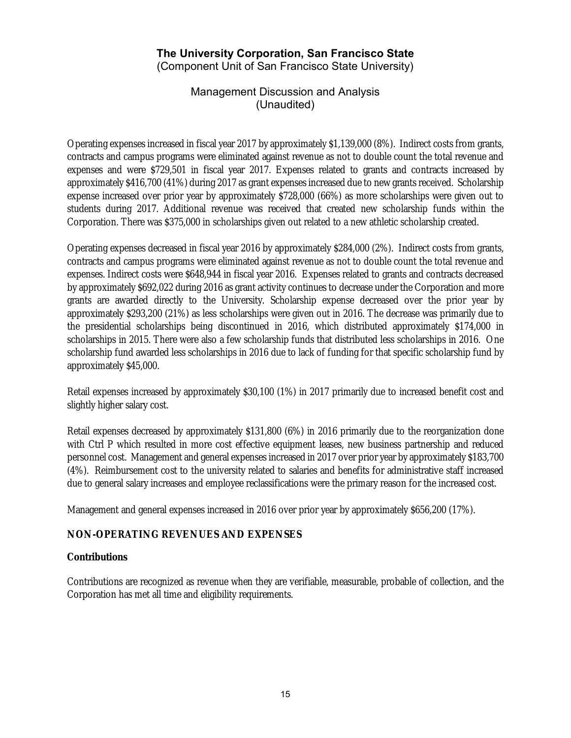Operating expenses increased in fiscal year 2017 by approximately $1,139,000 (8%). Indirect costs from grants, contracts and campus programs were eliminated against revenue as not to double count the total revenue and expenses and were $729,501 in fiscal year 2017. Expenses related to grants and contracts increased by approximately $416,700 (41%) during 2017 as grant expenses increased due to new grants received. Scholarship expense increased over prior year by approximately $728,000 (66%) as more scholarships were given out to students during 2017. Additional revenue was received that created new scholarship funds within the Corporation. There was $375,000 in scholarships given out related to a new athletic scholarship created.

Operating expenses decreased in fiscal year 2016 by approximately $284,000 (2%). Indirect costs from grants, contracts and campus programs were eliminated against revenue as not to double count the total revenue and expenses. Indirect costs were $648,944 in fiscal year 2016. Expenses related to grants and contracts decreased by approximately $692,022 during 2016 as grant activity continues to decrease under the Corporation and more grants are awarded directly to the University. Scholarship expense decreased over the prior year by approximately $293,200 (21%) as less scholarships were given out in 2016. The decrease was primarily due to the presidential scholarships being discontinued in 2016, which distributed approximately $174,000 in scholarships in 2015. There were also a few scholarship funds that distributed less scholarships in 2016. One scholarship fund awarded less scholarships in 2016 due to lack of funding for that specific scholarship fund by approximately $45,000.

Retail expenses increased by approximately $30,100 (1%) in 2017 primarily due to increased benefit cost and slightly higher salary cost.

Retail expenses decreased by approximately $131,800 (6%) in 2016 primarily due to the reorganization done with Ctrl P which resulted in more cost effective equipment leases, new business partnership and reduced personnel cost. Management and general expenses increased in 2017 over prior year by approximately $183,700 (4%). Reimbursement cost to the university related to salaries and benefits for administrative staff increased due to general salary increases and employee reclassifications were the primary reason for the increased cost.

Management and general expenses increased in 2016 over prior year by approximately $656,200 (17%).

## NON-OPERATING REVENUES AND EXPENSES

### Contributions

Contributions are recognized as revenue when they are verifiable, measurable, probable of collection, and the Corporation has met all time and eligibility requirements.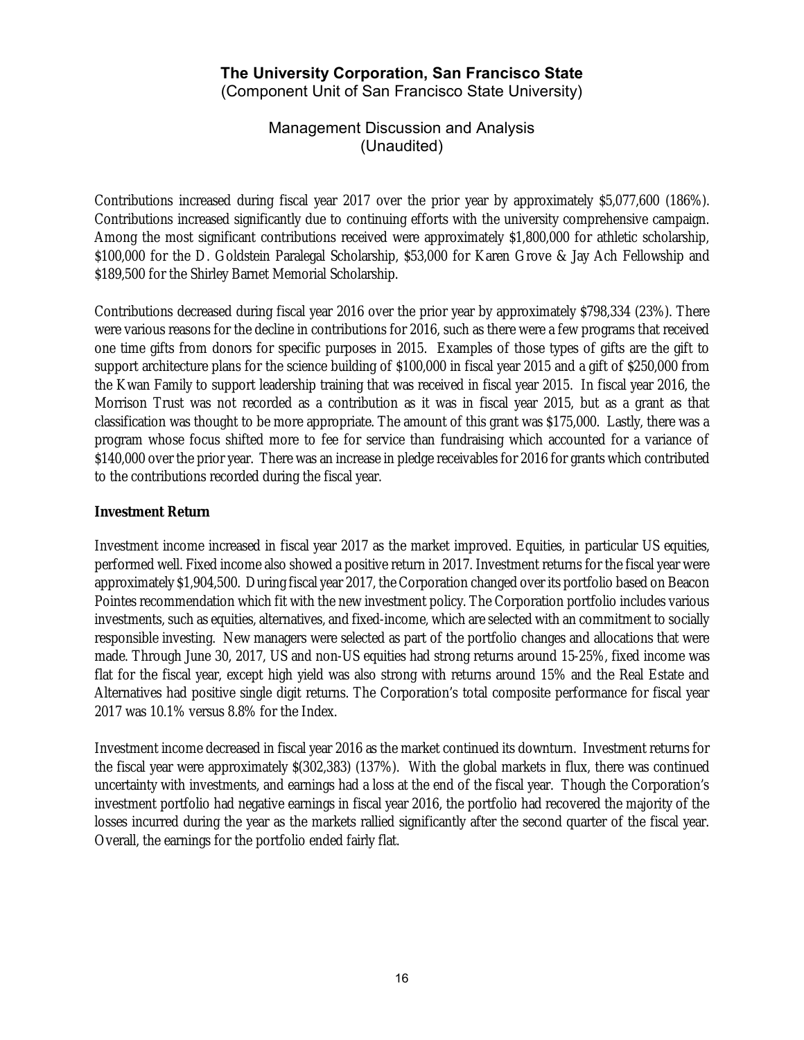Contributions increased during fiscal year 2017 over the prior year by approximately $5,077,600 (186%). Contributions increased significantly due to continuing efforts with the university comprehensive campaign. Among the most significant contributions received were approximately $1,800,000 for athletic scholarship, $100,000 for the D. Goldstein Paralegal Scholarship, $53,000 for Karen Grove & Jay Ach Fellowship and $189,500 for the Shirley Barnet Memorial Scholarship.

Contributions decreased during fiscal year 2016 over the prior year by approximately $798,334 (23%). There were various reasons for the decline in contributions for 2016, such as there were a few programs that received one time gifts from donors for specific purposes in 2015. Examples of those types of gifts are the gift to support architecture plans for the science building of $100,000 in fiscal year 2015 and a gift of $250,000 from the Kwan Family to support leadership training that was received in fiscal year 2015. In fiscal year 2016, the Morrison Trust was not recorded as a contribution as it was in fiscal year 2015, but as a grant as that classification was thought to be more appropriate. The amount of this grant was $175,000. Lastly, there was a program whose focus shifted more to fee for service than fundraising which accounted for a variance of $140,000 over the prior year. There was an increase in pledge receivables for 2016 for grants which contributed to the contributions recorded during the fiscal year.

**Investment Return**

Investment income increased in fiscal year 2017 as the market improved. Equities, in particular US equities, performed well. Fixed income also showed a positive return in 2017. Investment returns for the fiscal year were approximately $1,904,500. During fiscal year 2017, the Corporation changed over its portfolio based on Beacon Pointes recommendation which fit with the new investment policy. The Corporation portfolio includes various investments, such as equities, alternatives, and fixed-income, which are selected with an commitment to socially responsible investing. New managers were selected as part of the portfolio changes and allocations that were made. Through June 30, 2017, US and non-US equities had strong returns around 15-25%, fixed income was flat for the fiscal year, except high yield was also strong with returns around 15% and the Real Estate and Alternatives had positive single digit returns. The Corporation's total composite performance for fiscal year 2017 was 10.1% versus 8.8% for the Index.

Investment income decreased in fiscal year 2016 as the market continued its downturn. Investment returns for the fiscal year were approximately $(302,383) (137%). With the global markets in flux, there was continued uncertainty with investments, and earnings had a loss at the end of the fiscal year. Though the Corporation's investment portfolio had negative earnings in fiscal year 2016, the portfolio had recovered the majority of the losses incurred during the year as the markets rallied significantly after the second quarter of the fiscal year. Overall, the earnings for the portfolio ended fairly flat.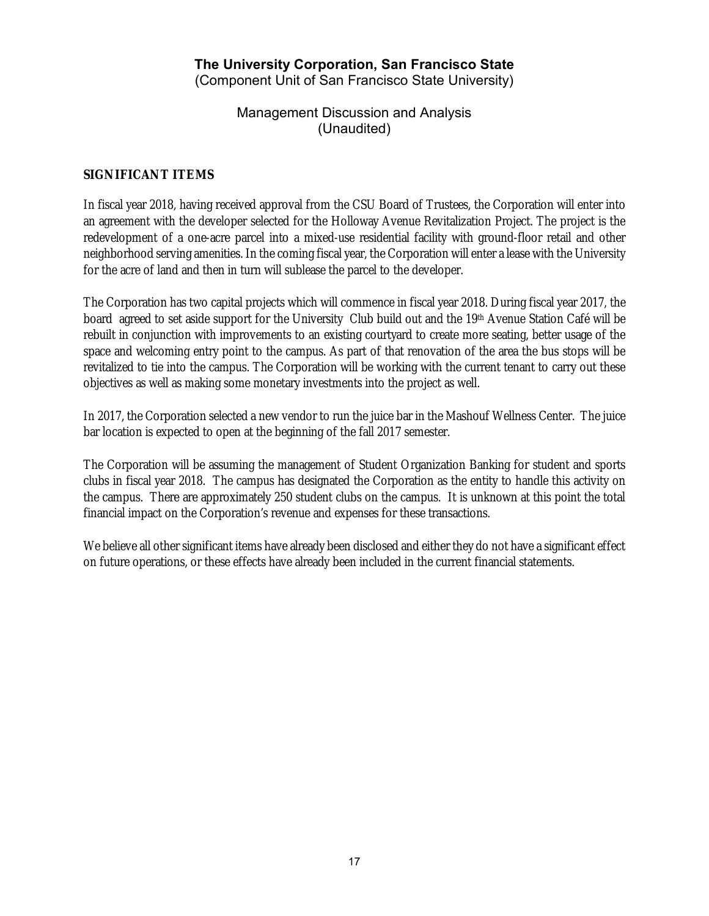# The University Corporation, San Francisco State

(Component Unit of San Francisco State University)

## Management Discussion and Analysis
(Unaudited)

### SIGNIFICANT ITEMS

In fiscal year 2018, having received approval from the CSU Board of Trustees, the Corporation will enter into an agreement with the developer selected for the Holloway Avenue Revitalization Project. The project is the redevelopment of a one-acre parcel into a mixed-use residential facility with ground-floor retail and other neighborhood serving amenities. In the coming fiscal year, the Corporation will enter a lease with the University for the acre of land and then in turn will sublease the parcel to the developer.

The Corporation has two capital projects which will commence in fiscal year 2018. During fiscal year 2017, the board agreed to set aside support for the University Club build out and the 19th Avenue Station Café will be rebuilt in conjunction with improvements to an existing courtyard to create more seating, better usage of the space and welcoming entry point to the campus. As part of that renovation of the area the bus stops will be revitalized to tie into the campus. The Corporation will be working with the current tenant to carry out these objectives as well as making some monetary investments into the project as well.

In 2017, the Corporation selected a new vendor to run the juice bar in the Mashouf Wellness Center. The juice bar location is expected to open at the beginning of the fall 2017 semester.

The Corporation will be assuming the management of Student Organization Banking for student and sports clubs in fiscal year 2018. The campus has designated the Corporation as the entity to handle this activity on the campus. There are approximately 250 student clubs on the campus. It is unknown at this point the total financial impact on the Corporation's revenue and expenses for these transactions.

We believe all other significant items have already been disclosed and either they do not have a significant effect on future operations, or these effects have already been included in the current financial statements.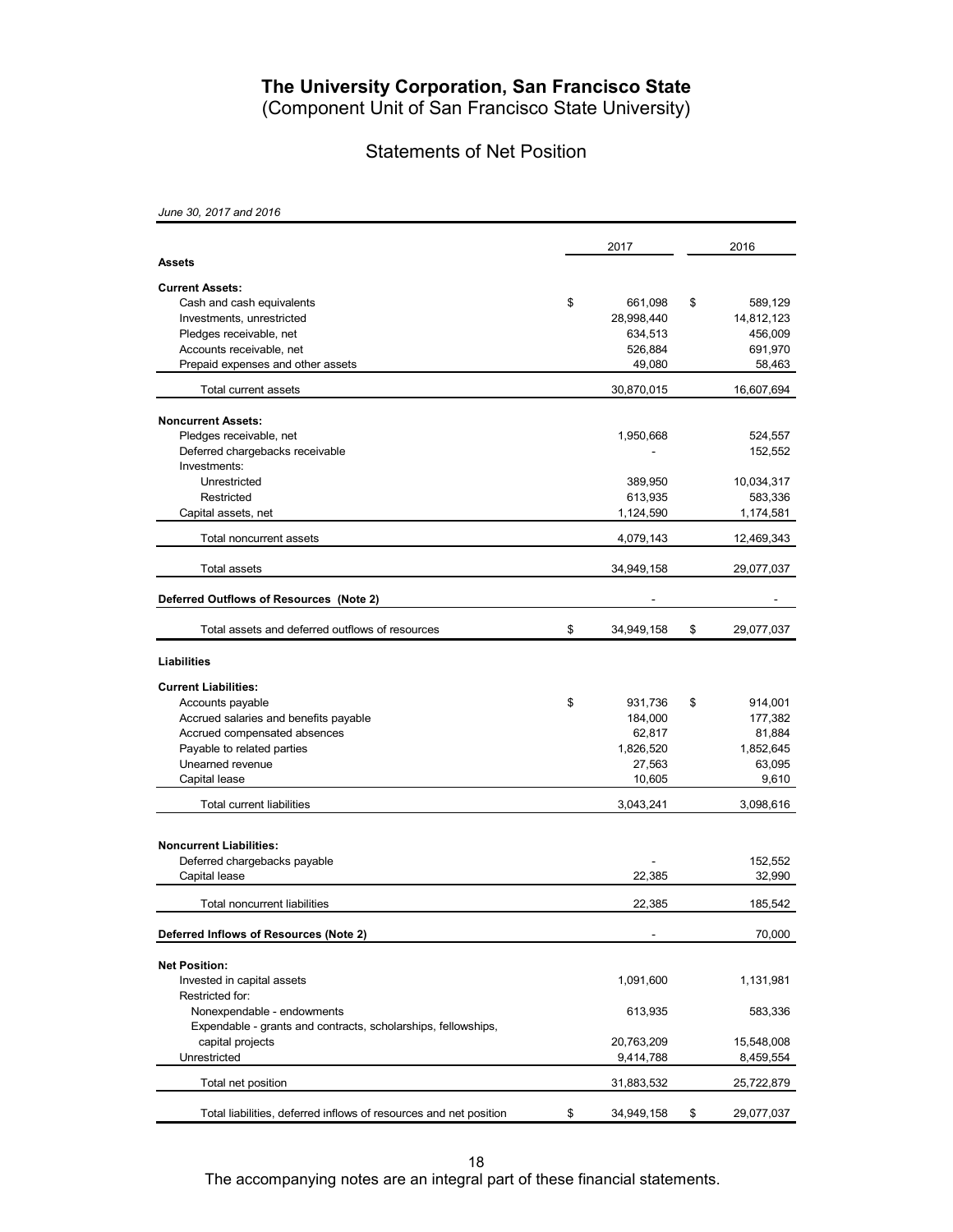# The University Corporation, San Francisco State

(Component Unit of San Francisco State University)

## Statements of Net Position

*June 30, 2017 and 2016*

| | 2017 | 2016 |
|---|---|---|
| **Assets** | | |
| **Current Assets:** | | |
| Cash and cash equivalents | $ 661,098 | $ 589,129 |
| Investments, unrestricted | 28,998,440 | 14,812,123 |
| Pledges receivable, net | 634,513 | 456,009 |
| Accounts receivable, net | 526,884 | 691,970 |
| Prepaid expenses and other assets | 49,080 | 58,463 |
| Total current assets | 30,870,015 | 16,607,694 |
| **Noncurrent Assets:** | | |
| Pledges receivable, net | 1,950,668 | 524,557 |
| Deferred chargebacks receivable | - | 152,552 |
| Investments: | | |
| Unrestricted | 389,950 | 10,034,317 |
| Restricted | 613,935 | 583,336 |
| Capital assets, net | 1,124,590 | 1,174,581 |
| Total noncurrent assets | 4,079,143 | 12,469,343 |
| Total assets | 34,949,158 | 29,077,037 |
| **Deferred Outflows of Resources (Note 2)** | - | - |
| Total assets and deferred outflows of resources | $ 34,949,158 | $ 29,077,037 |
| **Liabilities** | | |
| **Current Liabilities:** | | |
| Accounts payable | $ 931,736 | $ 914,001 |
| Accrued salaries and benefits payable | 184,000 | 177,382 |
| Accrued compensated absences | 62,817 | 81,884 |
| Payable to related parties | 1,826,520 | 1,852,645 |
| Unearned revenue | 27,563 | 63,095 |
| Capital lease | 10,605 | 9,610 |
| Total current liabilities | 3,043,241 | 3,098,616 |
| **Noncurrent Liabilities:** | | |
| Deferred chargebacks payable | - | 152,552 |
| Capital lease | 22,385 | 32,990 |
| Total noncurrent liabilities | 22,385 | 185,542 |
| **Deferred Inflows of Resources (Note 2)** | - | 70,000 |
| **Net Position:** | | |
| Invested in capital assets | 1,091,600 | 1,131,981 |
| Restricted for: | | |
| Nonexpendable - endowments | 613,935 | 583,336 |
| Expendable - grants and contracts, scholarships, fellowships, capital projects | 20,763,209 | 15,548,008 |
| Unrestricted | 9,414,788 | 8,459,554 |
| Total net position | 31,883,532 | 25,722,879 |
| Total liabilities, deferred inflows of resources and net position | $ 34,949,158 | $ 29,077,037 |

The accompanying notes are an integral part of these financial statements.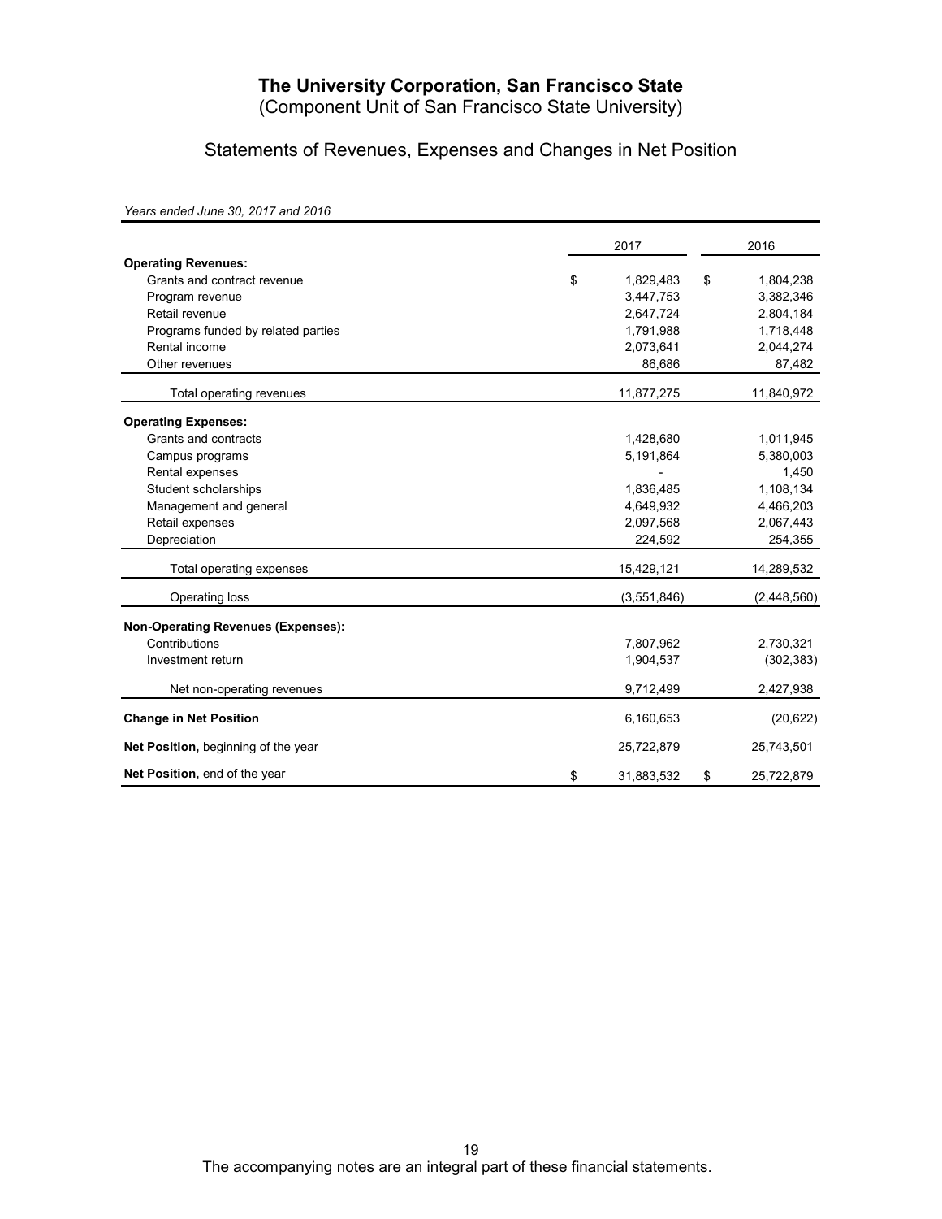# The University Corporation, San Francisco State

(Component Unit of San Francisco State University)

## Statements of Revenues, Expenses and Changes in Net Position

*Years ended June 30, 2017 and 2016*

| | 2017 | 2016 |
|---|---|---|
| **Operating Revenues:** | | |
| Grants and contract revenue | $ 1,829,483 | $ 1,804,238 |
| Program revenue | 3,447,753 | 3,382,346 |
| Retail revenue | 2,647,724 | 2,804,184 |
| Programs funded by related parties | 1,791,988 | 1,718,448 |
| Rental income | 2,073,641 | 2,044,274 |
| Other revenues | 86,686 | 87,482 |
| Total operating revenues | 11,877,275 | 11,840,972 |
| **Operating Expenses:** | | |
| Grants and contracts | 1,428,680 | 1,011,945 |
| Campus programs | 5,191,864 | 5,380,003 |
| Rental expenses | - | 1,450 |
| Student scholarships | 1,836,485 | 1,108,134 |
| Management and general | 4,649,932 | 4,466,203 |
| Retail expenses | 2,097,568 | 2,067,443 |
| Depreciation | 224,592 | 254,355 |
| Total operating expenses | 15,429,121 | 14,289,532 |
| Operating loss | (3,551,846) | (2,448,560) |
| **Non-Operating Revenues (Expenses):** | | |
| Contributions | 7,807,962 | 2,730,321 |
| Investment return | 1,904,537 | (302,383) |
| Net non-operating revenues | 9,712,499 | 2,427,938 |
| **Change in Net Position** | 6,160,653 | (20,622) |
| **Net Position,** beginning of the year | 25,722,879 | 25,743,501 |
| **Net Position,** end of the year | $ 31,883,532 | $ 25,722,879 |

The accompanying notes are an integral part of these financial statements.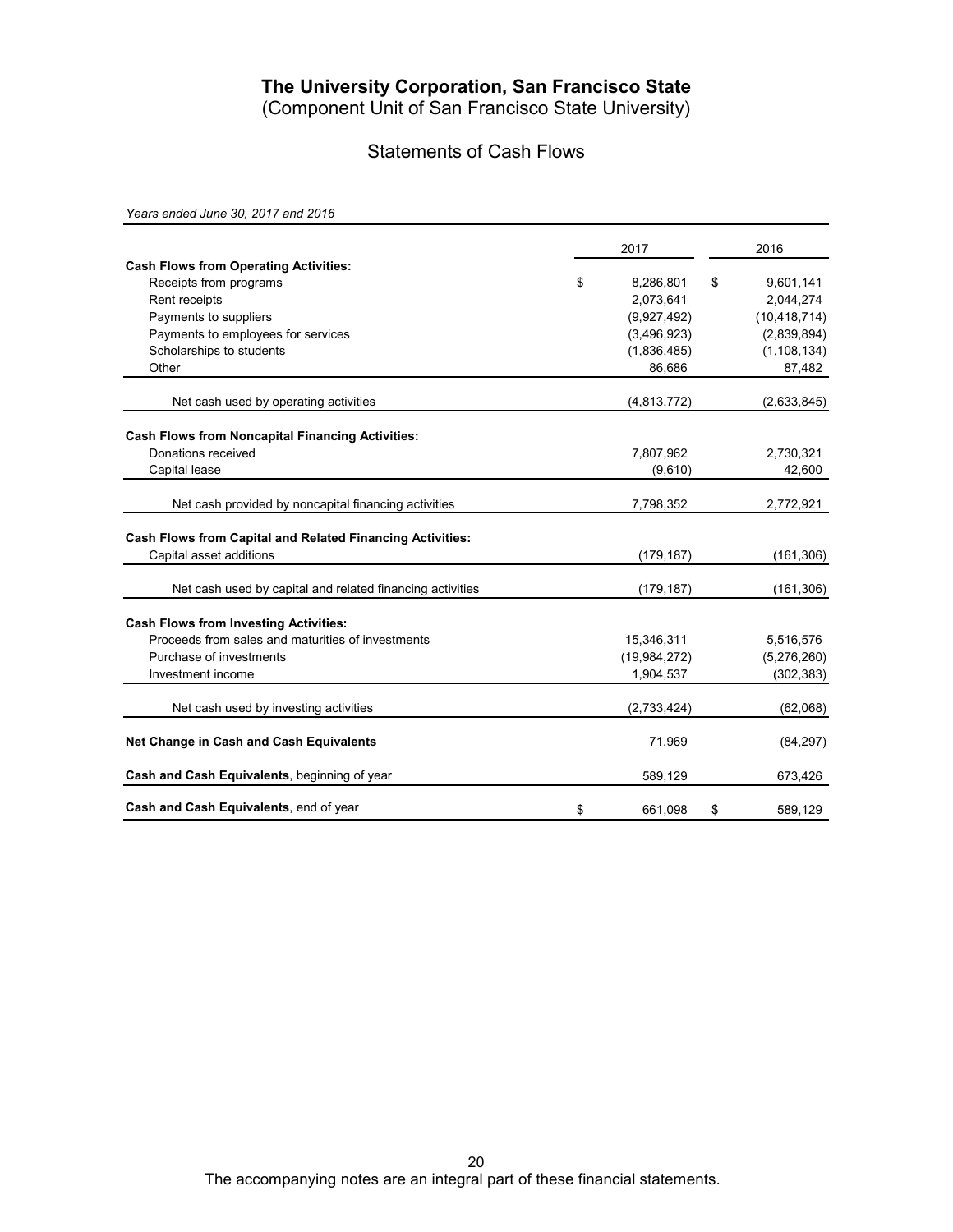# The University Corporation, San Francisco State

(Component Unit of San Francisco State University)

## Statements of Cash Flows

*Years ended June 30, 2017 and 2016*

| | 2017 | 2016 |
|---|---|---|
| **Cash Flows from Operating Activities:** | | |
| Receipts from programs | $ 8,286,801 | $ 9,601,141 |
| Rent receipts | 2,073,641 | 2,044,274 |
| Payments to suppliers | (9,927,492) | (10,418,714) |
| Payments to employees for services | (3,496,923) | (2,839,894) |
| Scholarships to students | (1,836,485) | (1,108,134) |
| Other | 86,686 | 87,482 |
| Net cash used by operating activities | (4,813,772) | (2,633,845) |
| **Cash Flows from Noncapital Financing Activities:** | | |
| Donations received | 7,807,962 | 2,730,321 |
| Capital lease | (9,610) | 42,600 |
| Net cash provided by noncapital financing activities | 7,798,352 | 2,772,921 |
| **Cash Flows from Capital and Related Financing Activities:** | | |
| Capital asset additions | (179,187) | (161,306) |
| Net cash used by capital and related financing activities | (179,187) | (161,306) |
| **Cash Flows from Investing Activities:** | | |
| Proceeds from sales and maturities of investments | 15,346,311 | 5,516,576 |
| Purchase of investments | (19,984,272) | (5,276,260) |
| Investment income | 1,904,537 | (302,383) |
| Net cash used by investing activities | (2,733,424) | (62,068) |
| **Net Change in Cash and Cash Equivalents** | 71,969 | (84,297) |
| **Cash and Cash Equivalents**, beginning of year | 589,129 | 673,426 |
| **Cash and Cash Equivalents**, end of year | $ 661,098 | $ 589,129 |

The accompanying notes are an integral part of these financial statements.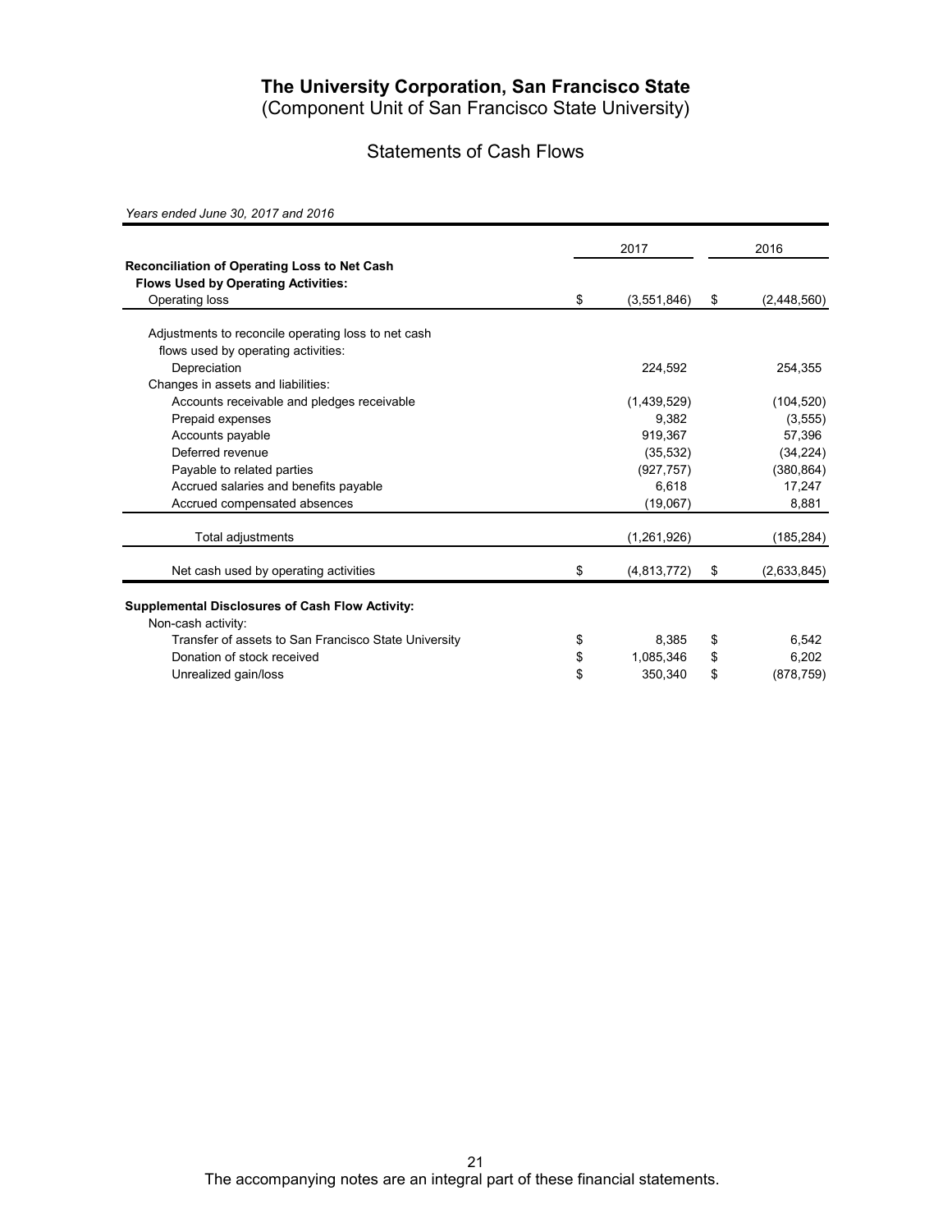# The University Corporation, San Francisco State

(Component Unit of San Francisco State University)

## Statements of Cash Flows

*Years ended June 30, 2017 and 2016*

| | 2017 | 2016 |
|---|---|---|
| **Reconciliation of Operating Loss to Net Cash Flows Used by Operating Activities:** | | |
| Operating loss | $ (3,551,846) | $ (2,448,560) |
| Adjustments to reconcile operating loss to net cash flows used by operating activities: | | |
| Depreciation | 224,592 | 254,355 |
| Changes in assets and liabilities: | | |
| Accounts receivable and pledges receivable | (1,439,529) | (104,520) |
| Prepaid expenses | 9,382 | (3,555) |
| Accounts payable | 919,367 | 57,396 |
| Deferred revenue | (35,532) | (34,224) |
| Payable to related parties | (927,757) | (380,864) |
| Accrued salaries and benefits payable | 6,618 | 17,247 |
| Accrued compensated absences | (19,067) | 8,881 |
| Total adjustments | (1,261,926) | (185,284) |
| Net cash used by operating activities | $ (4,813,772) | $ (2,633,845) |
| **Supplemental Disclosures of Cash Flow Activity:** | | |
| Non-cash activity: | | |
| Transfer of assets to San Francisco State University | $ 8,385 | $ 6,542 |
| Donation of stock received | $ 1,085,346 | $ 6,202 |
| Unrealized gain/loss | $ 350,340 | $ (878,759) |

The accompanying notes are an integral part of these financial statements.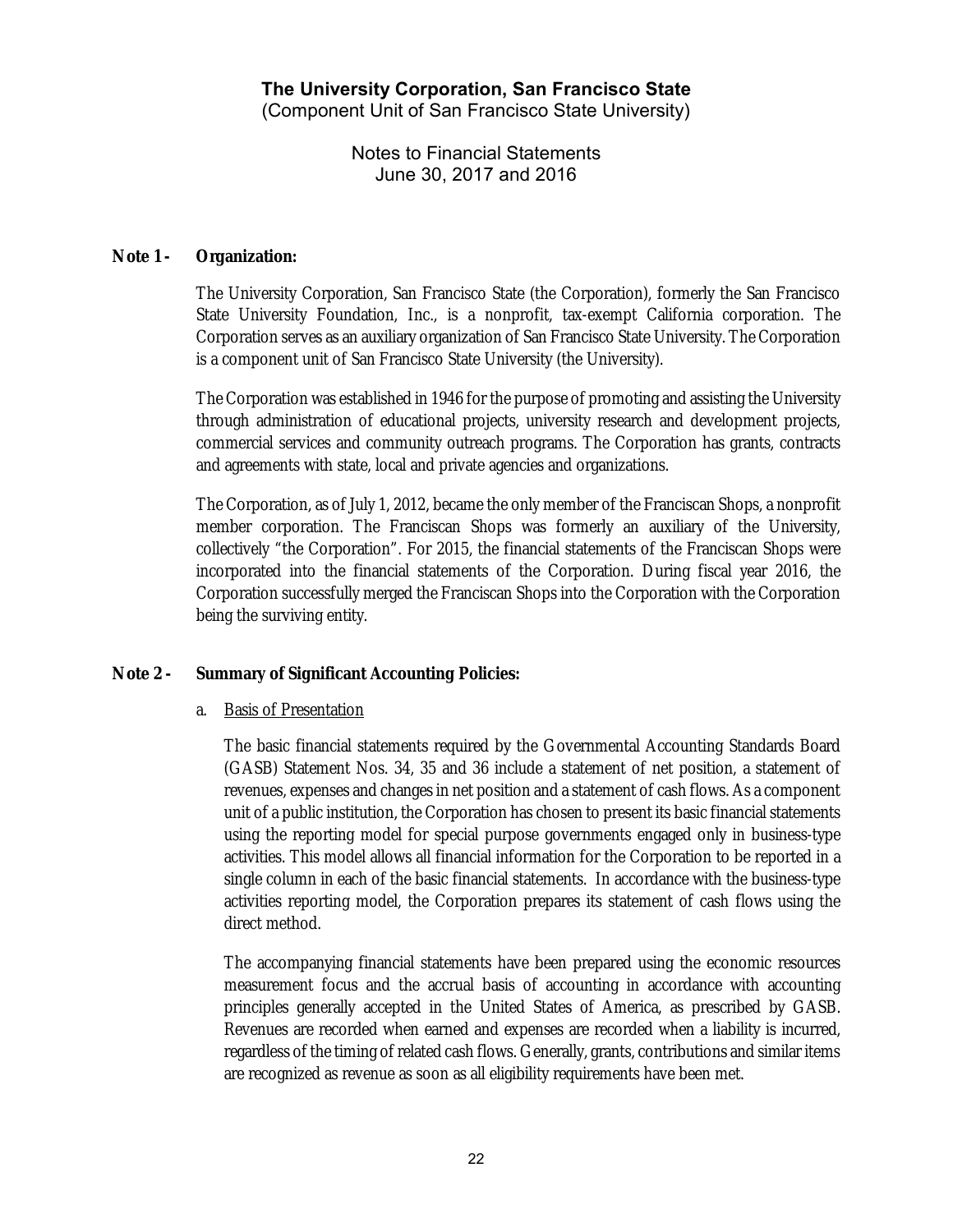**The University Corporation, San Francisco State**
(Component Unit of San Francisco State University)

Notes to Financial Statements
June 30, 2017 and 2016

## Note 1 - Organization:

The University Corporation, San Francisco State (the Corporation), formerly the San Francisco State University Foundation, Inc., is a nonprofit, tax-exempt California corporation. The Corporation serves as an auxiliary organization of San Francisco State University. The Corporation is a component unit of San Francisco State University (the University).

The Corporation was established in 1946 for the purpose of promoting and assisting the University through administration of educational projects, university research and development projects, commercial services and community outreach programs. The Corporation has grants, contracts and agreements with state, local and private agencies and organizations.

The Corporation, as of July 1, 2012, became the only member of the Franciscan Shops, a nonprofit member corporation. The Franciscan Shops was formerly an auxiliary of the University, collectively "the Corporation". For 2015, the financial statements of the Franciscan Shops were incorporated into the financial statements of the Corporation. During fiscal year 2016, the Corporation successfully merged the Franciscan Shops into the Corporation with the Corporation being the surviving entity.

## Note 2 - Summary of Significant Accounting Policies:

a. Basis of Presentation

The basic financial statements required by the Governmental Accounting Standards Board (GASB) Statement Nos. 34, 35 and 36 include a statement of net position, a statement of revenues, expenses and changes in net position and a statement of cash flows. As a component unit of a public institution, the Corporation has chosen to present its basic financial statements using the reporting model for special purpose governments engaged only in business-type activities. This model allows all financial information for the Corporation to be reported in a single column in each of the basic financial statements. In accordance with the business-type activities reporting model, the Corporation prepares its statement of cash flows using the direct method.

The accompanying financial statements have been prepared using the economic resources measurement focus and the accrual basis of accounting in accordance with accounting principles generally accepted in the United States of America, as prescribed by GASB. Revenues are recorded when earned and expenses are recorded when a liability is incurred, regardless of the timing of related cash flows. Generally, grants, contributions and similar items are recognized as revenue as soon as all eligibility requirements have been met.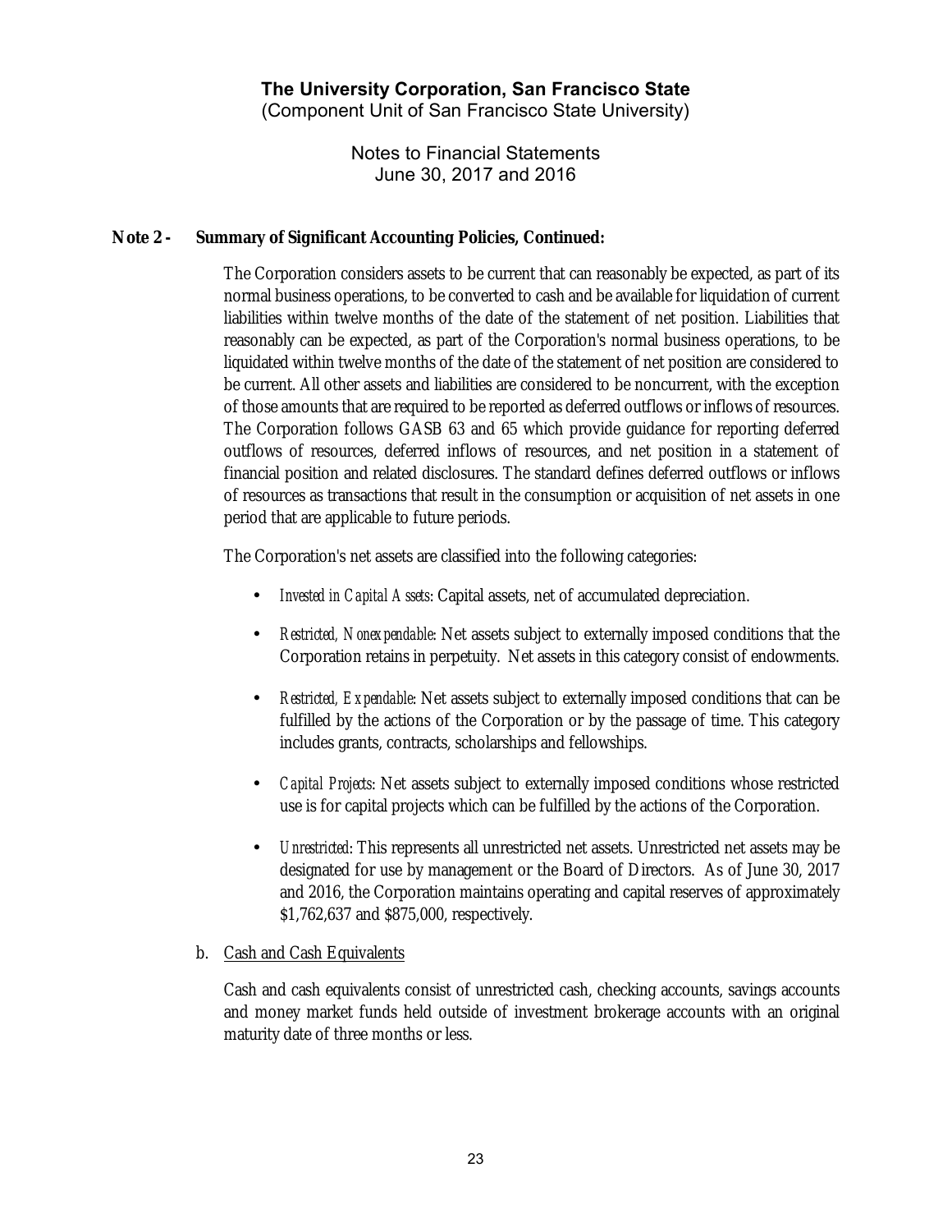**Note 2 - Summary of Significant Accounting Policies, Continued:**

The Corporation considers assets to be current that can reasonably be expected, as part of its normal business operations, to be converted to cash and be available for liquidation of current liabilities within twelve months of the date of the statement of net position. Liabilities that reasonably can be expected, as part of the Corporation's normal business operations, to be liquidated within twelve months of the date of the statement of net position are considered to be current. All other assets and liabilities are considered to be noncurrent, with the exception of those amounts that are required to be reported as deferred outflows or inflows of resources. The Corporation follows GASB 63 and 65 which provide guidance for reporting deferred outflows of resources, deferred inflows of resources, and net position in a statement of financial position and related disclosures. The standard defines deferred outflows or inflows of resources as transactions that result in the consumption or acquisition of net assets in one period that are applicable to future periods.

The Corporation's net assets are classified into the following categories:

- *Invested in Capital Assets*: Capital assets, net of accumulated depreciation.
- *Restricted, Nonexpendable*: Net assets subject to externally imposed conditions that the Corporation retains in perpetuity. Net assets in this category consist of endowments.
- *Restricted, Expendable*: Net assets subject to externally imposed conditions that can be fulfilled by the actions of the Corporation or by the passage of time. This category includes grants, contracts, scholarships and fellowships.
- *Capital Projects*: Net assets subject to externally imposed conditions whose restricted use is for capital projects which can be fulfilled by the actions of the Corporation.
- *Unrestricted*: This represents all unrestricted net assets. Unrestricted net assets may be designated for use by management or the Board of Directors. As of June 30, 2017 and 2016, the Corporation maintains operating and capital reserves of approximately $1,762,637 and $875,000, respectively.

b. Cash and Cash Equivalents

Cash and cash equivalents consist of unrestricted cash, checking accounts, savings accounts and money market funds held outside of investment brokerage accounts with an original maturity date of three months or less.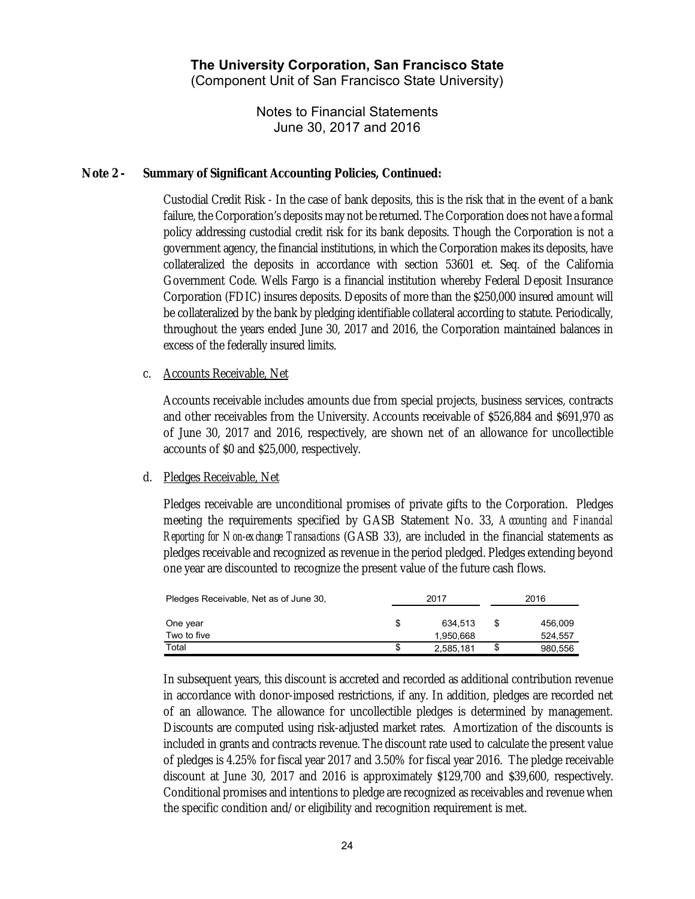**Note 2 - Summary of Significant Accounting Policies, Continued:**

Custodial Credit Risk - In the case of bank deposits, this is the risk that in the event of a bank failure, the Corporation's deposits may not be returned. The Corporation does not have a formal policy addressing custodial credit risk for its bank deposits. Though the Corporation is not a government agency, the financial institutions, in which the Corporation makes its deposits, have collateralized the deposits in accordance with section 53601 et. Seq. of the California Government Code. Wells Fargo is a financial institution whereby Federal Deposit Insurance Corporation (FDIC) insures deposits. Deposits of more than the $250,000 insured amount will be collateralized by the bank by pledging identifiable collateral according to statute. Periodically, throughout the years ended June 30, 2017 and 2016, the Corporation maintained balances in excess of the federally insured limits.

c. Accounts Receivable, Net

Accounts receivable includes amounts due from special projects, business services, contracts and other receivables from the University. Accounts receivable of $526,884 and $691,970 as of June 30, 2017 and 2016, respectively, are shown net of an allowance for uncollectible accounts of $0 and $25,000, respectively.

d. Pledges Receivable, Net

Pledges receivable are unconditional promises of private gifts to the Corporation. Pledges meeting the requirements specified by GASB Statement No. 33, *Accounting and Financial Reporting for Non-exchange Transactions* (GASB 33), are included in the financial statements as pledges receivable and recognized as revenue in the period pledged. Pledges extending beyond one year are discounted to recognize the present value of the future cash flows.

| Pledges Receivable, Net as of June 30, | 2017 | 2016 |
|---|---|---|
| One year | $ 634,513 | $ 456,009 |
| Two to five | 1,950,668 | 524,557 |
| Total | $ 2,585,181 | $ 980,556 |

In subsequent years, this discount is accreted and recorded as additional contribution revenue in accordance with donor-imposed restrictions, if any. In addition, pledges are recorded net of an allowance. The allowance for uncollectible pledges is determined by management. Discounts are computed using risk-adjusted market rates. Amortization of the discounts is included in grants and contracts revenue. The discount rate used to calculate the present value of pledges is 4.25% for fiscal year 2017 and 3.50% for fiscal year 2016. The pledge receivable discount at June 30, 2017 and 2016 is approximately $129,700 and $39,600, respectively. Conditional promises and intentions to pledge are recognized as receivables and revenue when the specific condition and/or eligibility and recognition requirement is met.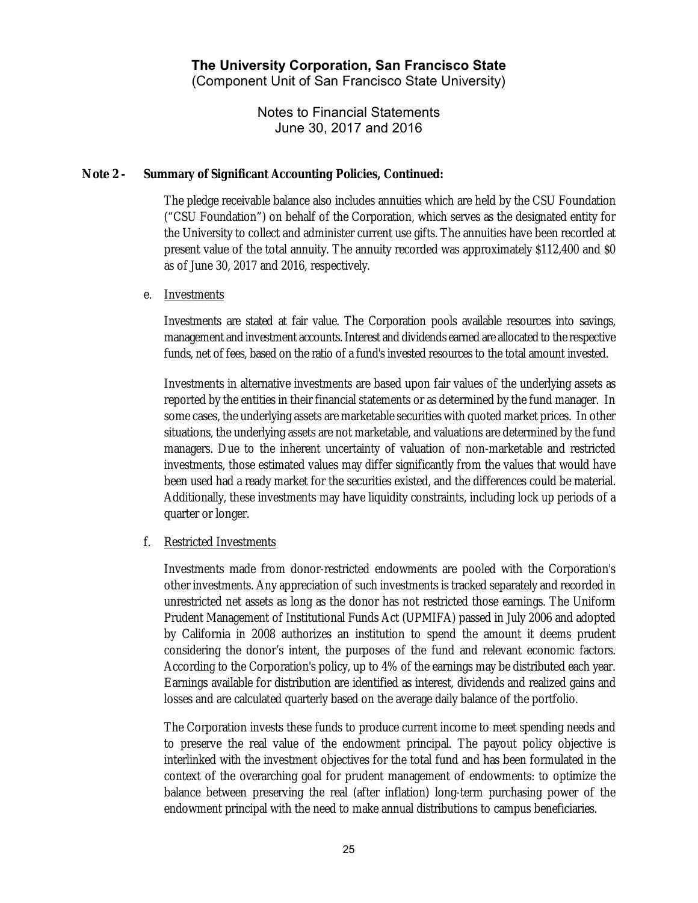## Note 2 - Summary of Significant Accounting Policies, Continued:

The pledge receivable balance also includes annuities which are held by the CSU Foundation ("CSU Foundation") on behalf of the Corporation, which serves as the designated entity for the University to collect and administer current use gifts. The annuities have been recorded at present value of the total annuity. The annuity recorded was approximately $112,400 and $0 as of June 30, 2017 and 2016, respectively.

e. Investments

Investments are stated at fair value. The Corporation pools available resources into savings, management and investment accounts. Interest and dividends earned are allocated to the respective funds, net of fees, based on the ratio of a fund's invested resources to the total amount invested.

Investments in alternative investments are based upon fair values of the underlying assets as reported by the entities in their financial statements or as determined by the fund manager. In some cases, the underlying assets are marketable securities with quoted market prices. In other situations, the underlying assets are not marketable, and valuations are determined by the fund managers. Due to the inherent uncertainty of valuation of non-marketable and restricted investments, those estimated values may differ significantly from the values that would have been used had a ready market for the securities existed, and the differences could be material. Additionally, these investments may have liquidity constraints, including lock up periods of a quarter or longer.

f. Restricted Investments

Investments made from donor-restricted endowments are pooled with the Corporation's other investments. Any appreciation of such investments is tracked separately and recorded in unrestricted net assets as long as the donor has not restricted those earnings. The Uniform Prudent Management of Institutional Funds Act (UPMIFA) passed in July 2006 and adopted by California in 2008 authorizes an institution to spend the amount it deems prudent considering the donor's intent, the purposes of the fund and relevant economic factors. According to the Corporation's policy, up to 4% of the earnings may be distributed each year. Earnings available for distribution are identified as interest, dividends and realized gains and losses and are calculated quarterly based on the average daily balance of the portfolio.

The Corporation invests these funds to produce current income to meet spending needs and to preserve the real value of the endowment principal. The payout policy objective is interlinked with the investment objectives for the total fund and has been formulated in the context of the overarching goal for prudent management of endowments: to optimize the balance between preserving the real (after inflation) long-term purchasing power of the endowment principal with the need to make annual distributions to campus beneficiaries.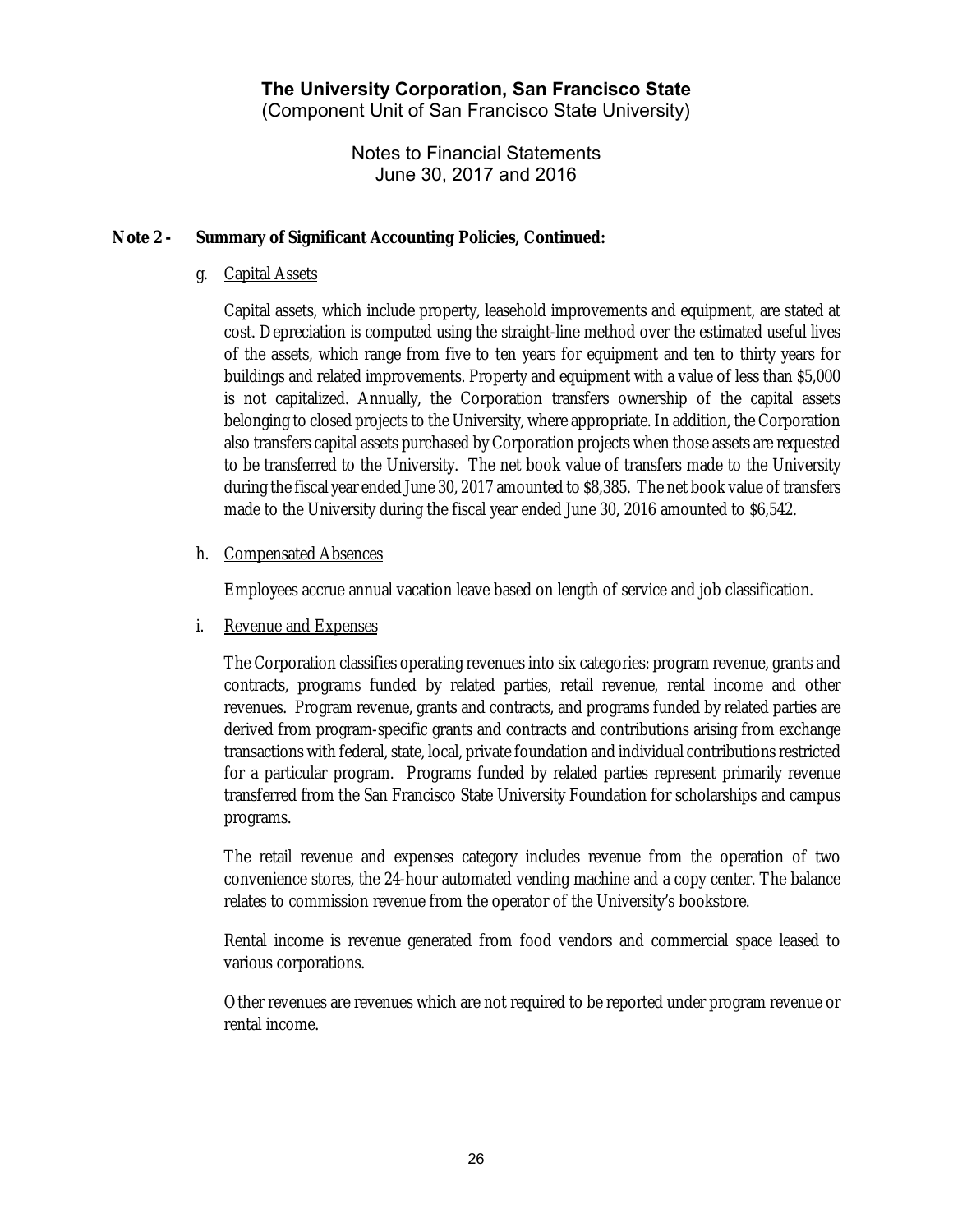# The University Corporation, San Francisco State
(Component Unit of San Francisco State University)

Notes to Financial Statements
June 30, 2017 and 2016

## Note 2 - Summary of Significant Accounting Policies, Continued:

g. Capital Assets

Capital assets, which include property, leasehold improvements and equipment, are stated at cost. Depreciation is computed using the straight-line method over the estimated useful lives of the assets, which range from five to ten years for equipment and ten to thirty years for buildings and related improvements. Property and equipment with a value of less than $5,000 is not capitalized. Annually, the Corporation transfers ownership of the capital assets belonging to closed projects to the University, where appropriate. In addition, the Corporation also transfers capital assets purchased by Corporation projects when those assets are requested to be transferred to the University. The net book value of transfers made to the University during the fiscal year ended June 30, 2017 amounted to $8,385. The net book value of transfers made to the University during the fiscal year ended June 30, 2016 amounted to $6,542.

h. Compensated Absences

Employees accrue annual vacation leave based on length of service and job classification.

i. Revenue and Expenses

The Corporation classifies operating revenues into six categories: program revenue, grants and contracts, programs funded by related parties, retail revenue, rental income and other revenues. Program revenue, grants and contracts, and programs funded by related parties are derived from program-specific grants and contracts and contributions arising from exchange transactions with federal, state, local, private foundation and individual contributions restricted for a particular program. Programs funded by related parties represent primarily revenue transferred from the San Francisco State University Foundation for scholarships and campus programs.

The retail revenue and expenses category includes revenue from the operation of two convenience stores, the 24-hour automated vending machine and a copy center. The balance relates to commission revenue from the operator of the University's bookstore.

Rental income is revenue generated from food vendors and commercial space leased to various corporations.

Other revenues are revenues which are not required to be reported under program revenue or rental income.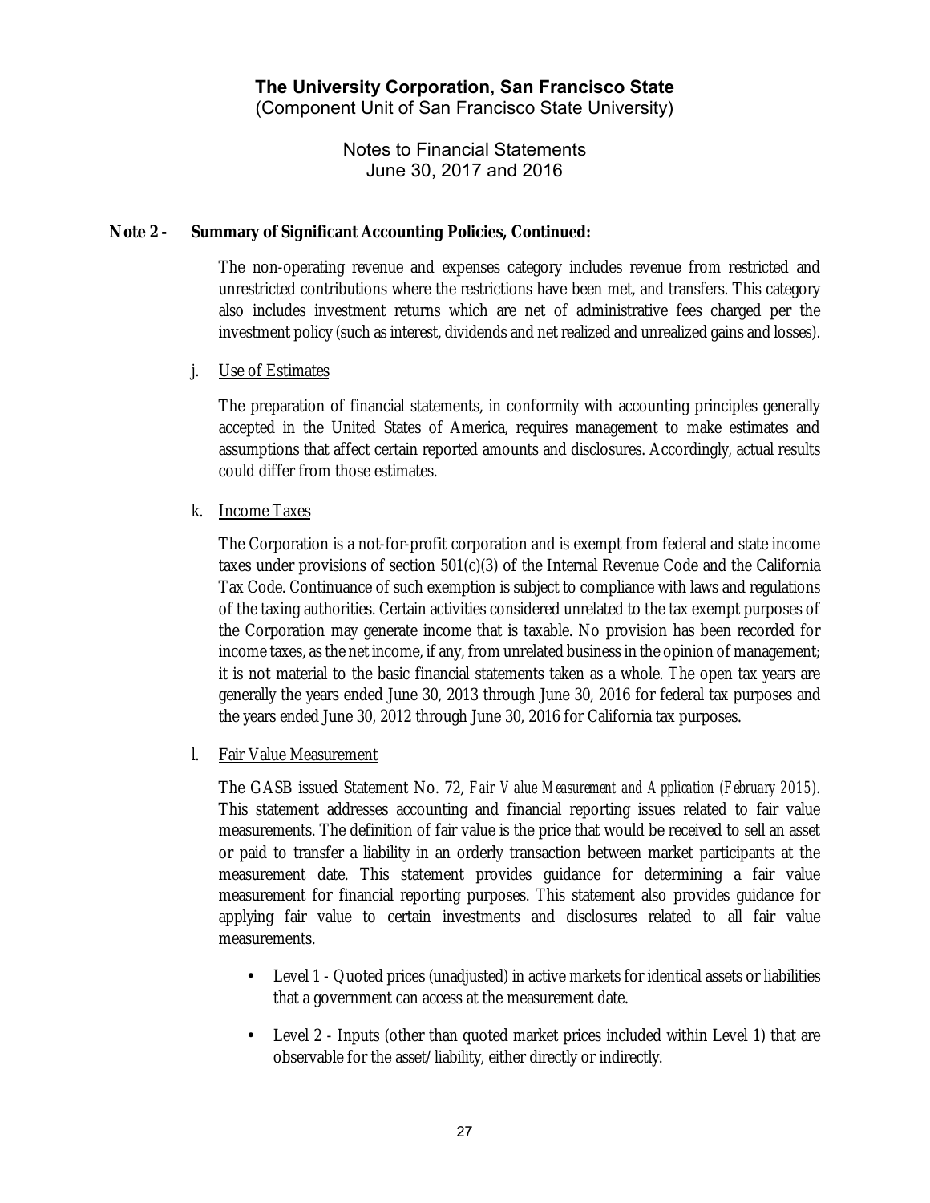# The University Corporation, San Francisco State
(Component Unit of San Francisco State University)

Notes to Financial Statements
June 30, 2017 and 2016

**Note 2 - Summary of Significant Accounting Policies, Continued:**

The non-operating revenue and expenses category includes revenue from restricted and unrestricted contributions where the restrictions have been met, and transfers. This category also includes investment returns which are net of administrative fees charged per the investment policy (such as interest, dividends and net realized and unrealized gains and losses).

j. Use of Estimates

The preparation of financial statements, in conformity with accounting principles generally accepted in the United States of America, requires management to make estimates and assumptions that affect certain reported amounts and disclosures. Accordingly, actual results could differ from those estimates.

k. Income Taxes

The Corporation is a not-for-profit corporation and is exempt from federal and state income taxes under provisions of section 501(c)(3) of the Internal Revenue Code and the California Tax Code. Continuance of such exemption is subject to compliance with laws and regulations of the taxing authorities. Certain activities considered unrelated to the tax exempt purposes of the Corporation may generate income that is taxable. No provision has been recorded for income taxes, as the net income, if any, from unrelated business in the opinion of management; it is not material to the basic financial statements taken as a whole. The open tax years are generally the years ended June 30, 2013 through June 30, 2016 for federal tax purposes and the years ended June 30, 2012 through June 30, 2016 for California tax purposes.

l. Fair Value Measurement

The GASB issued Statement No. 72, *Fair Value Measurement and Application (February 2015)*. This statement addresses accounting and financial reporting issues related to fair value measurements. The definition of fair value is the price that would be received to sell an asset or paid to transfer a liability in an orderly transaction between market participants at the measurement date. This statement provides guidance for determining a fair value measurement for financial reporting purposes. This statement also provides guidance for applying fair value to certain investments and disclosures related to all fair value measurements.

- Level 1 - Quoted prices (unadjusted) in active markets for identical assets or liabilities that a government can access at the measurement date.
- Level 2 - Inputs (other than quoted market prices included within Level 1) that are observable for the asset/liability, either directly or indirectly.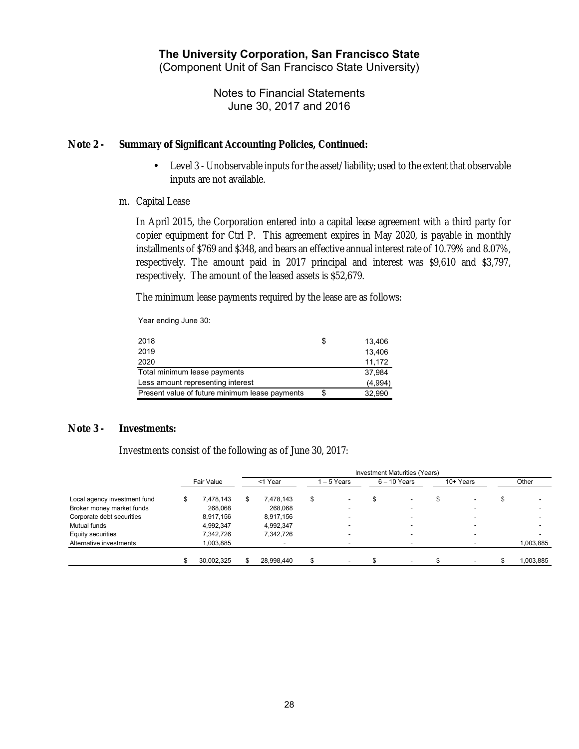**The University Corporation, San Francisco State**
(Component Unit of San Francisco State University)

Notes to Financial Statements
June 30, 2017 and 2016

**Note 2 - Summary of Significant Accounting Policies, Continued:**

- Level 3 - Unobservable inputs for the asset/liability; used to the extent that observable inputs are not available.

m. Capital Lease

In April 2015, the Corporation entered into a capital lease agreement with a third party for copier equipment for Ctrl P. This agreement expires in May 2020, is payable in monthly installments of $769 and $348, and bears an effective annual interest rate of 10.79% and 8.07%, respectively. The amount paid in 2017 principal and interest was $9,610 and $3,797, respectively. The amount of the leased assets is $52,679.

The minimum lease payments required by the lease are as follows:

| Year ending June 30: | | |
|---|---|---|
| 2018 | $ | 13,406 |
| 2019 | | 13,406 |
| 2020 | | 11,172 |
| Total minimum lease payments | | 37,984 |
| Less amount representing interest | | (4,994) |
| Present value of future minimum lease payments | $ | 32,990 |

**Note 3 - Investments:**

Investments consist of the following as of June 30, 2017:

| | | Investment Maturities (Years) | | | | |
|---|---|---|---|---|---|---|
| | Fair Value | <1 Year | 1 – 5 Years | 6 – 10 Years | 10+ Years | Other |
| Local agency investment fund | $ 7,478,143 | $ 7,478,143 | $ - | $ - | $ - | $ - |
| Broker money market funds | 268,068 | 268,068 | - | - | - | - |
| Corporate debt securities | 8,917,156 | 8,917,156 | - | - | - | - |
| Mutual funds | 4,992,347 | 4,992,347 | - | - | - | - |
| Equity securities | 7,342,726 | 7,342,726 | - | - | - | - |
| Alternative investments | 1,003,885 | - | - | - | - | 1,003,885 |
| | $ 30,002,325 | $ 28,998,440 | $ - | $ - | $ - | $ 1,003,885 |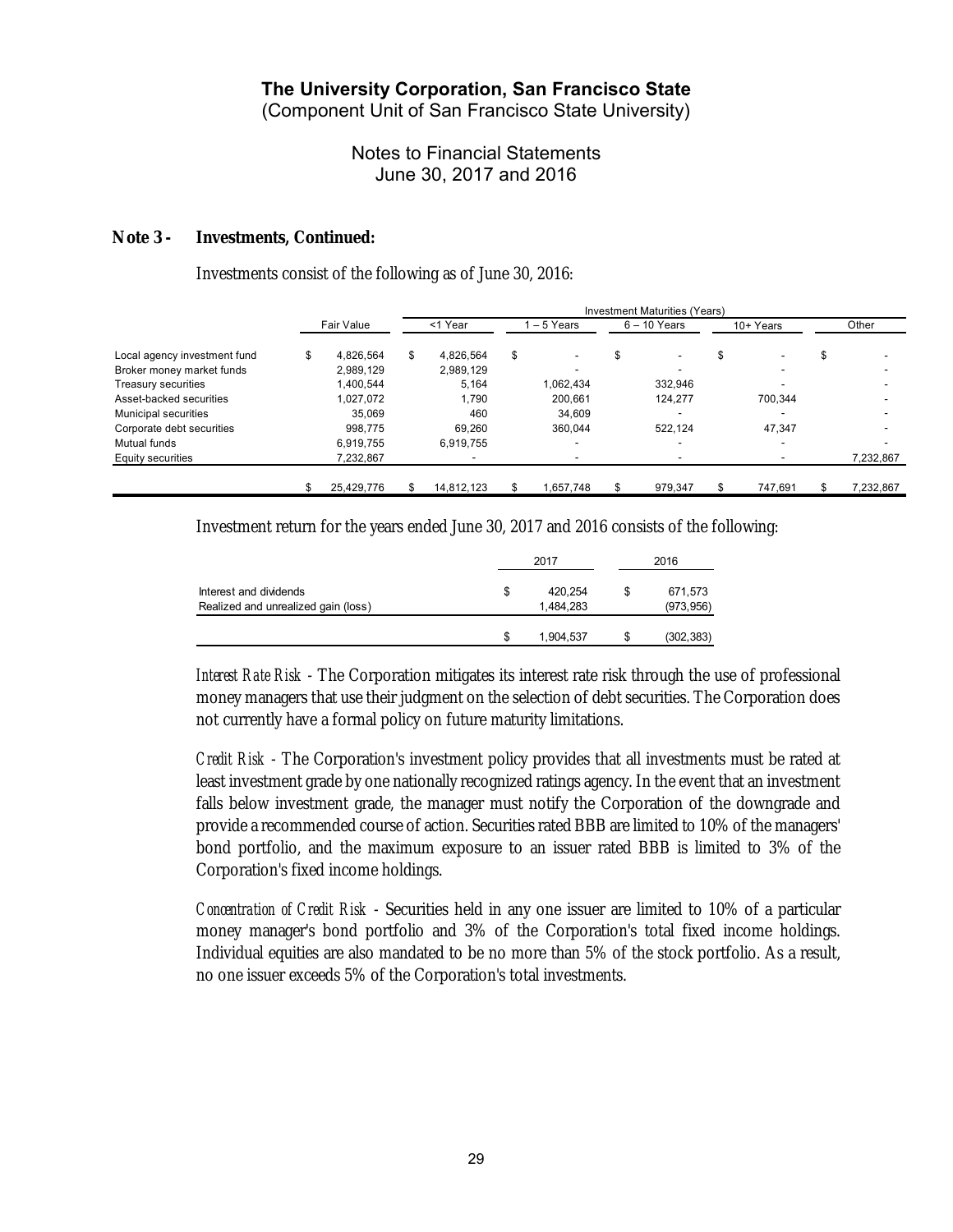**The University Corporation, San Francisco State**
(Component Unit of San Francisco State University)

Notes to Financial Statements
June 30, 2017 and 2016

## Note 3 - Investments, Continued:

Investments consist of the following as of June 30, 2016:

| | | Investment Maturities (Years) | | | | |
|---|---|---|---|---|---|---|
| | Fair Value | <1 Year | 1 – 5 Years | 6 – 10 Years | 10+ Years | Other |
| Local agency investment fund | $ 4,826,564 | $ 4,826,564 | $ - | $ - | $ - | $ - |
| Broker money market funds | 2,989,129 | 2,989,129 | - | - | - | - |
| Treasury securities | 1,400,544 | 5,164 | 1,062,434 | 332,946 | - | - |
| Asset-backed securities | 1,027,072 | 1,790 | 200,661 | 124,277 | 700,344 | - |
| Municipal securities | 35,069 | 460 | 34,609 | - | - | - |
| Corporate debt securities | 998,775 | 69,260 | 360,044 | 522,124 | 47,347 | - |
| Mutual funds | 6,919,755 | 6,919,755 | - | - | - | - |
| Equity securities | 7,232,867 | - | - | - | - | 7,232,867 |
| | $ 25,429,776 | $ 14,812,123 | $ 1,657,748 | $ 979,347 | $ 747,691 | $ 7,232,867 |

Investment return for the years ended June 30, 2017 and 2016 consists of the following:

| | 2017 | 2016 |
|---|---|---|
| Interest and dividends | $ 420,254 | $ 671,573 |
| Realized and unrealized gain (loss) | 1,484,283 | (973,956) |
| | $ 1,904,537 | $ (302,383) |

*Interest Rate Risk* - The Corporation mitigates its interest rate risk through the use of professional money managers that use their judgment on the selection of debt securities. The Corporation does not currently have a formal policy on future maturity limitations.

*Credit Risk* - The Corporation's investment policy provides that all investments must be rated at least investment grade by one nationally recognized ratings agency. In the event that an investment falls below investment grade, the manager must notify the Corporation of the downgrade and provide a recommended course of action. Securities rated BBB are limited to 10% of the managers' bond portfolio, and the maximum exposure to an issuer rated BBB is limited to 3% of the Corporation's fixed income holdings.

*Concentration of Credit Risk* - Securities held in any one issuer are limited to 10% of a particular money manager's bond portfolio and 3% of the Corporation's total fixed income holdings. Individual equities are also mandated to be no more than 5% of the stock portfolio. As a result, no one issuer exceeds 5% of the Corporation's total investments.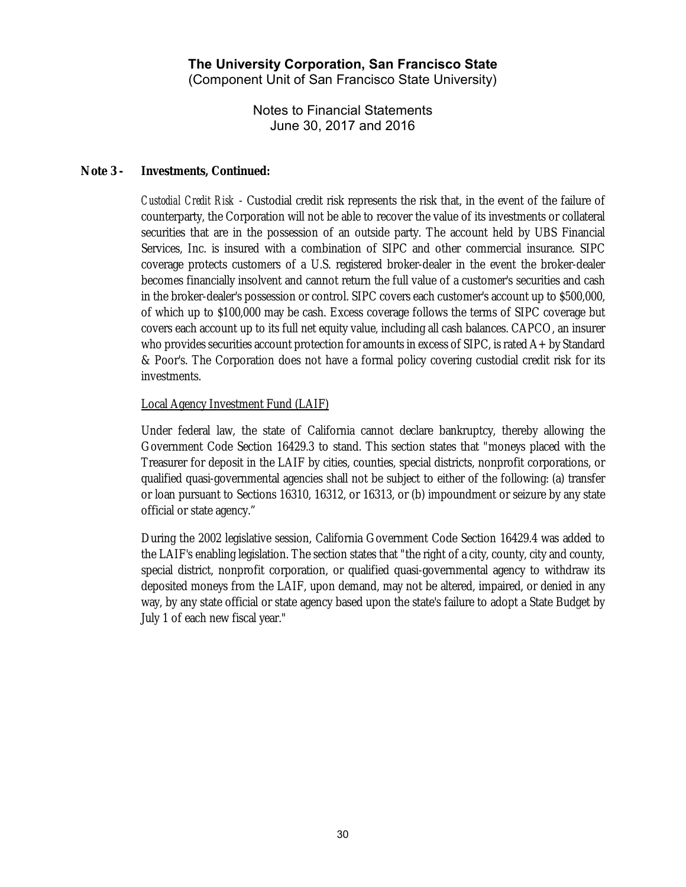**Note 3 - Investments, Continued:**

*Custodial Credit Risk* - Custodial credit risk represents the risk that, in the event of the failure of counterparty, the Corporation will not be able to recover the value of its investments or collateral securities that are in the possession of an outside party. The account held by UBS Financial Services, Inc. is insured with a combination of SIPC and other commercial insurance. SIPC coverage protects customers of a U.S. registered broker-dealer in the event the broker-dealer becomes financially insolvent and cannot return the full value of a customer's securities and cash in the broker-dealer's possession or control. SIPC covers each customer's account up to $500,000, of which up to $100,000 may be cash. Excess coverage follows the terms of SIPC coverage but covers each account up to its full net equity value, including all cash balances. CAPCO, an insurer who provides securities account protection for amounts in excess of SIPC, is rated A+ by Standard & Poor's. The Corporation does not have a formal policy covering custodial credit risk for its investments.

Local Agency Investment Fund (LAIF)

Under federal law, the state of California cannot declare bankruptcy, thereby allowing the Government Code Section 16429.3 to stand. This section states that "moneys placed with the Treasurer for deposit in the LAIF by cities, counties, special districts, nonprofit corporations, or qualified quasi-governmental agencies shall not be subject to either of the following: (a) transfer or loan pursuant to Sections 16310, 16312, or 16313, or (b) impoundment or seizure by any state official or state agency."

During the 2002 legislative session, California Government Code Section 16429.4 was added to the LAIF's enabling legislation. The section states that "the right of a city, county, city and county, special district, nonprofit corporation, or qualified quasi-governmental agency to withdraw its deposited moneys from the LAIF, upon demand, may not be altered, impaired, or denied in any way, by any state official or state agency based upon the state's failure to adopt a State Budget by July 1 of each new fiscal year."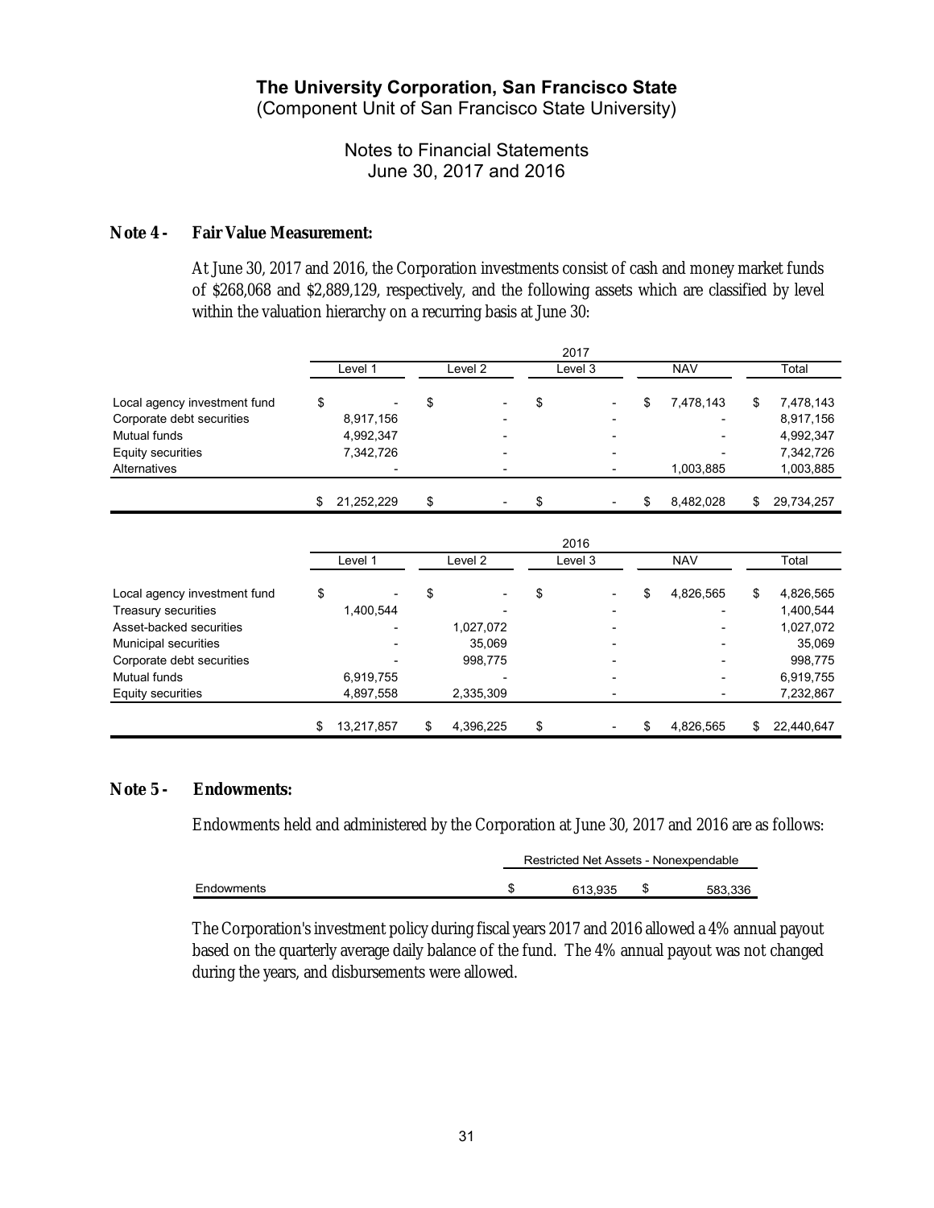# The University Corporation, San Francisco State

(Component Unit of San Francisco State University)

Notes to Financial Statements
June 30, 2017 and 2016

## Note 4 - Fair Value Measurement:

At June 30, 2017 and 2016, the Corporation investments consist of cash and money market funds of $268,068 and $2,889,129, respectively, and the following assets which are classified by level within the valuation hierarchy on a recurring basis at June 30:

| | 2017 | | | | |
|---|---|---|---|---|---|
| | Level 1 | Level 2 | Level 3 | NAV | Total |
| Local agency investment fund | $ - | $ - | $ - | $ 7,478,143 | $ 7,478,143 |
| Corporate debt securities | 8,917,156 | - | - | - | 8,917,156 |
| Mutual funds | 4,992,347 | - | - | - | 4,992,347 |
| Equity securities | 7,342,726 | - | - | - | 7,342,726 |
| Alternatives | - | - | - | 1,003,885 | 1,003,885 |
| | $ 21,252,229 | $ - | $ - | $ 8,482,028 | $ 29,734,257 |

| | 2016 | | | | |
|---|---|---|---|---|---|
| | Level 1 | Level 2 | Level 3 | NAV | Total |
| Local agency investment fund | $ - | $ - | $ - | $ 4,826,565 | $ 4,826,565 |
| Treasury securities | 1,400,544 | - | - | - | 1,400,544 |
| Asset-backed securities | - | 1,027,072 | - | - | 1,027,072 |
| Municipal securities | - | 35,069 | - | - | 35,069 |
| Corporate debt securities | - | 998,775 | - | - | 998,775 |
| Mutual funds | 6,919,755 | - | - | - | 6,919,755 |
| Equity securities | 4,897,558 | 2,335,309 | - | - | 7,232,867 |
| | $ 13,217,857 | $ 4,396,225 | $ - | $ 4,826,565 | $ 22,440,647 |

## Note 5 - Endowments:

Endowments held and administered by the Corporation at June 30, 2017 and 2016 are as follows:

| | Restricted Net Assets - Nonexpendable | |
|---|---|---|
| Endowments | $ 613,935 | $ 583,336 |

The Corporation's investment policy during fiscal years 2017 and 2016 allowed a 4% annual payout based on the quarterly average daily balance of the fund. The 4% annual payout was not changed during the years, and disbursements were allowed.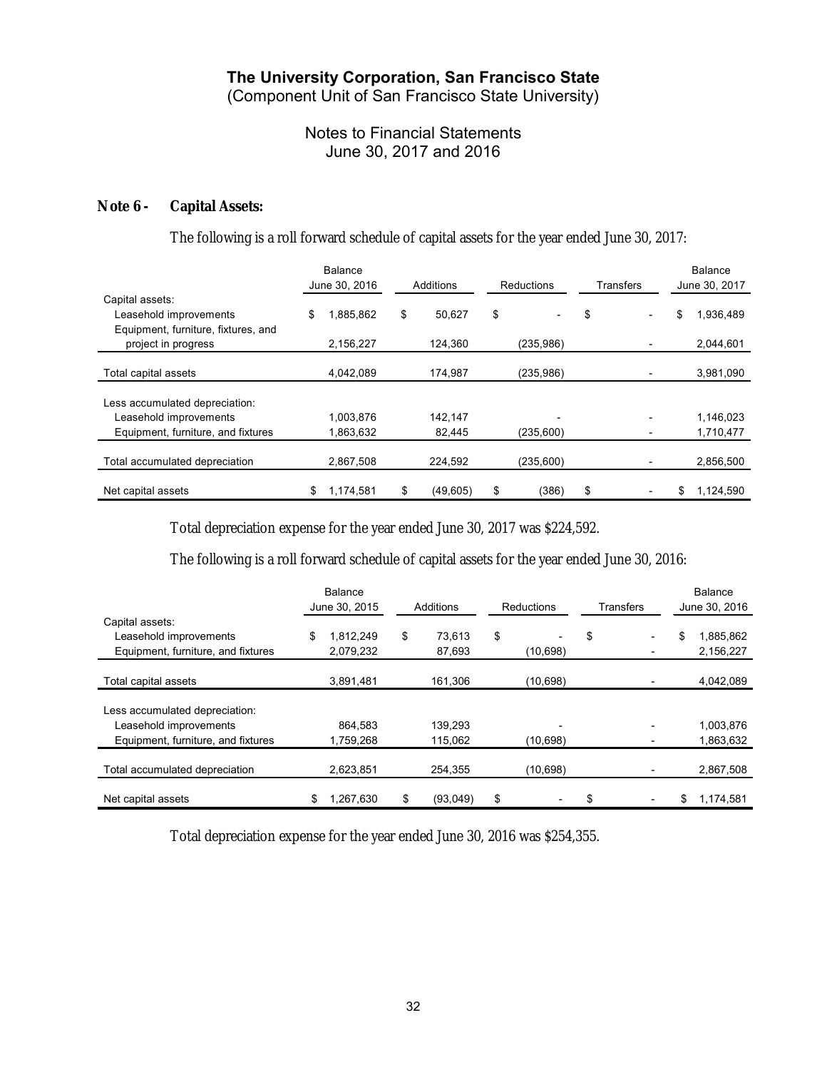# The University Corporation, San Francisco State

(Component Unit of San Francisco State University)

Notes to Financial Statements
June 30, 2017 and 2016

## Note 6 - Capital Assets:

The following is a roll forward schedule of capital assets for the year ended June 30, 2017:

| | Balance June 30, 2016 | Additions | Reductions | Transfers | Balance June 30, 2017 |
|---|---|---|---|---|---|
| Capital assets: | | | | | |
| Leasehold improvements | $ 1,885,862 | $ 50,627 | $ - | $ - | $ 1,936,489 |
| Equipment, furniture, fixtures, and project in progress | 2,156,227 | 124,360 | (235,986) | - | 2,044,601 |
| Total capital assets | 4,042,089 | 174,987 | (235,986) | - | 3,981,090 |
| Less accumulated depreciation: | | | | | |
| Leasehold improvements | 1,003,876 | 142,147 | - | - | 1,146,023 |
| Equipment, furniture, and fixtures | 1,863,632 | 82,445 | (235,600) | - | 1,710,477 |
| Total accumulated depreciation | 2,867,508 | 224,592 | (235,600) | - | 2,856,500 |
| Net capital assets | $ 1,174,581 | $ (49,605) | $ (386) | $ - | $ 1,124,590 |

Total depreciation expense for the year ended June 30, 2017 was $224,592.

The following is a roll forward schedule of capital assets for the year ended June 30, 2016:

| | Balance June 30, 2015 | Additions | Reductions | Transfers | Balance June 30, 2016 |
|---|---|---|---|---|---|
| Capital assets: | | | | | |
| Leasehold improvements | $ 1,812,249 | $ 73,613 | $ - | $ - | $ 1,885,862 |
| Equipment, furniture, and fixtures | 2,079,232 | 87,693 | (10,698) | - | 2,156,227 |
| Total capital assets | 3,891,481 | 161,306 | (10,698) | - | 4,042,089 |
| Less accumulated depreciation: | | | | | |
| Leasehold improvements | 864,583 | 139,293 | - | - | 1,003,876 |
| Equipment, furniture, and fixtures | 1,759,268 | 115,062 | (10,698) | - | 1,863,632 |
| Total accumulated depreciation | 2,623,851 | 254,355 | (10,698) | - | 2,867,508 |
| Net capital assets | $ 1,267,630 | $ (93,049) | $ - | $ - | $ 1,174,581 |

Total depreciation expense for the year ended June 30, 2016 was $254,355.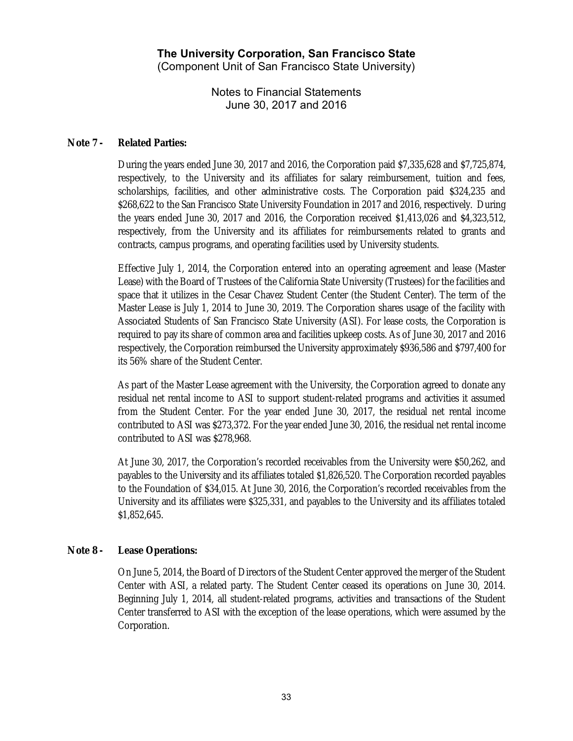# The University Corporation, San Francisco State
(Component Unit of San Francisco State University)

Notes to Financial Statements
June 30, 2017 and 2016

## Note 7 - Related Parties:

During the years ended June 30, 2017 and 2016, the Corporation paid $7,335,628 and $7,725,874, respectively, to the University and its affiliates for salary reimbursement, tuition and fees, scholarships, facilities, and other administrative costs. The Corporation paid $324,235 and $268,622 to the San Francisco State University Foundation in 2017 and 2016, respectively. During the years ended June 30, 2017 and 2016, the Corporation received $1,413,026 and $4,323,512, respectively, from the University and its affiliates for reimbursements related to grants and contracts, campus programs, and operating facilities used by University students.

Effective July 1, 2014, the Corporation entered into an operating agreement and lease (Master Lease) with the Board of Trustees of the California State University (Trustees) for the facilities and space that it utilizes in the Cesar Chavez Student Center (the Student Center). The term of the Master Lease is July 1, 2014 to June 30, 2019. The Corporation shares usage of the facility with Associated Students of San Francisco State University (ASI). For lease costs, the Corporation is required to pay its share of common area and facilities upkeep costs. As of June 30, 2017 and 2016 respectively, the Corporation reimbursed the University approximately $936,586 and $797,400 for its 56% share of the Student Center.

As part of the Master Lease agreement with the University, the Corporation agreed to donate any residual net rental income to ASI to support student-related programs and activities it assumed from the Student Center. For the year ended June 30, 2017, the residual net rental income contributed to ASI was $273,372. For the year ended June 30, 2016, the residual net rental income contributed to ASI was $278,968.

At June 30, 2017, the Corporation's recorded receivables from the University were $50,262, and payables to the University and its affiliates totaled $1,826,520. The Corporation recorded payables to the Foundation of $34,015. At June 30, 2016, the Corporation's recorded receivables from the University and its affiliates were $325,331, and payables to the University and its affiliates totaled $1,852,645.

## Note 8 - Lease Operations:

On June 5, 2014, the Board of Directors of the Student Center approved the merger of the Student Center with ASI, a related party. The Student Center ceased its operations on June 30, 2014. Beginning July 1, 2014, all student-related programs, activities and transactions of the Student Center transferred to ASI with the exception of the lease operations, which were assumed by the Corporation.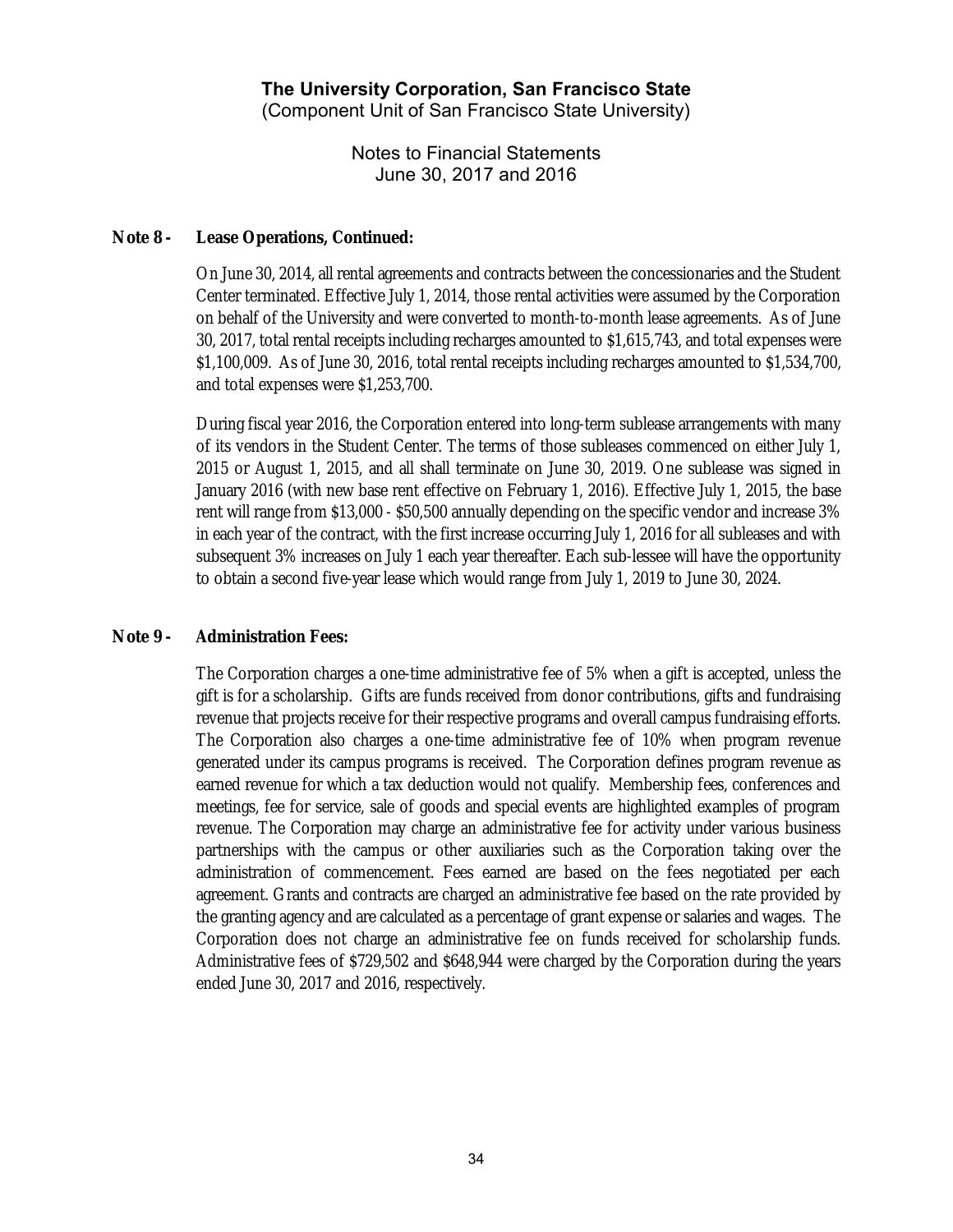**Note 8 - Lease Operations, Continued:**

On June 30, 2014, all rental agreements and contracts between the concessionaries and the Student Center terminated. Effective July 1, 2014, those rental activities were assumed by the Corporation on behalf of the University and were converted to month-to-month lease agreements. As of June 30, 2017, total rental receipts including recharges amounted to $1,615,743, and total expenses were $1,100,009. As of June 30, 2016, total rental receipts including recharges amounted to $1,534,700, and total expenses were $1,253,700.

During fiscal year 2016, the Corporation entered into long-term sublease arrangements with many of its vendors in the Student Center. The terms of those subleases commenced on either July 1, 2015 or August 1, 2015, and all shall terminate on June 30, 2019. One sublease was signed in January 2016 (with new base rent effective on February 1, 2016). Effective July 1, 2015, the base rent will range from $13,000 - $50,500 annually depending on the specific vendor and increase 3% in each year of the contract, with the first increase occurring July 1, 2016 for all subleases and with subsequent 3% increases on July 1 each year thereafter. Each sub-lessee will have the opportunity to obtain a second five-year lease which would range from July 1, 2019 to June 30, 2024.

**Note 9 - Administration Fees:**

The Corporation charges a one-time administrative fee of 5% when a gift is accepted, unless the gift is for a scholarship. Gifts are funds received from donor contributions, gifts and fundraising revenue that projects receive for their respective programs and overall campus fundraising efforts. The Corporation also charges a one-time administrative fee of 10% when program revenue generated under its campus programs is received. The Corporation defines program revenue as earned revenue for which a tax deduction would not qualify. Membership fees, conferences and meetings, fee for service, sale of goods and special events are highlighted examples of program revenue. The Corporation may charge an administrative fee for activity under various business partnerships with the campus or other auxiliaries such as the Corporation taking over the administration of commencement. Fees earned are based on the fees negotiated per each agreement. Grants and contracts are charged an administrative fee based on the rate provided by the granting agency and are calculated as a percentage of grant expense or salaries and wages. The Corporation does not charge an administrative fee on funds received for scholarship funds. Administrative fees of $729,502 and $648,944 were charged by the Corporation during the years ended June 30, 2017 and 2016, respectively.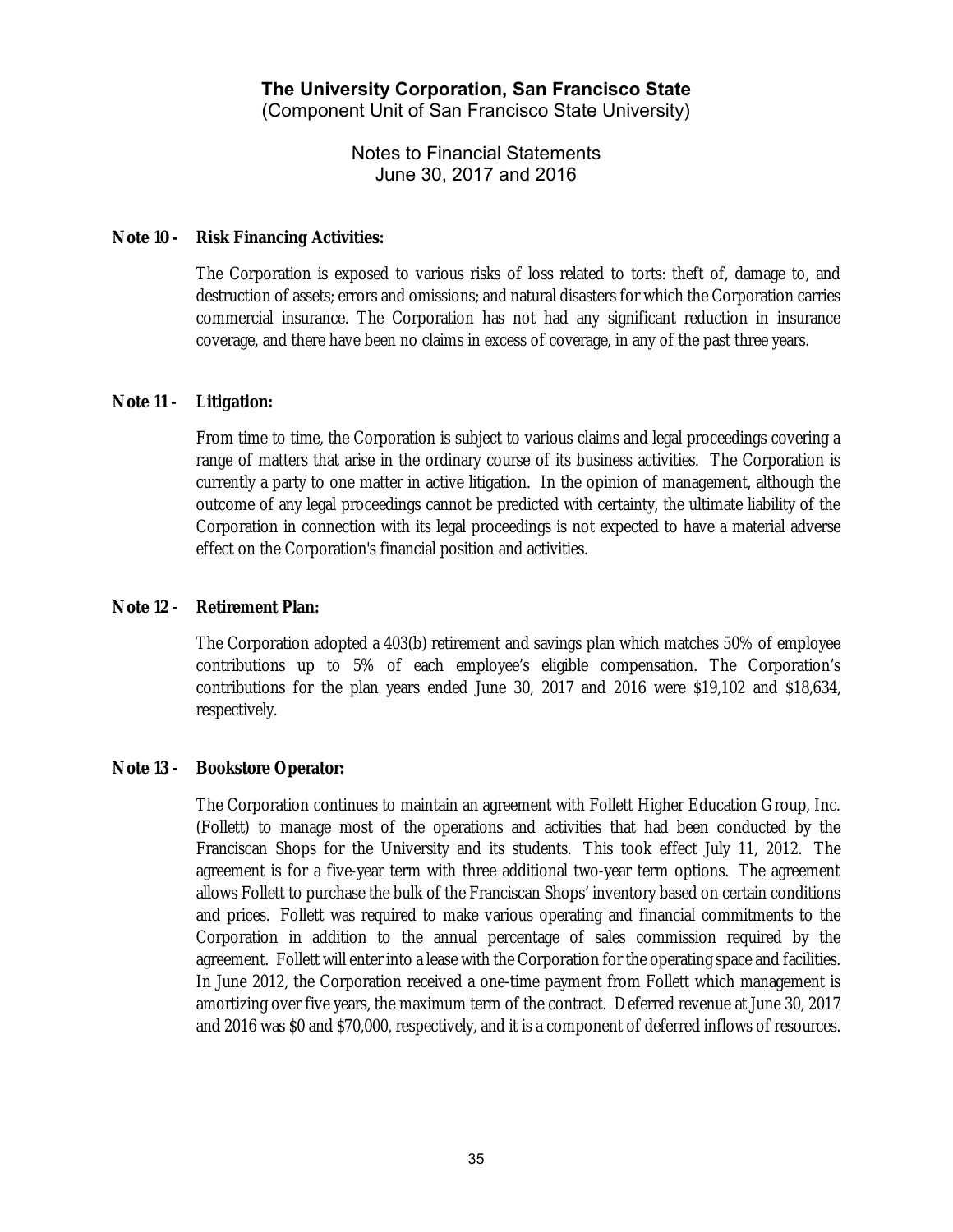# The University Corporation, San Francisco State
(Component Unit of San Francisco State University)

Notes to Financial Statements
June 30, 2017 and 2016

## Note 10 - Risk Financing Activities:

The Corporation is exposed to various risks of loss related to torts: theft of, damage to, and destruction of assets; errors and omissions; and natural disasters for which the Corporation carries commercial insurance. The Corporation has not had any significant reduction in insurance coverage, and there have been no claims in excess of coverage, in any of the past three years.

## Note 11 - Litigation:

From time to time, the Corporation is subject to various claims and legal proceedings covering a range of matters that arise in the ordinary course of its business activities. The Corporation is currently a party to one matter in active litigation. In the opinion of management, although the outcome of any legal proceedings cannot be predicted with certainty, the ultimate liability of the Corporation in connection with its legal proceedings is not expected to have a material adverse effect on the Corporation's financial position and activities.

## Note 12 - Retirement Plan:

The Corporation adopted a 403(b) retirement and savings plan which matches 50% of employee contributions up to 5% of each employee's eligible compensation. The Corporation's contributions for the plan years ended June 30, 2017 and 2016 were $19,102 and $18,634, respectively.

## Note 13 - Bookstore Operator:

The Corporation continues to maintain an agreement with Follett Higher Education Group, Inc. (Follett) to manage most of the operations and activities that had been conducted by the Franciscan Shops for the University and its students. This took effect July 11, 2012. The agreement is for a five-year term with three additional two-year term options. The agreement allows Follett to purchase the bulk of the Franciscan Shops' inventory based on certain conditions and prices. Follett was required to make various operating and financial commitments to the Corporation in addition to the annual percentage of sales commission required by the agreement. Follett will enter into a lease with the Corporation for the operating space and facilities. In June 2012, the Corporation received a one-time payment from Follett which management is amortizing over five years, the maximum term of the contract. Deferred revenue at June 30, 2017 and 2016 was $0 and $70,000, respectively, and it is a component of deferred inflows of resources.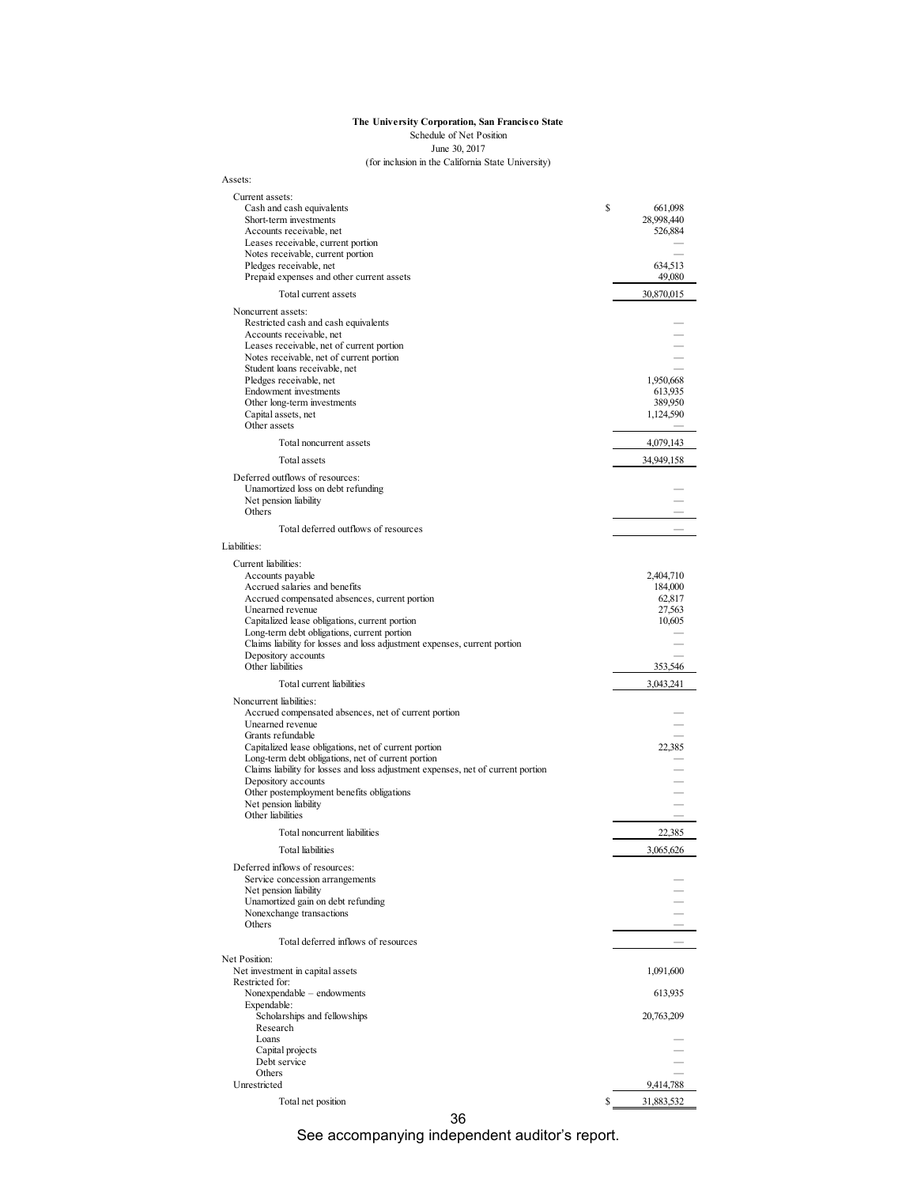**The University Corporation, San Francisco State**

Schedule of Net Position

June 30, 2017

(for inclusion in the California State University)

| | |
|---|---|
| **Assets:** | |
| Current assets: | |
| Cash and cash equivalents | $ 661,098 |
| Short-term investments | 28,998,440 |
| Accounts receivable, net | 526,884 |
| Leases receivable, current portion | — |
| Notes receivable, current portion | — |
| Pledges receivable, net | 634,513 |
| Prepaid expenses and other current assets | 49,080 |
| Total current assets | 30,870,015 |
| Noncurrent assets: | |
| Restricted cash and cash equivalents | — |
| Accounts receivable, net | — |
| Leases receivable, net of current portion | — |
| Notes receivable, net of current portion | — |
| Student loans receivable, net | — |
| Pledges receivable, net | 1,950,668 |
| Endowment investments | 613,935 |
| Other long-term investments | 389,950 |
| Capital assets, net | 1,124,590 |
| Other assets | — |
| Total noncurrent assets | 4,079,143 |
| Total assets | 34,949,158 |
| Deferred outflows of resources: | |
| Unamortized loss on debt refunding | — |
| Net pension liability | — |
| Others | — |
| Total deferred outflows of resources | — |
| **Liabilities:** | |
| Current liabilities: | |
| Accounts payable | 2,404,710 |
| Accrued salaries and benefits | 184,000 |
| Accrued compensated absences, current portion | 62,817 |
| Unearned revenue | 27,563 |
| Capitalized lease obligations, current portion | 10,605 |
| Long-term debt obligations, current portion | — |
| Claims liability for losses and loss adjustment expenses, current portion | — |
| Depository accounts | — |
| Other liabilities | 353,546 |
| Total current liabilities | 3,043,241 |
| Noncurrent liabilities: | |
| Accrued compensated absences, net of current portion | — |
| Unearned revenue | — |
| Grants refundable | — |
| Capitalized lease obligations, net of current portion | 22,385 |
| Long-term debt obligations, net of current portion | — |
| Claims liability for losses and loss adjustment expenses, net of current portion | — |
| Depository accounts | — |
| Other postemployment benefits obligations | — |
| Net pension liability | — |
| Other liabilities | — |
| Total noncurrent liabilities | 22,385 |
| Total liabilities | 3,065,626 |
| Deferred inflows of resources: | |
| Service concession arrangements | — |
| Net pension liability | — |
| Unamortized gain on debt refunding | — |
| Nonexchange transactions | — |
| Others | — |
| Total deferred inflows of resources | — |
| **Net Position:** | |
| Net investment in capital assets | 1,091,600 |
| Restricted for: | |
| Nonexpendable – endowments | 613,935 |
| Expendable: | |
| Scholarships and fellowships | 20,763,209 |
| Research | |
| Loans | — |
| Capital projects | — |
| Debt service | — |
| Others | — |
| Unrestricted | 9,414,788 |
| Total net position | $ 31,883,532 |

See accompanying independent auditor's report.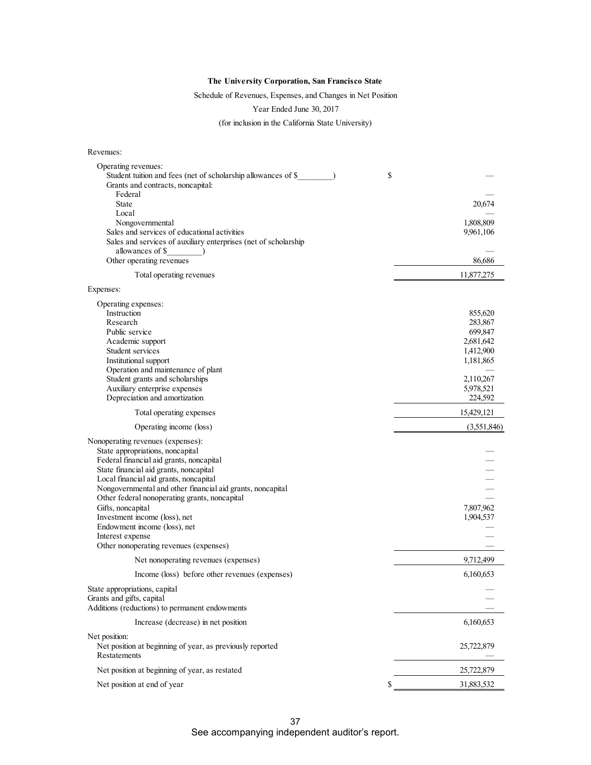**The University Corporation, San Francisco State**

Schedule of Revenues, Expenses, and Changes in Net Position

Year Ended June 30, 2017

(for inclusion in the California State University)

| | |
|---|---|
| Revenues: | |
| Operating revenues: | |
| Student tuition and fees (net of scholarship allowances of $________) | $ — |
| Grants and contracts, noncapital: | |
| Federal | — |
| State | 20,674 |
| Local | — |
| Nongovernmental | 1,808,809 |
| Sales and services of educational activities | 9,961,106 |
| Sales and services of auxiliary enterprises (net of scholarship allowances of $________) | — |
| Other operating revenues | 86,686 |
| Total operating revenues | 11,877,275 |
| Expenses: | |
| Operating expenses: | |
| Instruction | 855,620 |
| Research | 283,867 |
| Public service | 699,847 |
| Academic support | 2,681,642 |
| Student services | 1,412,900 |
| Institutional support | 1,181,865 |
| Operation and maintenance of plant | — |
| Student grants and scholarships | 2,110,267 |
| Auxiliary enterprise expenses | 5,978,521 |
| Depreciation and amortization | 224,592 |
| Total operating expenses | 15,429,121 |
| Operating income (loss) | (3,551,846) |
| Nonoperating revenues (expenses): | |
| State appropriations, noncapital | — |
| Federal financial aid grants, noncapital | — |
| State financial aid grants, noncapital | — |
| Local financial aid grants, noncapital | — |
| Nongovernmental and other financial aid grants, noncapital | — |
| Other federal nonoperating grants, noncapital | — |
| Gifts, noncapital | 7,807,962 |
| Investment income (loss), net | 1,904,537 |
| Endowment income (loss), net | — |
| Interest expense | — |
| Other nonoperating revenues (expenses) | — |
| Net nonoperating revenues (expenses) | 9,712,499 |
| Income (loss) before other revenues (expenses) | 6,160,653 |
| State appropriations, capital | — |
| Grants and gifts, capital | — |
| Additions (reductions) to permanent endowments | — |
| Increase (decrease) in net position | 6,160,653 |
| Net position: | |
| Net position at beginning of year, as previously reported | 25,722,879 |
| Restatements | — |
| Net position at beginning of year, as restated | 25,722,879 |
| Net position at end of year | $ 31,883,532 |

See accompanying independent auditor's report.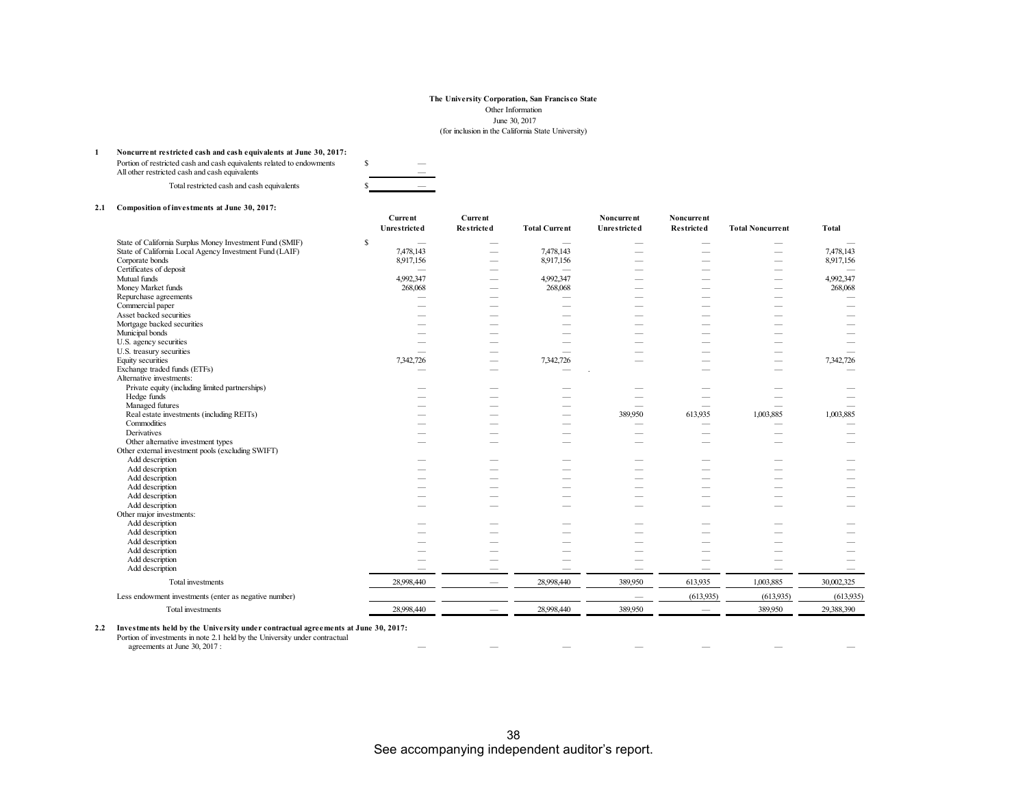**The University Corporation, San Francisco State**
Other Information
June 30, 2017
(for inclusion in the California State University)

**1 Noncurrent restricted cash and cash equivalents at June 30, 2017:**

| | |
|---|---|
| Portion of restricted cash and cash equivalents related to endowments | $ — |
| All other restricted cash and cash equivalents | — |
| Total restricted cash and cash equivalents | $ — |

**2.1 Composition of investments at June 30, 2017:**

| | Current Unrestricted | Current Restricted | Total Current | Noncurrent Unrestricted | Noncurrent Restricted | Total Noncurrent | Total |
|---|---|---|---|---|---|---|---|
| State of California Surplus Money Investment Fund (SMIF) | $ — | — | — | — | — | — | — |
| State of California Local Agency Investment Fund (LAIF) | 7,478,143 | — | 7,478,143 | — | — | — | 7,478,143 |
| Corporate bonds | 8,917,156 | — | 8,917,156 | — | — | — | 8,917,156 |
| Certificates of deposit | — | — | — | — | — | — | — |
| Mutual funds | 4,992,347 | — | 4,992,347 | — | — | — | 4,992,347 |
| Money Market funds | 268,068 | — | 268,068 | — | — | — | 268,068 |
| Repurchase agreements | — | — | — | — | — | — | — |
| Commercial paper | — | — | — | — | — | — | — |
| Asset backed securities | — | — | — | — | — | — | — |
| Mortgage backed securities | — | — | — | — | — | — | — |
| Municipal bonds | — | — | — | — | — | — | — |
| U.S. agency securities | — | — | — | — | — | — | — |
| U.S. treasury securities | — | — | — | — | — | — | — |
| Equity securities | 7,342,726 | — | 7,342,726 | — | — | — | 7,342,726 |
| Exchange traded funds (ETFs) | — | — | — | | — | — | — |
| Alternative investments: | | | | | | | |
| Private equity (including limited partnerships) | — | — | — | — | — | — | — |
| Hedge funds | — | — | — | — | — | — | — |
| Managed futures | — | — | — | — | — | — | — |
| Real estate investments (including REITs) | — | — | — | 389,950 | 613,935 | 1,003,885 | 1,003,885 |
| Commodities | — | — | — | — | — | — | — |
| Derivatives | — | — | — | — | — | — | — |
| Other alternative investment types | — | — | — | — | — | — | — |
| Other external investment pools (excluding SWIFT) | | | | | | | |
| Add description | — | — | — | — | — | — | — |
| Add description | — | — | — | — | — | — | — |
| Add description | — | — | — | — | — | — | — |
| Add description | — | — | — | — | — | — | — |
| Add description | — | — | — | — | — | — | — |
| Add description | — | — | — | — | — | — | — |
| Other major investments: | | | | | | | |
| Add description | — | — | — | — | — | — | — |
| Add description | — | — | — | — | — | — | — |
| Add description | — | — | — | — | — | — | — |
| Add description | — | — | — | — | — | — | — |
| Add description | — | — | — | — | — | — | — |
| Add description | — | — | — | — | — | — | — |
| Total investments | 28,998,440 | — | 28,998,440 | 389,950 | 613,935 | 1,003,885 | 30,002,325 |
| Less endowment investments (enter as negative number) | | | | — | (613,935) | (613,935) | (613,935) |
| Total investments | 28,998,440 | — | 28,998,440 | 389,950 | — | 389,950 | 29,388,390 |

**2.2 Investments held by the University under contractual agreements at June 30, 2017:**

| | | | | | | | |
|---|---|---|---|---|---|---|---|
| Portion of investments in note 2.1 held by the University under contractual agreements at June 30, 2017 : | — | — | — | — | — | — | — |

See accompanying independent auditor's report.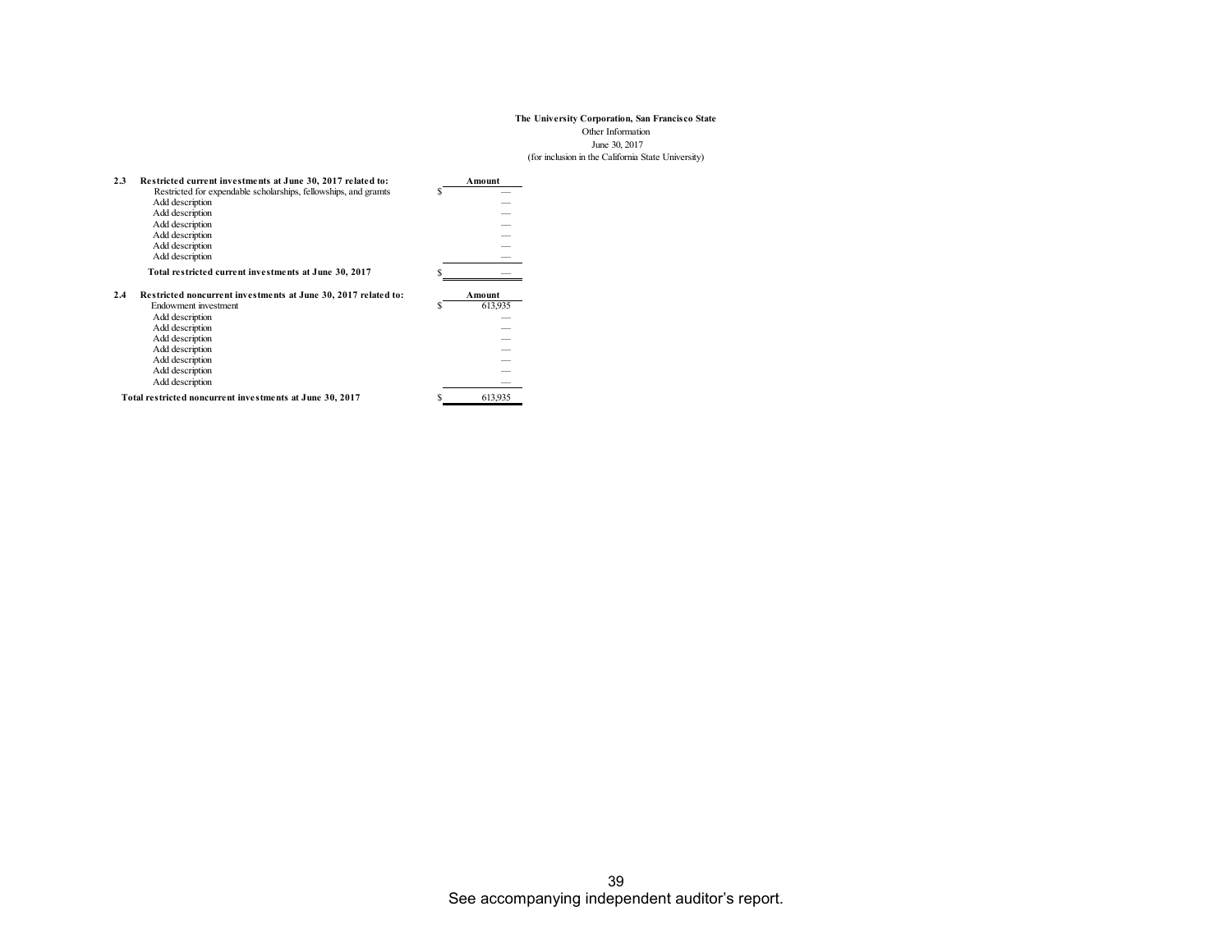**The University Corporation, San Francisco State**
Other Information
June 30, 2017
(for inclusion in the California State University)

| 2.3 | Restricted current investments at June 30, 2017 related to: | Amount |
|---|---|---|
| | Restricted for expendable scholarships, fellowships, and gramts | $ — |
| | Add description | — |
| | Add description | — |
| | Add description | — |
| | Add description | — |
| | Add description | — |
| | Add description | — |
| | **Total restricted current investments at June 30, 2017** | $ — |

| 2.4 | Restricted noncurrent investments at June 30, 2017 related to: | Amount |
|---|---|---|
| | Endowment investment | $ 613,935 |
| | Add description | — |
| | Add description | — |
| | Add description | — |
| | Add description | — |
| | Add description | — |
| | Add description | — |
| | Add description | — |
| | **Total restricted noncurrent investments at June 30, 2017** | $ 613,935 |

See accompanying independent auditor's report.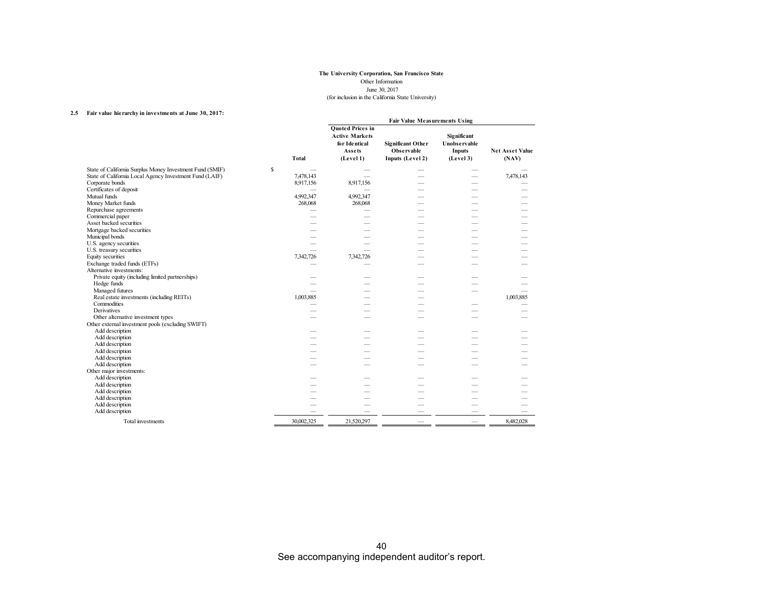**The University Corporation, San Francisco State**
Other Information
June 30, 2017
(for inclusion in the California State University)

**2.5 Fair value hierarchy in investments at June 30, 2017:**

| | Total | Fair Value Measurements Using: Quoted Prices in Active Markets for Identical Assets (Level 1) | Significant Other Observable Inputs (Level 2) | Significant Unobservable Inputs (Level 3) | Net Asset Value (NAV) |
|---|---|---|---|---|---|
| State of California Surplus Money Investment Fund (SMIF) | $ — | — | — | — | — |
| State of California Local Agency Investment Fund (LAIF) | 7,478,143 | — | — | — | 7,478,143 |
| Corporate bonds | 8,917,156 | 8,917,156 | — | — | — |
| Certificates of deposit | — | — | — | — | — |
| Mutual funds | 4,992,347 | 4,992,347 | — | — | — |
| Money Market funds | 268,068 | 268,068 | — | — | — |
| Repurchase agreements | — | — | — | — | — |
| Commercial paper | — | — | — | — | — |
| Asset backed securities | — | — | — | — | — |
| Mortgage backed securities | — | — | — | — | — |
| Municipal bonds | — | — | — | — | — |
| U.S. agency securities | — | — | — | — | — |
| U.S. treasury securities | — | — | — | — | — |
| Equity securities | 7,342,726 | 7,342,726 | — | — | — |
| Exchange traded funds (ETFs) | — | — | — | — | — |
| Alternative investments: | | | | | |
| Private equity (including limited partnerships) | — | — | — | — | — |
| Hedge funds | — | — | — | — | — |
| Managed futures | — | — | — | — | — |
| Real estate investments (including REITs) | 1,003,885 | — | — | | 1,003,885 |
| Commodities | — | — | — | — | — |
| Derivatives | — | — | — | — | — |
| Other alternative investment types | — | — | — | — | — |
| Other external investment pools (excluding SWIFT) | | | | | |
| Add description | — | — | — | — | — |
| Add description | — | — | — | — | — |
| Add description | — | — | — | — | — |
| Add description | — | — | — | — | — |
| Add description | — | — | — | — | — |
| Add description | — | — | — | — | — |
| Other major investments: | | | | | |
| Add description | — | — | — | — | — |
| Add description | — | — | — | — | — |
| Add description | — | — | — | — | — |
| Add description | — | — | — | — | — |
| Add description | — | — | — | — | — |
| Add description | — | — | — | — | — |
| Total investments | 30,002,325 | 21,520,297 | — | — | 8,482,028 |

See accompanying independent auditor's report.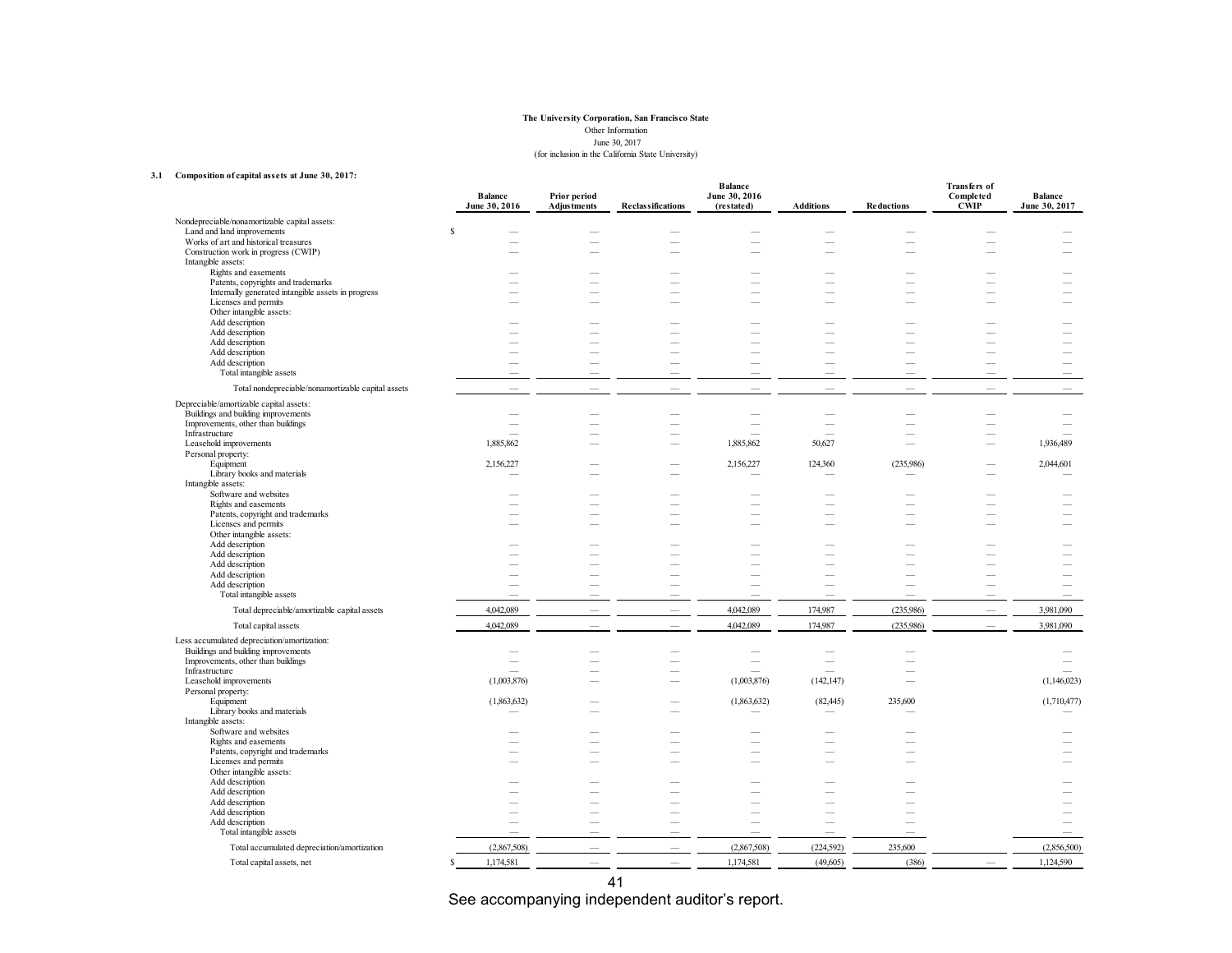**The University Corporation, San Francisco State**
Other Information
June 30, 2017
(for inclusion in the California State University)

**3.1 Composition of capital assets at June 30, 2017:**

| | Balance June 30, 2016 | Prior period Adjustments | Reclassifications | Balance June 30, 2016 (restated) | Additions | Reductions | Transfers of Completed CWIP | Balance June 30, 2017 |
|---|---|---|---|---|---|---|---|---|
| Nondepreciable/nonamortizable capital assets: | | | | | | | | |
| Land and land improvements | $ — | — | — | — | — | — | — | — |
| Works of art and historical treasures | — | — | — | — | — | — | — | — |
| Construction work in progress (CWIP) | — | — | — | — | — | — | — | — |
| Intangible assets: | | | | | | | | |
| Rights and easements | — | — | — | — | — | — | — | — |
| Patents, copyrights and trademarks | — | — | — | — | — | — | — | — |
| Internally generated intangible assets in progress | — | — | — | — | — | — | — | — |
| Licenses and permits | — | — | — | — | — | — | — | — |
| Other intangible assets: | | | | | | | | |
| Add description | — | — | — | — | — | — | — | — |
| Add description | — | — | — | — | — | — | — | — |
| Add description | — | — | — | — | — | — | — | — |
| Add description | — | — | — | — | — | — | — | — |
| Add description | — | — | — | — | — | — | — | — |
| Total intangible assets | — | — | — | — | — | — | — | — |
| Total nondepreciable/nonamortizable capital assets | — | — | — | — | — | — | — | — |
| Depreciable/amortizable capital assets: | | | | | | | | |
| Buildings and building improvements | — | — | — | — | — | — | — | — |
| Improvements, other than buildings | — | — | — | — | — | — | — | — |
| Infrastructure | — | — | — | — | — | — | — | — |
| Leasehold improvements | 1,885,862 | — | — | 1,885,862 | 50,627 | — | — | 1,936,489 |
| Personal property: | | | | | | | | |
| Equipment | 2,156,227 | — | — | 2,156,227 | 124,360 | (235,986) | — | 2,044,601 |
| Library books and materials | — | — | — | — | — | — | — | — |
| Intangible assets: | | | | | | | | |
| Software and websites | — | — | — | — | — | — | — | — |
| Rights and easements | — | — | — | — | — | — | — | — |
| Patents, copyright and trademarks | — | — | — | — | — | — | — | — |
| Licenses and permits | — | — | — | — | — | — | — | — |
| Other intangible assets: | | | | | | | | |
| Add description | — | — | — | — | — | — | — | — |
| Add description | — | — | — | — | — | — | — | — |
| Add description | — | — | — | — | — | — | — | — |
| Add description | — | — | — | — | — | — | — | — |
| Add description | — | — | — | — | — | — | — | — |
| Total intangible assets | — | — | — | — | — | — | — | — |
| Total depreciable/amortizable capital assets | 4,042,089 | — | — | 4,042,089 | 174,987 | (235,986) | — | 3,981,090 |
| Total capital assets | 4,042,089 | — | — | 4,042,089 | 174,987 | (235,986) | — | 3,981,090 |
| Less accumulated depreciation/amortization: | | | | | | | | |
| Buildings and building improvements | — | — | — | — | — | — | | — |
| Improvements, other than buildings | — | — | — | — | — | — | | — |
| Infrastructure | — | — | — | — | — | — | | — |
| Leasehold improvements | (1,003,876) | — | — | (1,003,876) | (142,147) | — | | (1,146,023) |
| Personal property: | | | | | | | | |
| Equipment | (1,863,632) | — | — | (1,863,632) | (82,445) | 235,600 | | (1,710,477) |
| Library books and materials | — | — | — | — | — | — | | — |
| Intangible assets: | | | | | | | | |
| Software and websites | — | — | — | — | — | — | | — |
| Rights and easements | — | — | — | — | — | — | | — |
| Patents, copyright and trademarks | — | — | — | — | — | — | | — |
| Licenses and permits | — | — | — | — | — | — | | — |
| Other intangible assets: | | | | | | | | |
| Add description | — | — | — | — | — | — | | — |
| Add description | — | — | — | — | — | — | | — |
| Add description | — | — | — | — | — | — | | — |
| Add description | — | — | — | — | — | — | | — |
| Add description | — | — | — | — | — | — | | — |
| Total intangible assets | — | — | — | — | — | — | | — |
| Total accumulated depreciation/amortization | (2,867,508) | — | — | (2,867,508) | (224,592) | 235,600 | | (2,856,500) |
| Total capital assets, net | $ 1,174,581 | — | — | 1,174,581 | (49,605) | (386) | — | 1,124,590 |

See accompanying independent auditor's report.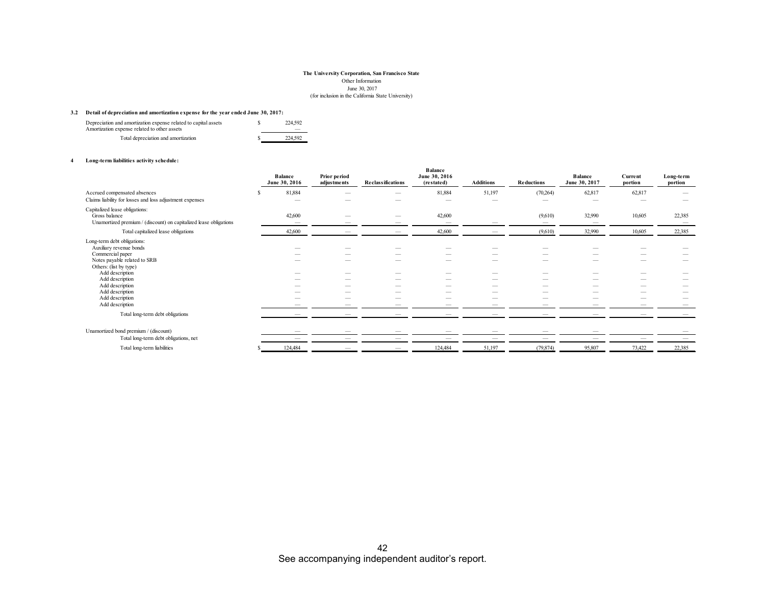**The University Corporation, San Francisco State**
Other Information
June 30, 2017
(for inclusion in the California State University)

**3.2 Detail of depreciation and amortization expense for the year ended June 30, 2017:**

| | |
|---|---|
| Depreciation and amortization expense related to capital assets | $ 224,592 |
| Amortization expense related to other assets | — |
| Total depreciation and amortization | $ 224,592 |

**4 Long-term liabilities activity schedule:**

| | Balance June 30, 2016 | Prior period adjustments | Reclassifications | Balance June 30, 2016 (restated) | Additions | Reductions | Balance June 30, 2017 | Current portion | Long-term portion |
|---|---|---|---|---|---|---|---|---|---|
| Accrued compensated absences | $ 81,884 | — | — | 81,884 | 51,197 | (70,264) | 62,817 | 62,817 | — |
| Claims liability for losses and loss adjustment expenses | — | — | — | — | — | — | — | — | — |
| Capitalized lease obligations: | | | | | | | | | |
| Gross balance | 42,600 | — | — | 42,600 | | (9,610) | 32,990 | 10,605 | 22,385 |
| Unamortized premium / (discount) on capitalized lease obligations | — | — | — | — | — | — | — | | — |
| Total capitalized lease obligations | 42,600 | — | — | 42,600 | — | (9,610) | 32,990 | 10,605 | 22,385 |
| Long-term debt obligations: | | | | | | | | | |
| Auxiliary revenue bonds | — | — | — | — | — | — | — | — | — |
| Commercial paper | — | — | — | — | — | — | — | — | — |
| Notes payable related to SRB | — | — | — | — | — | — | — | — | — |
| Others: (list by type) | | | | | | | | | |
| Add description | — | — | — | — | — | — | — | — | — |
| Add description | — | — | — | — | — | — | — | — | — |
| Add description | — | — | — | — | — | — | — | — | — |
| Add description | — | — | — | — | — | — | — | — | — |
| Add description | — | — | — | — | — | — | — | — | — |
| Add description | — | — | — | — | — | — | — | — | — |
| Total long-term debt obligations | — | — | — | — | — | — | — | — | — |
| Unamortized bond premium / (discount) | — | — | — | — | — | — | — | | — |
| Total long-term debt obligations, net | — | — | — | — | — | — | — | — | — |
| Total long-term liabilities | $ 124,484 | — | — | 124,484 | 51,197 | (79,874) | 95,807 | 73,422 | 22,385 |

See accompanying independent auditor's report.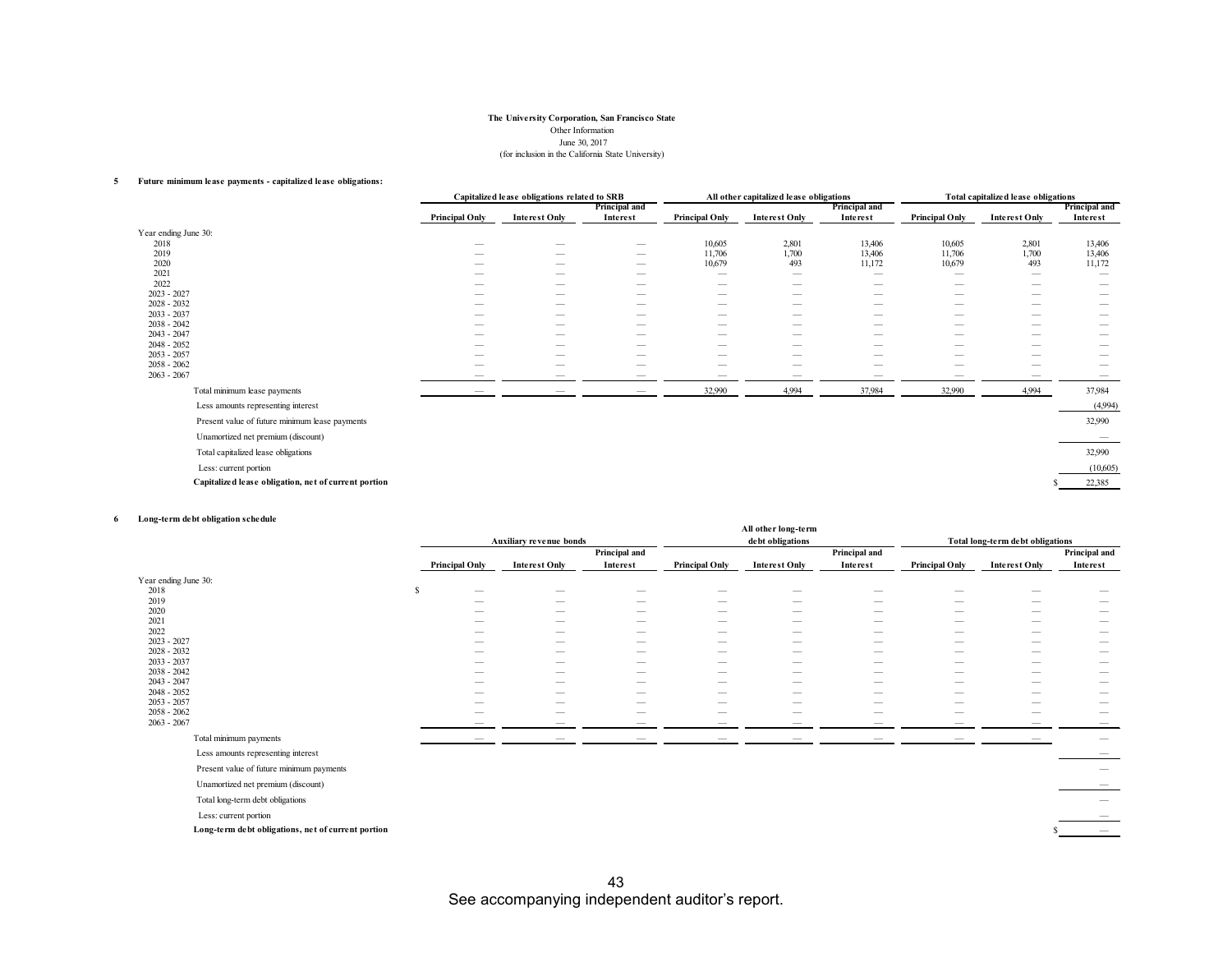**The University Corporation, San Francisco State**
Other Information
June 30, 2017
(for inclusion in the California State University)

**5 Future minimum lease payments - capitalized lease obligations:**

| | Capitalized lease obligations related to SRB | | | All other capitalized lease obligations | | | Total capitalized lease obligations | | |
|---|---|---|---|---|---|---|---|---|---|
| | Principal Only | Interest Only | Principal and Interest | Principal Only | Interest Only | Principal and Interest | Principal Only | Interest Only | Principal and Interest |
| Year ending June 30: | | | | | | | | | |
| 2018 | — | — | — | 10,605 | 2,801 | 13,406 | 10,605 | 2,801 | 13,406 |
| 2019 | — | — | — | 11,706 | 1,700 | 13,406 | 11,706 | 1,700 | 13,406 |
| 2020 | — | — | — | 10,679 | 493 | 11,172 | 10,679 | 493 | 11,172 |
| 2021 | — | — | — | — | — | — | — | — | — |
| 2022 | — | — | — | — | — | — | — | — | — |
| 2023 - 2027 | — | — | — | — | — | — | — | — | — |
| 2028 - 2032 | — | — | — | — | — | — | — | — | — |
| 2033 - 2037 | — | — | — | — | — | — | — | — | — |
| 2038 - 2042 | — | — | — | — | — | — | — | — | — |
| 2043 - 2047 | — | — | — | — | — | — | — | — | — |
| 2048 - 2052 | — | — | — | — | — | — | — | — | — |
| 2053 - 2057 | — | — | — | — | — | — | — | — | — |
| 2058 - 2062 | — | — | — | — | — | — | — | — | — |
| 2063 - 2067 | — | — | — | — | — | — | — | — | — |
| Total minimum lease payments | — | — | — | 32,990 | 4,994 | 37,984 | 32,990 | 4,994 | 37,984 |
| Less amounts representing interest | | | | | | | | | (4,994) |
| Present value of future minimum lease payments | | | | | | | | | 32,990 |
| Unamortized net premium (discount) | | | | | | | | | — |
| Total capitalized lease obligations | | | | | | | | | 32,990 |
| Less: current portion | | | | | | | | | (10,605) |
| **Capitalized lease obligation, net of current portion** | | | | | | | | | $ 22,385 |

**6 Long-term debt obligation schedule**

| | Auxiliary revenue bonds | | | All other long-term debt obligations | | | Total long-term debt obligations | | |
|---|---|---|---|---|---|---|---|---|---|
| | Principal Only | Interest Only | Principal and Interest | Principal Only | Interest Only | Principal and Interest | Principal Only | Interest Only | Principal and Interest |
| Year ending June 30: | | | | | | | | | |
| 2018 | $ — | — | — | — | — | — | — | — | — |
| 2019 | — | — | — | — | — | — | — | — | — |
| 2020 | — | — | — | — | — | — | — | — | — |
| 2021 | — | — | — | — | — | — | — | — | — |
| 2022 | — | — | — | — | — | — | — | — | — |
| 2023 - 2027 | — | — | — | — | — | — | — | — | — |
| 2028 - 2032 | — | — | — | — | — | — | — | — | — |
| 2033 - 2037 | — | — | — | — | — | — | — | — | — |
| 2038 - 2042 | — | — | — | — | — | — | — | — | — |
| 2043 - 2047 | — | — | — | — | — | — | — | — | — |
| 2048 - 2052 | — | — | — | — | — | — | — | — | — |
| 2053 - 2057 | — | — | — | — | — | — | — | — | — |
| 2058 - 2062 | — | — | — | — | — | — | — | — | — |
| 2063 - 2067 | — | — | — | — | — | — | — | — | — |
| Total minimum payments | — | — | — | — | — | — | — | — | — |
| Less amounts representing interest | | | | | | | | | — |
| Present value of future minimum payments | | | | | | | | | — |
| Unamortized net premium (discount) | | | | | | | | | — |
| Total long-term debt obligations | | | | | | | | | — |
| Less: current portion | | | | | | | | | — |
| **Long-term debt obligations, net of current portion** | | | | | | | | | $ — |

See accompanying independent auditor's report.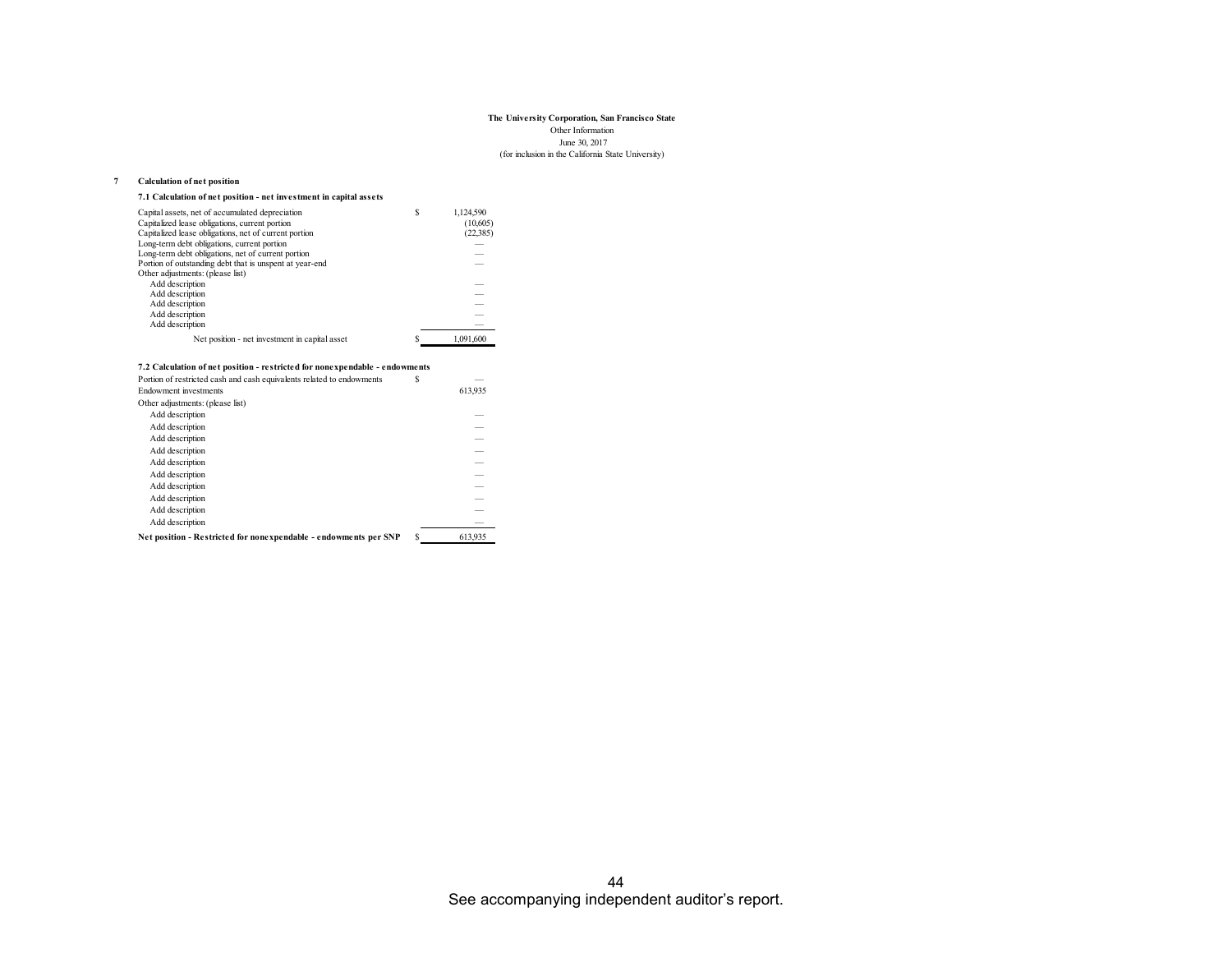**The University Corporation, San Francisco State**
Other Information
June 30, 2017
(for inclusion in the California State University)

## 7 Calculation of net position

### 7.1 Calculation of net position - net investment in capital assets

| | | |
|---|---|---|
| Capital assets, net of accumulated depreciation | $ | 1,124,590 |
| Capitalized lease obligations, current portion | | (10,605) |
| Capitalized lease obligations, net of current portion | | (22,385) |
| Long-term debt obligations, current portion | | — |
| Long-term debt obligations, net of current portion | | — |
| Portion of outstanding debt that is unspent at year-end | | — |
| Other adjustments: (please list) | | |
| Add description | | — |
| Add description | | — |
| Add description | | — |
| Add description | | — |
| Add description | | — |
| Net position - net investment in capital asset | $ | 1,091,600 |

### 7.2 Calculation of net position - restricted for nonexpendable - endowments

| | | |
|---|---|---|
| Portion of restricted cash and cash equivalents related to endowments | $ | — |
| Endowment investments | | 613,935 |
| Other adjustments: (please list) | | |
| Add description | | — |
| Add description | | — |
| Add description | | — |
| Add description | | — |
| Add description | | — |
| Add description | | — |
| Add description | | — |
| Add description | | — |
| Add description | | — |
| Add description | | — |
| **Net position - Restricted for nonexpendable - endowments per SNP** | $ | 613,935 |

See accompanying independent auditor's report.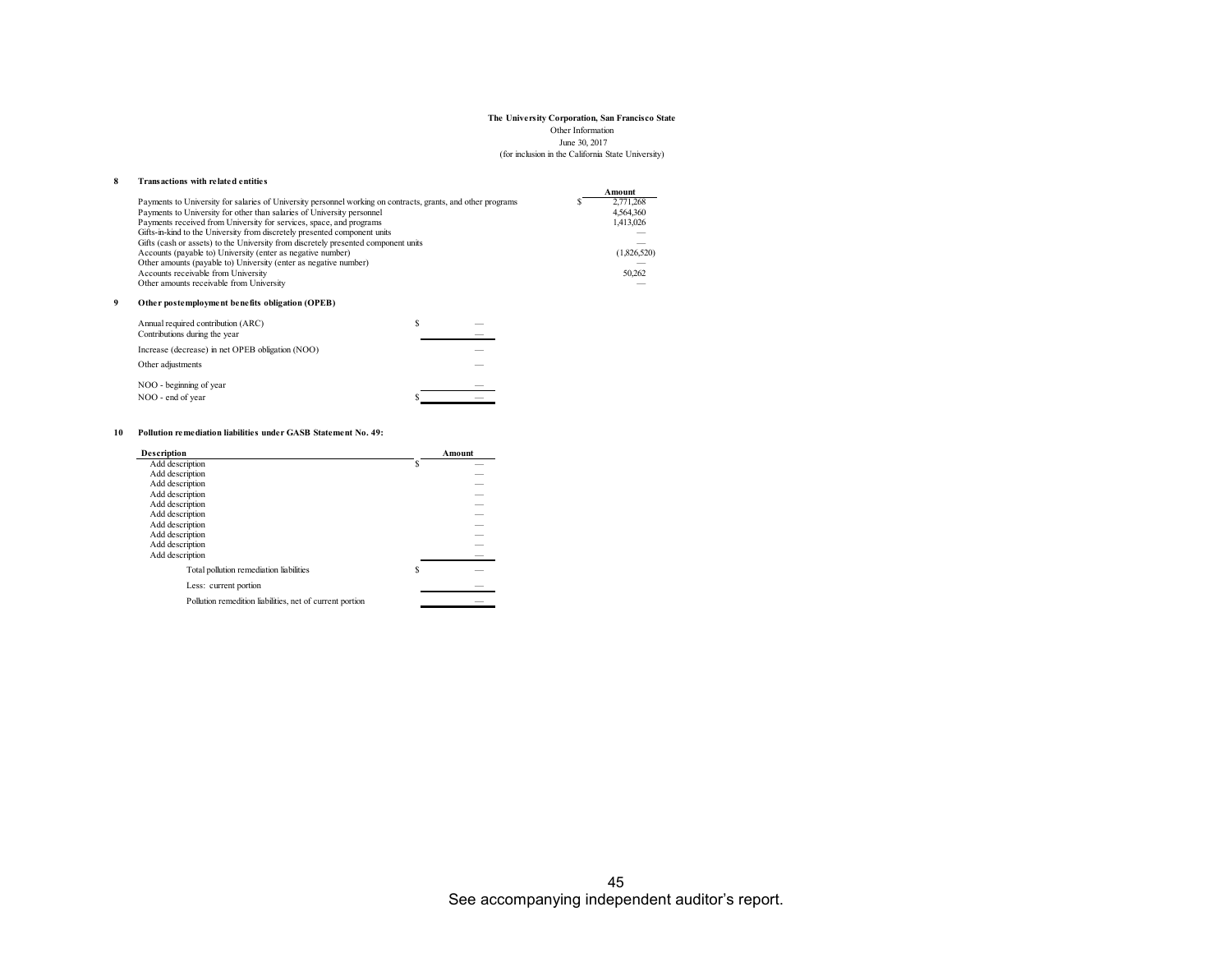**The University Corporation, San Francisco State**

Other Information

June 30, 2017

(for inclusion in the California State University)

**8 Transactions with related entities**

| | Amount |
|---|---|
| Payments to University for salaries of University personnel working on contracts, grants, and other programs | $ 2,771,268 |
| Payments to University for other than salaries of University personnel | 4,564,360 |
| Payments received from University for services, space, and programs | 1,413,026 |
| Gifts-in-kind to the University from discretely presented component units | — |
| Gifts (cash or assets) to the University from discretely presented component units | — |
| Accounts (payable to) University (enter as negative number) | (1,826,520) |
| Other amounts (payable to) University (enter as negative number) | — |
| Accounts receivable from University | 50,262 |
| Other amounts receivable from University | — |

**9 Other postemployment benefits obligation (OPEB)**

| | |
|---|---|
| Annual required contribution (ARC) | $ — |
| Contributions during the year | — |
| Increase (decrease) in net OPEB obligation (NOO) | — |
| Other adjustments | — |
| NOO - beginning of year | — |
| NOO - end of year | $ — |

**10 Pollution remediation liabilities under GASB Statement No. 49:**

| Description | Amount |
|---|---|
| Add description | $ — |
| Add description | — |
| Add description | — |
| Add description | — |
| Add description | — |
| Add description | — |
| Add description | — |
| Add description | — |
| Add description | — |
| Add description | — |
| Total pollution remediation liabilities | $ — |
| Less: current portion | — |
| Pollution remedition liabilities, net of current portion | — |

See accompanying independent auditor's report.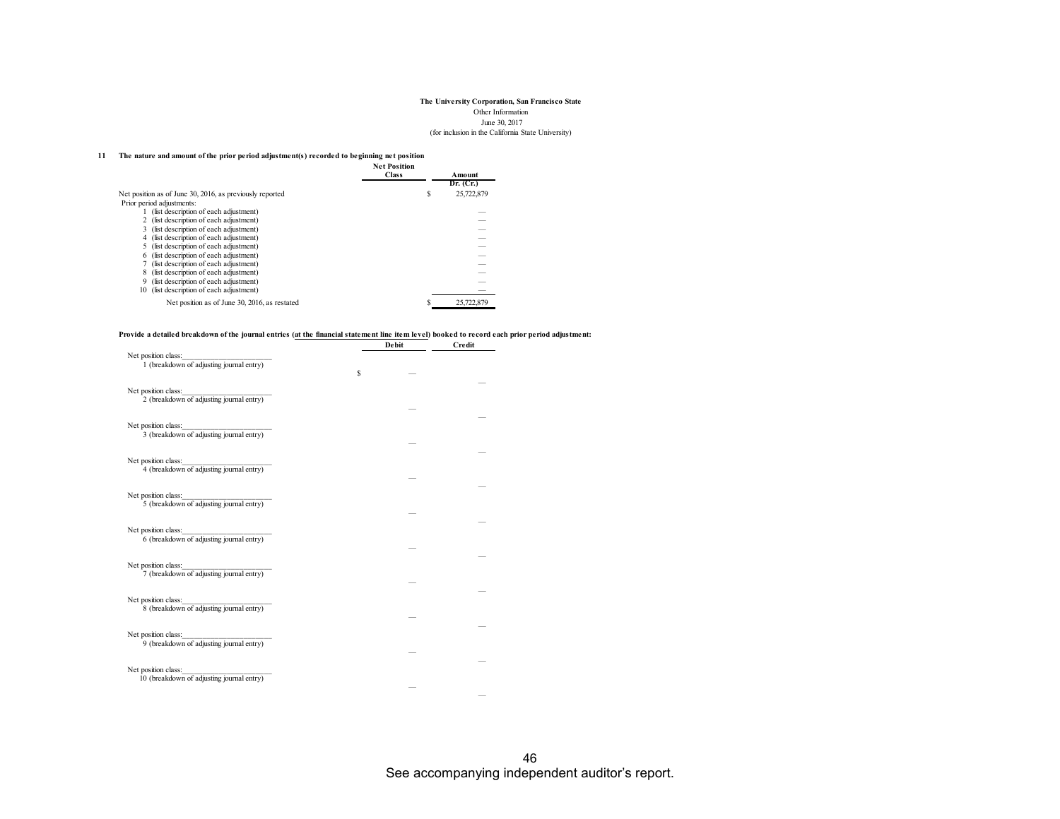**The University Corporation, San Francisco State**

Other Information

June 30, 2017

(for inclusion in the California State University)

**11 The nature and amount of the prior period adjustment(s) recorded to beginning net position**

| | Net Position Class | Amount Dr. (Cr.) |
|---|---|---|
| Net position as of June 30, 2016, as previously reported | | $ 25,722,879 |
| Prior period adjustments: | | |
| 1 (list description of each adjustment) | | — |
| 2 (list description of each adjustment) | | — |
| 3 (list description of each adjustment) | | — |
| 4 (list description of each adjustment) | | — |
| 5 (list description of each adjustment) | | — |
| 6 (list description of each adjustment) | | — |
| 7 (list description of each adjustment) | | — |
| 8 (list description of each adjustment) | | — |
| 9 (list description of each adjustment) | | — |
| 10 (list description of each adjustment) | | — |
| Net position as of June 30, 2016, as restated | | $ 25,722,879 |

**Provide a detailed breakdown of the journal entries (at the financial statement line item level) booked to record each prior period adjustment:**

| | Debit | Credit |
|---|---|---|
| Net position class:________________________ | | |
| 1 (breakdown of adjusting journal entry) | | |
| | $ — | |
| | | — |
| Net position class:________________________ | | |
| 2 (breakdown of adjusting journal entry) | | |
| | — | |
| | | — |
| Net position class:________________________ | | |
| 3 (breakdown of adjusting journal entry) | | |
| | — | |
| | | — |
| Net position class:________________________ | | |
| 4 (breakdown of adjusting journal entry) | | |
| | — | |
| | | — |
| Net position class:________________________ | | |
| 5 (breakdown of adjusting journal entry) | | |
| | — | |
| | | — |
| Net position class:________________________ | | |
| 6 (breakdown of adjusting journal entry) | | |
| | — | |
| | | — |
| Net position class:________________________ | | |
| 7 (breakdown of adjusting journal entry) | | |
| | — | |
| | | — |
| Net position class:________________________ | | |
| 8 (breakdown of adjusting journal entry) | | |
| | — | |
| | | — |
| Net position class:________________________ | | |
| 9 (breakdown of adjusting journal entry) | | |
| | — | |
| | | — |
| Net position class:________________________ | | |
| 10 (breakdown of adjusting journal entry) | | |
| | — | |
| | | — |

See accompanying independent auditor's report.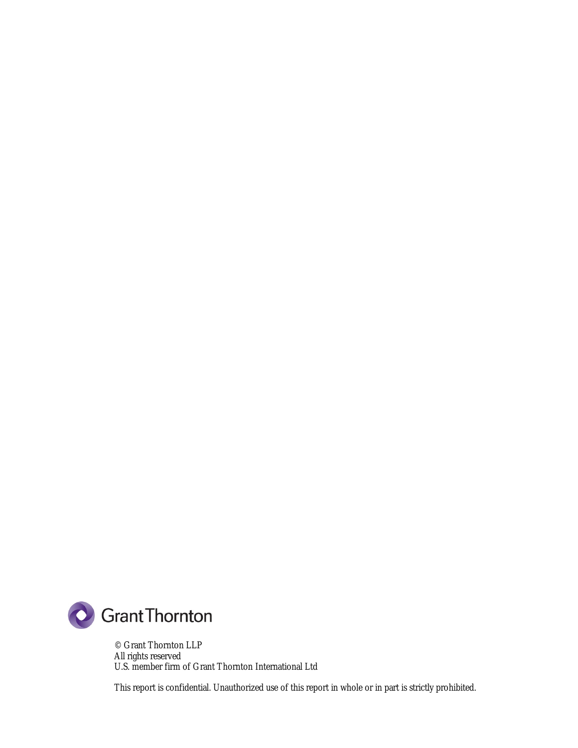Grant Thornton

© Grant Thornton LLP
All rights reserved
U.S. member firm of Grant Thornton International Ltd

This report is confidential. Unauthorized use of this report in whole or in part is strictly prohibited.